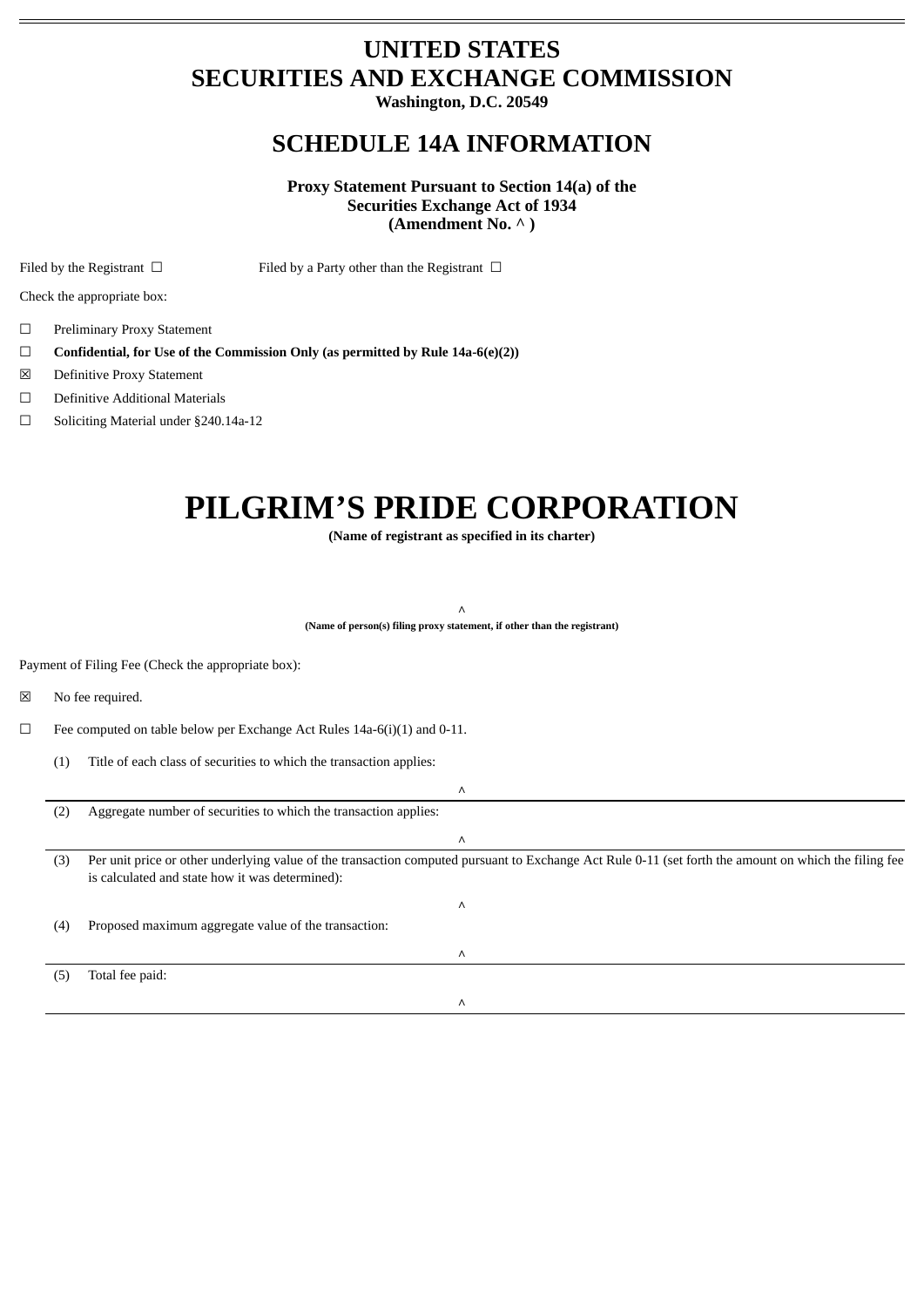# UNITED STATES
# SECURITIES AND EXCHANGE COMMISSION

**Washington, D.C. 20549**

## SCHEDULE 14A INFORMATION

**Proxy Statement Pursuant to Section 14(a) of the Securities Exchange Act of 1934**
**(Amendment No. ^ )**

Filed by the Registrant ☐ Filed by a Party other than the Registrant ☐

Check the appropriate box:

☐ Preliminary Proxy Statement

☐ **Confidential, for Use of the Commission Only (as permitted by Rule 14a-6(e)(2))**

☒ Definitive Proxy Statement

☐ Definitive Additional Materials

☐ Soliciting Material under §240.14a-12

# PILGRIM'S PRIDE CORPORATION

**(Name of registrant as specified in its charter)**

^

**(Name of person(s) filing proxy statement, if other than the registrant)**

Payment of Filing Fee (Check the appropriate box):

☒ No fee required.

☐ Fee computed on table below per Exchange Act Rules 14a-6(i)(1) and 0-11.

(1) Title of each class of securities to which the transaction applies:

^

(2) Aggregate number of securities to which the transaction applies:

^

(3) Per unit price or other underlying value of the transaction computed pursuant to Exchange Act Rule 0-11 (set forth the amount on which the filing fee is calculated and state how it was determined):

^

(4) Proposed maximum aggregate value of the transaction:

^

(5) Total fee paid:

^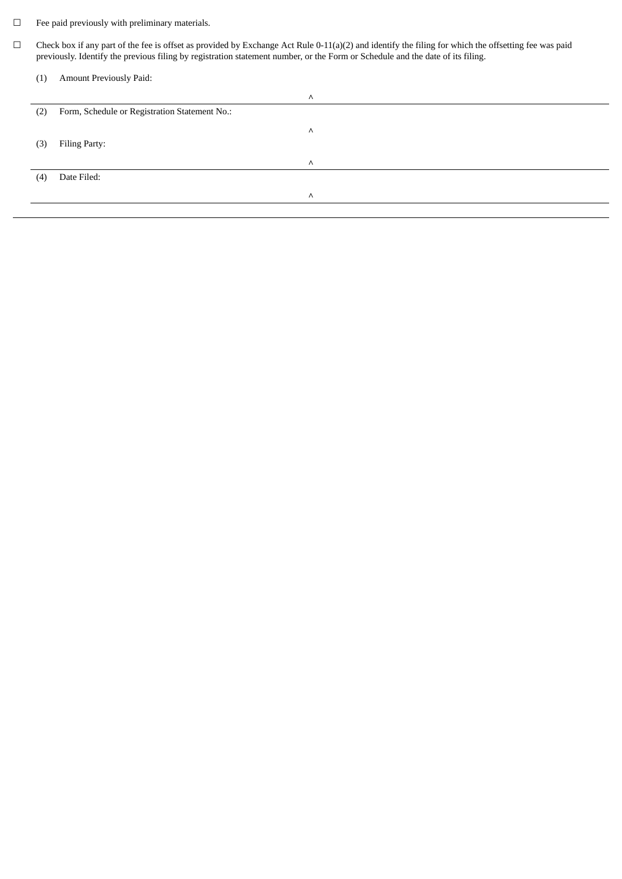☐ Fee paid previously with preliminary materials.

☐ Check box if any part of the fee is offset as provided by Exchange Act Rule 0-11(a)(2) and identify the filing for which the offsetting fee was paid previously. Identify the previous filing by registration statement number, or the Form or Schedule and the date of its filing.

(1) Amount Previously Paid:

^

(2) Form, Schedule or Registration Statement No.:

^

(3) Filing Party:

^

(4) Date Filed:

^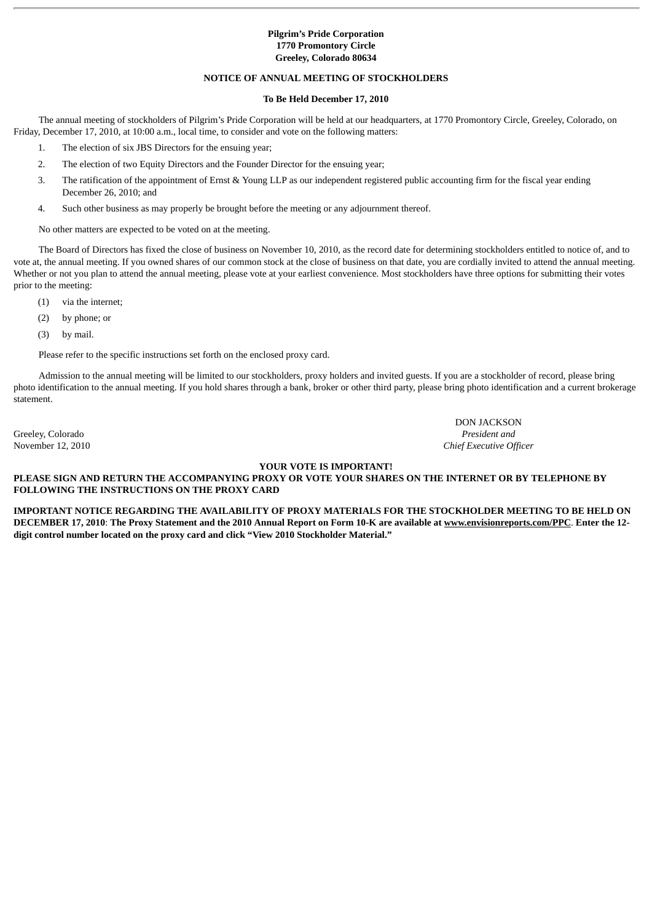**Pilgrim's Pride Corporation**
**1770 Promontory Circle**
**Greeley, Colorado 80634**

**NOTICE OF ANNUAL MEETING OF STOCKHOLDERS**

**To Be Held December 17, 2010**

The annual meeting of stockholders of Pilgrim's Pride Corporation will be held at our headquarters, at 1770 Promontory Circle, Greeley, Colorado, on Friday, December 17, 2010, at 10:00 a.m., local time, to consider and vote on the following matters:

1. The election of six JBS Directors for the ensuing year;
2. The election of two Equity Directors and the Founder Director for the ensuing year;
3. The ratification of the appointment of Ernst & Young LLP as our independent registered public accounting firm for the fiscal year ending December 26, 2010; and
4. Such other business as may properly be brought before the meeting or any adjournment thereof.

No other matters are expected to be voted on at the meeting.

The Board of Directors has fixed the close of business on November 10, 2010, as the record date for determining stockholders entitled to notice of, and to vote at, the annual meeting. If you owned shares of our common stock at the close of business on that date, you are cordially invited to attend the annual meeting. Whether or not you plan to attend the annual meeting, please vote at your earliest convenience. Most stockholders have three options for submitting their votes prior to the meeting:

(1) via the internet;

(2) by phone; or

(3) by mail.

Please refer to the specific instructions set forth on the enclosed proxy card.

Admission to the annual meeting will be limited to our stockholders, proxy holders and invited guests. If you are a stockholder of record, please bring photo identification to the annual meeting. If you hold shares through a bank, broker or other third party, please bring photo identification and a current brokerage statement.

DON JACKSON
*President and*
*Chief Executive Officer*

Greeley, Colorado
November 12, 2010

**YOUR VOTE IS IMPORTANT!**

**PLEASE SIGN AND RETURN THE ACCOMPANYING PROXY OR VOTE YOUR SHARES ON THE INTERNET OR BY TELEPHONE BY FOLLOWING THE INSTRUCTIONS ON THE PROXY CARD**

**IMPORTANT NOTICE REGARDING THE AVAILABILITY OF PROXY MATERIALS FOR THE STOCKHOLDER MEETING TO BE HELD ON DECEMBER 17, 2010**: **The Proxy Statement and the 2010 Annual Report on Form 10-K are available at www.envisionreports.com/PPC. Enter the 12-digit control number located on the proxy card and click "View 2010 Stockholder Material."**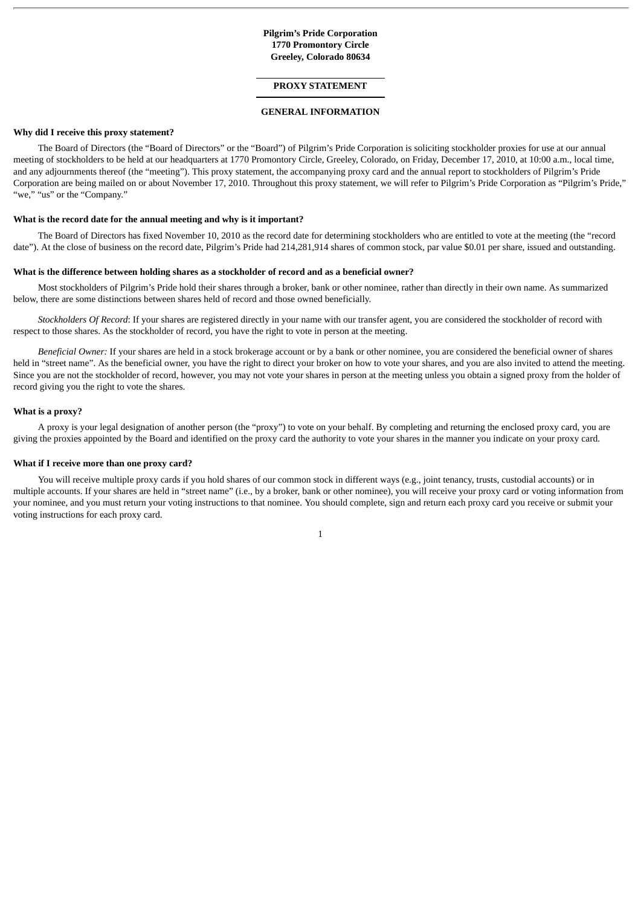**Pilgrim's Pride Corporation**
**1770 Promontory Circle**
**Greeley, Colorado 80634**

# PROXY STATEMENT

## GENERAL INFORMATION

**Why did I receive this proxy statement?**

The Board of Directors (the "Board of Directors" or the "Board") of Pilgrim's Pride Corporation is soliciting stockholder proxies for use at our annual meeting of stockholders to be held at our headquarters at 1770 Promontory Circle, Greeley, Colorado, on Friday, December 17, 2010, at 10:00 a.m., local time, and any adjournments thereof (the "meeting"). This proxy statement, the accompanying proxy card and the annual report to stockholders of Pilgrim's Pride Corporation are being mailed on or about November 17, 2010. Throughout this proxy statement, we will refer to Pilgrim's Pride Corporation as "Pilgrim's Pride," "we," "us" or the "Company."

**What is the record date for the annual meeting and why is it important?**

The Board of Directors has fixed November 10, 2010 as the record date for determining stockholders who are entitled to vote at the meeting (the "record date"). At the close of business on the record date, Pilgrim's Pride had 214,281,914 shares of common stock, par value $0.01 per share, issued and outstanding.

**What is the difference between holding shares as a stockholder of record and as a beneficial owner?**

Most stockholders of Pilgrim's Pride hold their shares through a broker, bank or other nominee, rather than directly in their own name. As summarized below, there are some distinctions between shares held of record and those owned beneficially.

*Stockholders Of Record*: If your shares are registered directly in your name with our transfer agent, you are considered the stockholder of record with respect to those shares. As the stockholder of record, you have the right to vote in person at the meeting.

*Beneficial Owner:* If your shares are held in a stock brokerage account or by a bank or other nominee, you are considered the beneficial owner of shares held in "street name". As the beneficial owner, you have the right to direct your broker on how to vote your shares, and you are also invited to attend the meeting. Since you are not the stockholder of record, however, you may not vote your shares in person at the meeting unless you obtain a signed proxy from the holder of record giving you the right to vote the shares.

**What is a proxy?**

A proxy is your legal designation of another person (the "proxy") to vote on your behalf. By completing and returning the enclosed proxy card, you are giving the proxies appointed by the Board and identified on the proxy card the authority to vote your shares in the manner you indicate on your proxy card.

**What if I receive more than one proxy card?**

You will receive multiple proxy cards if you hold shares of our common stock in different ways (e.g., joint tenancy, trusts, custodial accounts) or in multiple accounts. If your shares are held in "street name" (i.e., by a broker, bank or other nominee), you will receive your proxy card or voting information from your nominee, and you must return your voting instructions to that nominee. You should complete, sign and return each proxy card you receive or submit your voting instructions for each proxy card.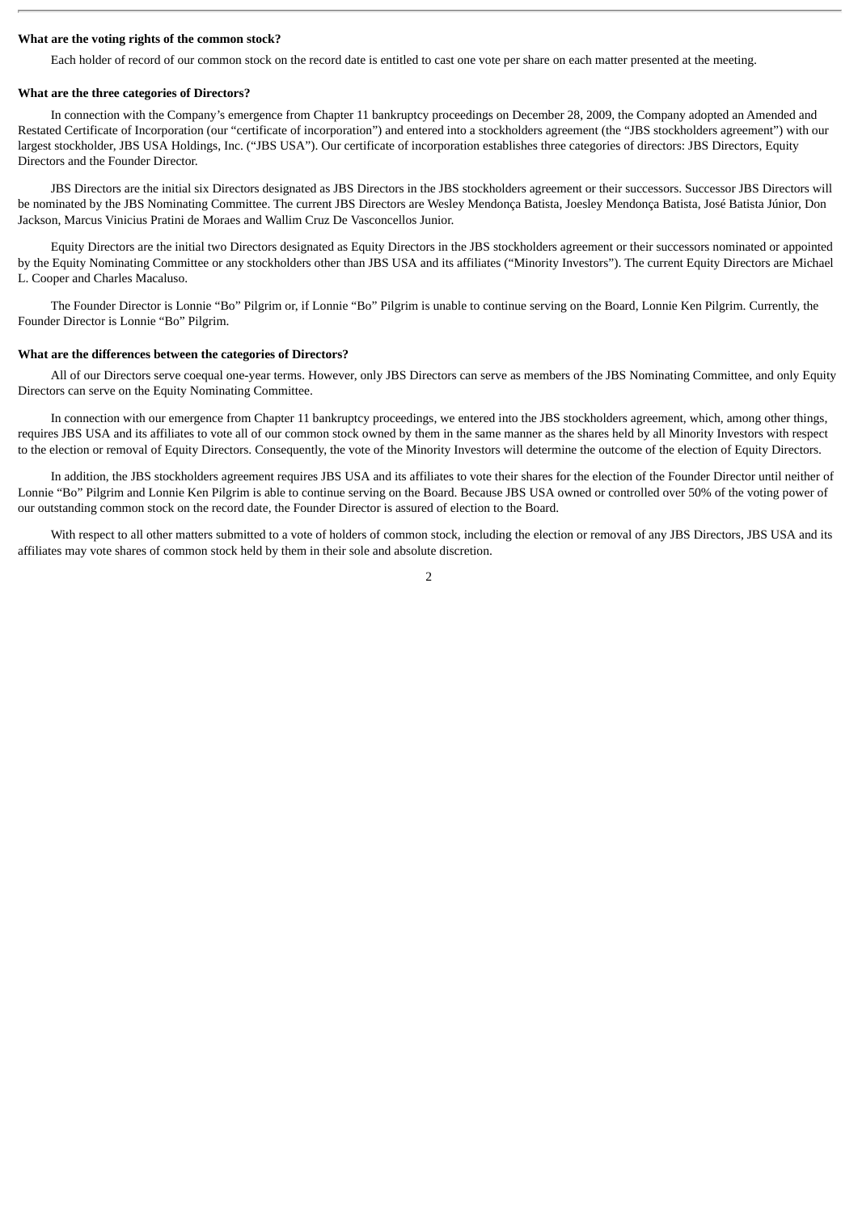**What are the voting rights of the common stock?**

Each holder of record of our common stock on the record date is entitled to cast one vote per share on each matter presented at the meeting.

**What are the three categories of Directors?**

In connection with the Company's emergence from Chapter 11 bankruptcy proceedings on December 28, 2009, the Company adopted an Amended and Restated Certificate of Incorporation (our "certificate of incorporation") and entered into a stockholders agreement (the "JBS stockholders agreement") with our largest stockholder, JBS USA Holdings, Inc. ("JBS USA"). Our certificate of incorporation establishes three categories of directors: JBS Directors, Equity Directors and the Founder Director.

JBS Directors are the initial six Directors designated as JBS Directors in the JBS stockholders agreement or their successors. Successor JBS Directors will be nominated by the JBS Nominating Committee. The current JBS Directors are Wesley Mendonça Batista, Joesley Mendonça Batista, José Batista Júnior, Don Jackson, Marcus Vinicius Pratini de Moraes and Wallim Cruz De Vasconcellos Junior.

Equity Directors are the initial two Directors designated as Equity Directors in the JBS stockholders agreement or their successors nominated or appointed by the Equity Nominating Committee or any stockholders other than JBS USA and its affiliates ("Minority Investors"). The current Equity Directors are Michael L. Cooper and Charles Macaluso.

The Founder Director is Lonnie "Bo" Pilgrim or, if Lonnie "Bo" Pilgrim is unable to continue serving on the Board, Lonnie Ken Pilgrim. Currently, the Founder Director is Lonnie "Bo" Pilgrim.

**What are the differences between the categories of Directors?**

All of our Directors serve coequal one-year terms. However, only JBS Directors can serve as members of the JBS Nominating Committee, and only Equity Directors can serve on the Equity Nominating Committee.

In connection with our emergence from Chapter 11 bankruptcy proceedings, we entered into the JBS stockholders agreement, which, among other things, requires JBS USA and its affiliates to vote all of our common stock owned by them in the same manner as the shares held by all Minority Investors with respect to the election or removal of Equity Directors. Consequently, the vote of the Minority Investors will determine the outcome of the election of Equity Directors.

In addition, the JBS stockholders agreement requires JBS USA and its affiliates to vote their shares for the election of the Founder Director until neither of Lonnie "Bo" Pilgrim and Lonnie Ken Pilgrim is able to continue serving on the Board. Because JBS USA owned or controlled over 50% of the voting power of our outstanding common stock on the record date, the Founder Director is assured of election to the Board.

With respect to all other matters submitted to a vote of holders of common stock, including the election or removal of any JBS Directors, JBS USA and its affiliates may vote shares of common stock held by them in their sole and absolute discretion.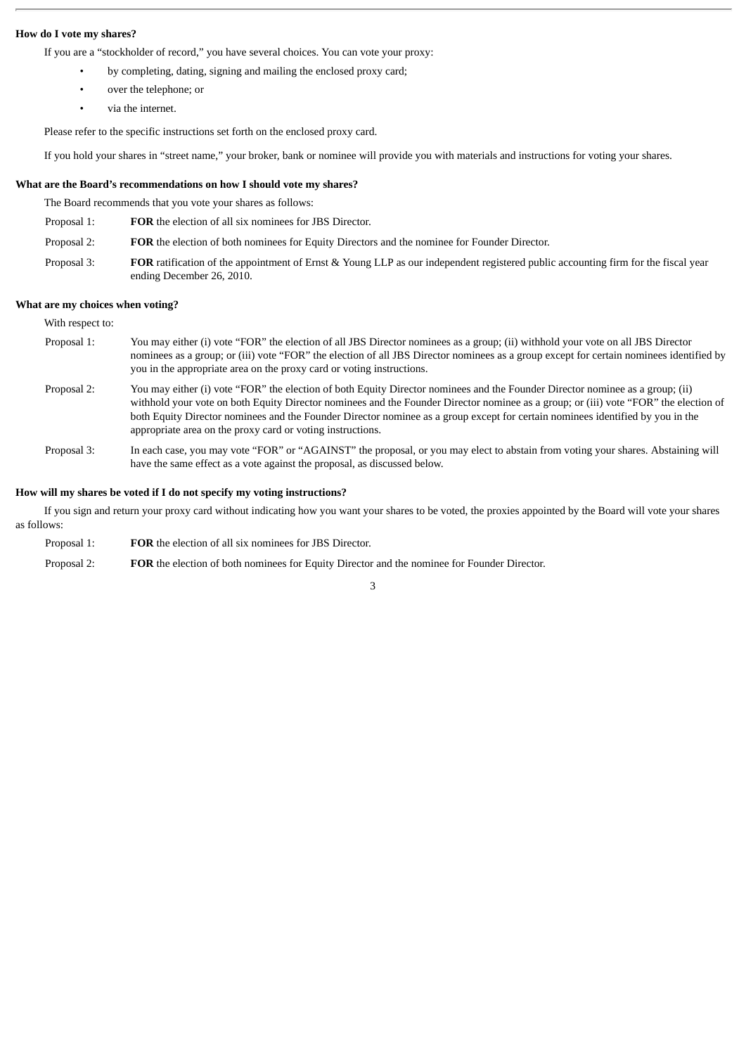**How do I vote my shares?**

If you are a "stockholder of record," you have several choices. You can vote your proxy:

- by completing, dating, signing and mailing the enclosed proxy card;
- over the telephone; or
- via the internet.

Please refer to the specific instructions set forth on the enclosed proxy card.

If you hold your shares in "street name," your broker, bank or nominee will provide you with materials and instructions for voting your shares.

**What are the Board's recommendations on how I should vote my shares?**

The Board recommends that you vote your shares as follows:

Proposal 1: **FOR** the election of all six nominees for JBS Director.

Proposal 2: **FOR** the election of both nominees for Equity Directors and the nominee for Founder Director.

Proposal 3: **FOR** ratification of the appointment of Ernst & Young LLP as our independent registered public accounting firm for the fiscal year ending December 26, 2010.

**What are my choices when voting?**

With respect to:

Proposal 1: You may either (i) vote "FOR" the election of all JBS Director nominees as a group; (ii) withhold your vote on all JBS Director nominees as a group; or (iii) vote "FOR" the election of all JBS Director nominees as a group except for certain nominees identified by you in the appropriate area on the proxy card or voting instructions.

Proposal 2: You may either (i) vote "FOR" the election of both Equity Director nominees and the Founder Director nominee as a group; (ii) withhold your vote on both Equity Director nominees and the Founder Director nominee as a group; or (iii) vote "FOR" the election of both Equity Director nominees and the Founder Director nominee as a group except for certain nominees identified by you in the appropriate area on the proxy card or voting instructions.

Proposal 3: In each case, you may vote "FOR" or "AGAINST" the proposal, or you may elect to abstain from voting your shares. Abstaining will have the same effect as a vote against the proposal, as discussed below.

**How will my shares be voted if I do not specify my voting instructions?**

If you sign and return your proxy card without indicating how you want your shares to be voted, the proxies appointed by the Board will vote your shares as follows:

Proposal 1: **FOR** the election of all six nominees for JBS Director.

Proposal 2: **FOR** the election of both nominees for Equity Director and the nominee for Founder Director.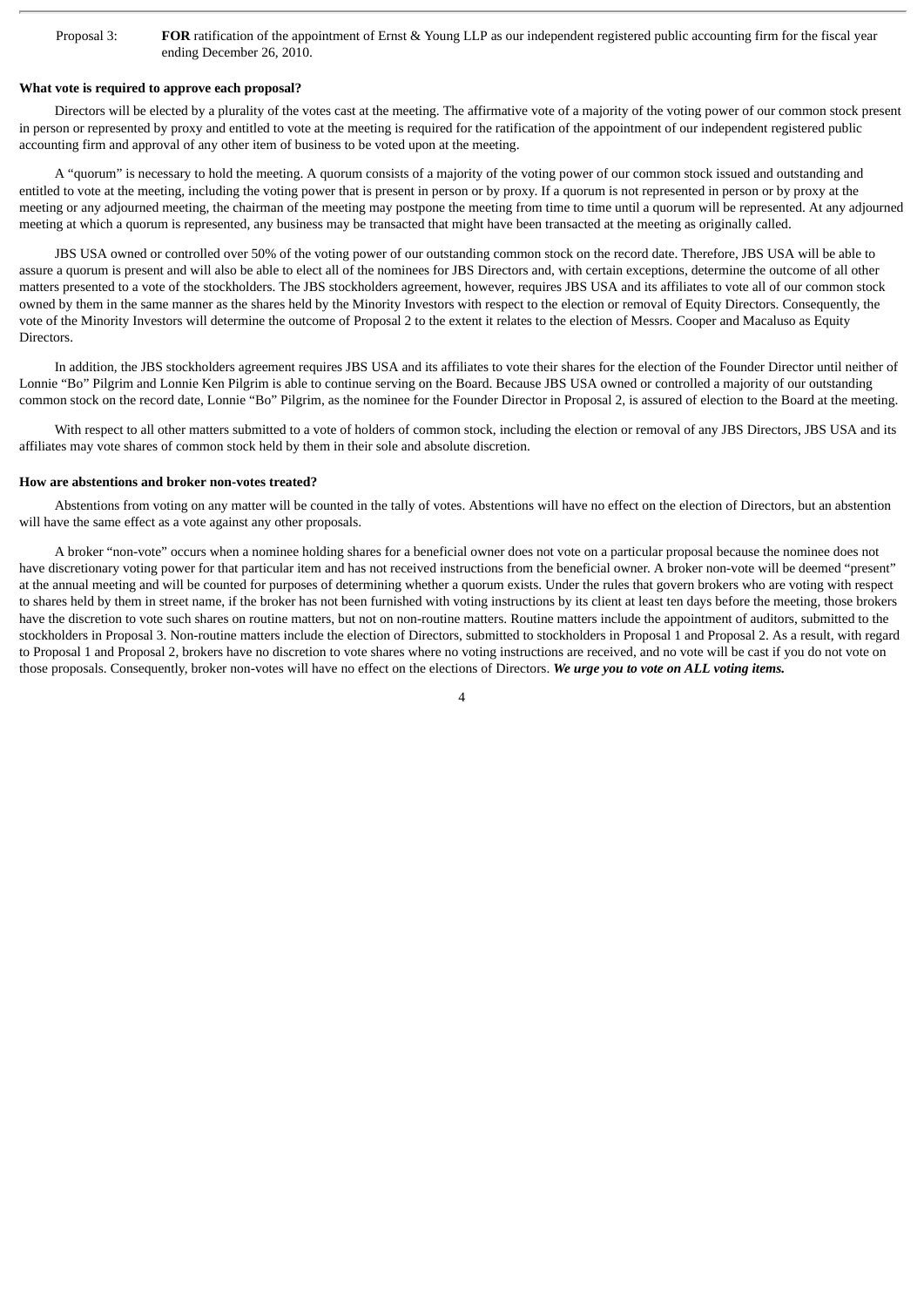Proposal 3: **FOR** ratification of the appointment of Ernst & Young LLP as our independent registered public accounting firm for the fiscal year ending December 26, 2010.

**What vote is required to approve each proposal?**

Directors will be elected by a plurality of the votes cast at the meeting. The affirmative vote of a majority of the voting power of our common stock present in person or represented by proxy and entitled to vote at the meeting is required for the ratification of the appointment of our independent registered public accounting firm and approval of any other item of business to be voted upon at the meeting.

A "quorum" is necessary to hold the meeting. A quorum consists of a majority of the voting power of our common stock issued and outstanding and entitled to vote at the meeting, including the voting power that is present in person or by proxy. If a quorum is not represented in person or by proxy at the meeting or any adjourned meeting, the chairman of the meeting may postpone the meeting from time to time until a quorum will be represented. At any adjourned meeting at which a quorum is represented, any business may be transacted that might have been transacted at the meeting as originally called.

JBS USA owned or controlled over 50% of the voting power of our outstanding common stock on the record date. Therefore, JBS USA will be able to assure a quorum is present and will also be able to elect all of the nominees for JBS Directors and, with certain exceptions, determine the outcome of all other matters presented to a vote of the stockholders. The JBS stockholders agreement, however, requires JBS USA and its affiliates to vote all of our common stock owned by them in the same manner as the shares held by the Minority Investors with respect to the election or removal of Equity Directors. Consequently, the vote of the Minority Investors will determine the outcome of Proposal 2 to the extent it relates to the election of Messrs. Cooper and Macaluso as Equity Directors.

In addition, the JBS stockholders agreement requires JBS USA and its affiliates to vote their shares for the election of the Founder Director until neither of Lonnie "Bo" Pilgrim and Lonnie Ken Pilgrim is able to continue serving on the Board. Because JBS USA owned or controlled a majority of our outstanding common stock on the record date, Lonnie "Bo" Pilgrim, as the nominee for the Founder Director in Proposal 2, is assured of election to the Board at the meeting.

With respect to all other matters submitted to a vote of holders of common stock, including the election or removal of any JBS Directors, JBS USA and its affiliates may vote shares of common stock held by them in their sole and absolute discretion.

**How are abstentions and broker non-votes treated?**

Abstentions from voting on any matter will be counted in the tally of votes. Abstentions will have no effect on the election of Directors, but an abstention will have the same effect as a vote against any other proposals.

A broker "non-vote" occurs when a nominee holding shares for a beneficial owner does not vote on a particular proposal because the nominee does not have discretionary voting power for that particular item and has not received instructions from the beneficial owner. A broker non-vote will be deemed "present" at the annual meeting and will be counted for purposes of determining whether a quorum exists. Under the rules that govern brokers who are voting with respect to shares held by them in street name, if the broker has not been furnished with voting instructions by its client at least ten days before the meeting, those brokers have the discretion to vote such shares on routine matters, but not on non-routine matters. Routine matters include the appointment of auditors, submitted to the stockholders in Proposal 3. Non-routine matters include the election of Directors, submitted to stockholders in Proposal 1 and Proposal 2. As a result, with regard to Proposal 1 and Proposal 2, brokers have no discretion to vote shares where no voting instructions are received, and no vote will be cast if you do not vote on those proposals. Consequently, broker non-votes will have no effect on the elections of Directors. ***We urge you to vote on ALL voting items.***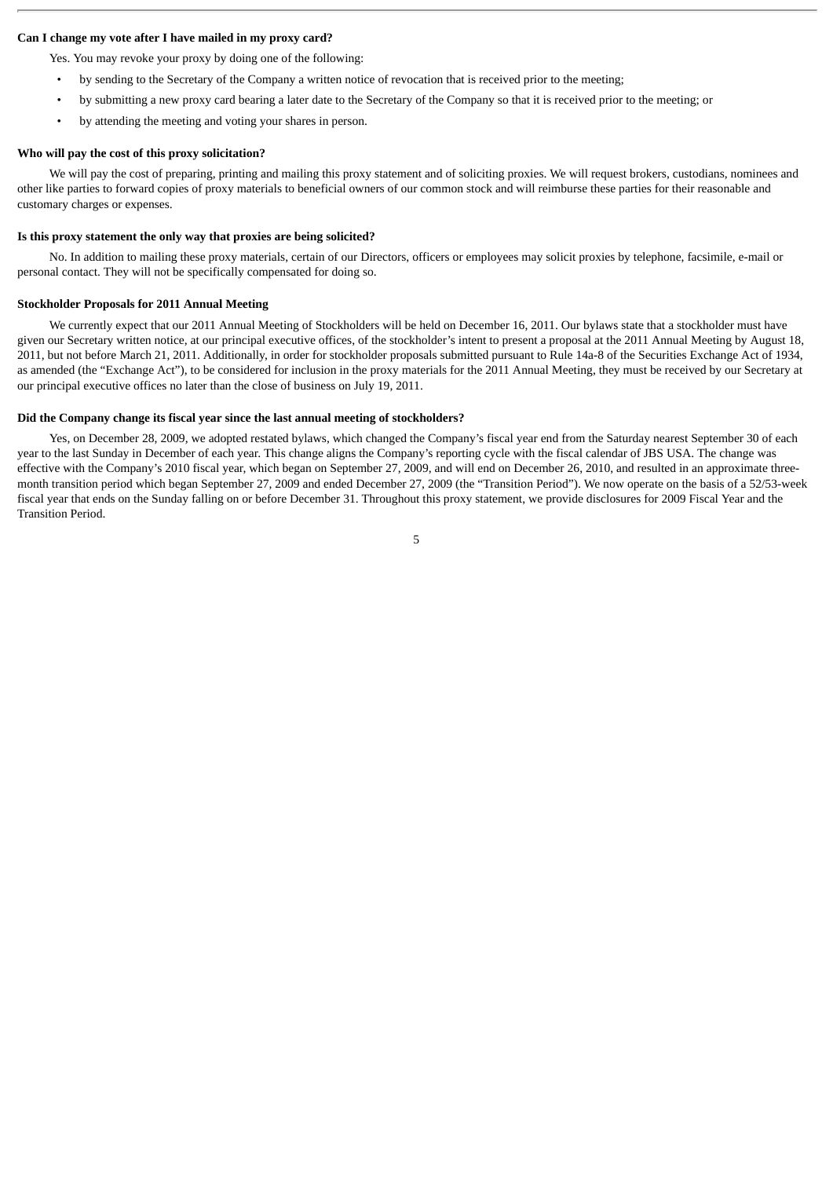**Can I change my vote after I have mailed in my proxy card?**

Yes. You may revoke your proxy by doing one of the following:

- by sending to the Secretary of the Company a written notice of revocation that is received prior to the meeting;
- by submitting a new proxy card bearing a later date to the Secretary of the Company so that it is received prior to the meeting; or
- by attending the meeting and voting your shares in person.

**Who will pay the cost of this proxy solicitation?**

We will pay the cost of preparing, printing and mailing this proxy statement and of soliciting proxies. We will request brokers, custodians, nominees and other like parties to forward copies of proxy materials to beneficial owners of our common stock and will reimburse these parties for their reasonable and customary charges or expenses.

**Is this proxy statement the only way that proxies are being solicited?**

No. In addition to mailing these proxy materials, certain of our Directors, officers or employees may solicit proxies by telephone, facsimile, e-mail or personal contact. They will not be specifically compensated for doing so.

**Stockholder Proposals for 2011 Annual Meeting**

We currently expect that our 2011 Annual Meeting of Stockholders will be held on December 16, 2011. Our bylaws state that a stockholder must have given our Secretary written notice, at our principal executive offices, of the stockholder's intent to present a proposal at the 2011 Annual Meeting by August 18, 2011, but not before March 21, 2011. Additionally, in order for stockholder proposals submitted pursuant to Rule 14a-8 of the Securities Exchange Act of 1934, as amended (the "Exchange Act"), to be considered for inclusion in the proxy materials for the 2011 Annual Meeting, they must be received by our Secretary at our principal executive offices no later than the close of business on July 19, 2011.

**Did the Company change its fiscal year since the last annual meeting of stockholders?**

Yes, on December 28, 2009, we adopted restated bylaws, which changed the Company's fiscal year end from the Saturday nearest September 30 of each year to the last Sunday in December of each year. This change aligns the Company's reporting cycle with the fiscal calendar of JBS USA. The change was effective with the Company's 2010 fiscal year, which began on September 27, 2009, and will end on December 26, 2010, and resulted in an approximate three-month transition period which began September 27, 2009 and ended December 27, 2009 (the "Transition Period"). We now operate on the basis of a 52/53-week fiscal year that ends on the Sunday falling on or before December 31. Throughout this proxy statement, we provide disclosures for 2009 Fiscal Year and the Transition Period.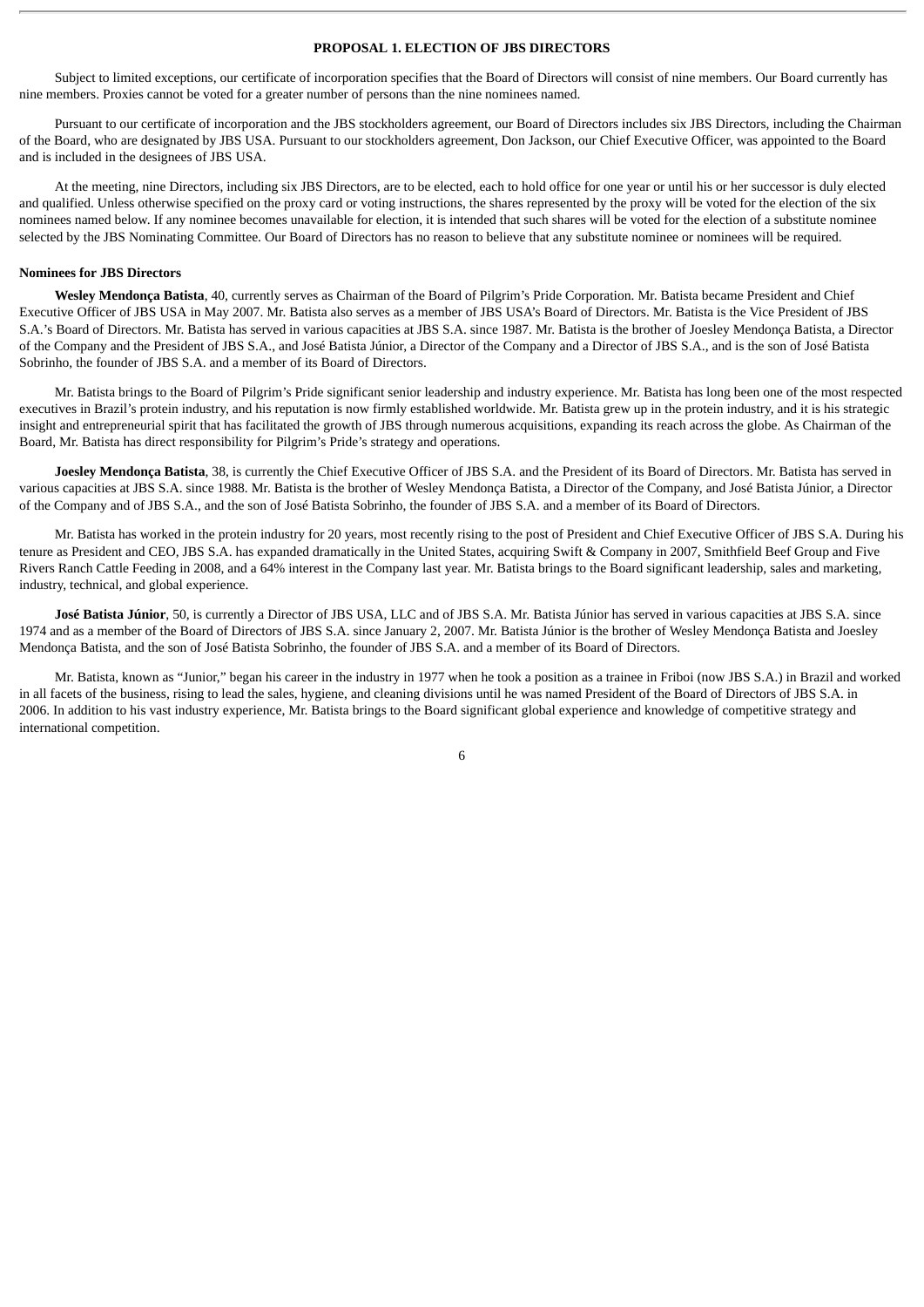## PROPOSAL 1. ELECTION OF JBS DIRECTORS

Subject to limited exceptions, our certificate of incorporation specifies that the Board of Directors will consist of nine members. Our Board currently has nine members. Proxies cannot be voted for a greater number of persons than the nine nominees named.

Pursuant to our certificate of incorporation and the JBS stockholders agreement, our Board of Directors includes six JBS Directors, including the Chairman of the Board, who are designated by JBS USA. Pursuant to our stockholders agreement, Don Jackson, our Chief Executive Officer, was appointed to the Board and is included in the designees of JBS USA.

At the meeting, nine Directors, including six JBS Directors, are to be elected, each to hold office for one year or until his or her successor is duly elected and qualified. Unless otherwise specified on the proxy card or voting instructions, the shares represented by the proxy will be voted for the election of the six nominees named below. If any nominee becomes unavailable for election, it is intended that such shares will be voted for the election of a substitute nominee selected by the JBS Nominating Committee. Our Board of Directors has no reason to believe that any substitute nominee or nominees will be required.

### Nominees for JBS Directors

**Wesley Mendonça Batista**, 40, currently serves as Chairman of the Board of Pilgrim's Pride Corporation. Mr. Batista became President and Chief Executive Officer of JBS USA in May 2007. Mr. Batista also serves as a member of JBS USA's Board of Directors. Mr. Batista is the Vice President of JBS S.A.'s Board of Directors. Mr. Batista has served in various capacities at JBS S.A. since 1987. Mr. Batista is the brother of Joesley Mendonça Batista, a Director of the Company and the President of JBS S.A., and José Batista Júnior, a Director of the Company and a Director of JBS S.A., and is the son of José Batista Sobrinho, the founder of JBS S.A. and a member of its Board of Directors.

Mr. Batista brings to the Board of Pilgrim's Pride significant senior leadership and industry experience. Mr. Batista has long been one of the most respected executives in Brazil's protein industry, and his reputation is now firmly established worldwide. Mr. Batista grew up in the protein industry, and it is his strategic insight and entrepreneurial spirit that has facilitated the growth of JBS through numerous acquisitions, expanding its reach across the globe. As Chairman of the Board, Mr. Batista has direct responsibility for Pilgrim's Pride's strategy and operations.

**Joesley Mendonça Batista**, 38, is currently the Chief Executive Officer of JBS S.A. and the President of its Board of Directors. Mr. Batista has served in various capacities at JBS S.A. since 1988. Mr. Batista is the brother of Wesley Mendonça Batista, a Director of the Company, and José Batista Júnior, a Director of the Company and of JBS S.A., and the son of José Batista Sobrinho, the founder of JBS S.A. and a member of its Board of Directors.

Mr. Batista has worked in the protein industry for 20 years, most recently rising to the post of President and Chief Executive Officer of JBS S.A. During his tenure as President and CEO, JBS S.A. has expanded dramatically in the United States, acquiring Swift & Company in 2007, Smithfield Beef Group and Five Rivers Ranch Cattle Feeding in 2008, and a 64% interest in the Company last year. Mr. Batista brings to the Board significant leadership, sales and marketing, industry, technical, and global experience.

**José Batista Júnior**, 50, is currently a Director of JBS USA, LLC and of JBS S.A. Mr. Batista Júnior has served in various capacities at JBS S.A. since 1974 and as a member of the Board of Directors of JBS S.A. since January 2, 2007. Mr. Batista Júnior is the brother of Wesley Mendonça Batista and Joesley Mendonça Batista, and the son of José Batista Sobrinho, the founder of JBS S.A. and a member of its Board of Directors.

Mr. Batista, known as "Junior," began his career in the industry in 1977 when he took a position as a trainee in Friboi (now JBS S.A.) in Brazil and worked in all facets of the business, rising to lead the sales, hygiene, and cleaning divisions until he was named President of the Board of Directors of JBS S.A. in 2006. In addition to his vast industry experience, Mr. Batista brings to the Board significant global experience and knowledge of competitive strategy and international competition.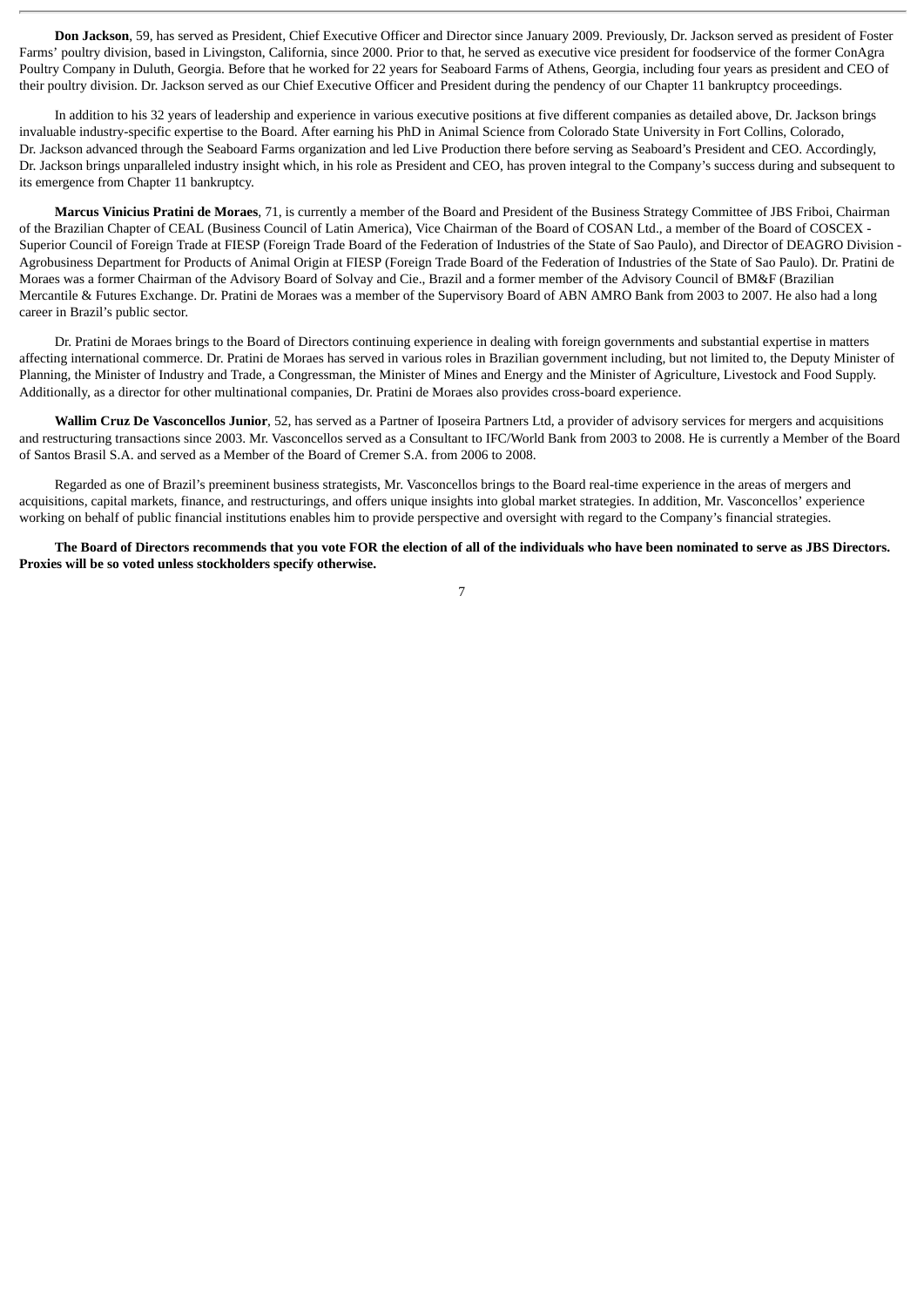**Don Jackson**, 59, has served as President, Chief Executive Officer and Director since January 2009. Previously, Dr. Jackson served as president of Foster Farms' poultry division, based in Livingston, California, since 2000. Prior to that, he served as executive vice president for foodservice of the former ConAgra Poultry Company in Duluth, Georgia. Before that he worked for 22 years for Seaboard Farms of Athens, Georgia, including four years as president and CEO of their poultry division. Dr. Jackson served as our Chief Executive Officer and President during the pendency of our Chapter 11 bankruptcy proceedings.

In addition to his 32 years of leadership and experience in various executive positions at five different companies as detailed above, Dr. Jackson brings invaluable industry-specific expertise to the Board. After earning his PhD in Animal Science from Colorado State University in Fort Collins, Colorado, Dr. Jackson advanced through the Seaboard Farms organization and led Live Production there before serving as Seaboard's President and CEO. Accordingly, Dr. Jackson brings unparalleled industry insight which, in his role as President and CEO, has proven integral to the Company's success during and subsequent to its emergence from Chapter 11 bankruptcy.

**Marcus Vinicius Pratini de Moraes**, 71, is currently a member of the Board and President of the Business Strategy Committee of JBS Friboi, Chairman of the Brazilian Chapter of CEAL (Business Council of Latin America), Vice Chairman of the Board of COSAN Ltd., a member of the Board of COSCEX - Superior Council of Foreign Trade at FIESP (Foreign Trade Board of the Federation of Industries of the State of Sao Paulo), and Director of DEAGRO Division - Agrobusiness Department for Products of Animal Origin at FIESP (Foreign Trade Board of the Federation of Industries of the State of Sao Paulo). Dr. Pratini de Moraes was a former Chairman of the Advisory Board of Solvay and Cie., Brazil and a former member of the Advisory Council of BM&F (Brazilian Mercantile & Futures Exchange. Dr. Pratini de Moraes was a member of the Supervisory Board of ABN AMRO Bank from 2003 to 2007. He also had a long career in Brazil's public sector.

Dr. Pratini de Moraes brings to the Board of Directors continuing experience in dealing with foreign governments and substantial expertise in matters affecting international commerce. Dr. Pratini de Moraes has served in various roles in Brazilian government including, but not limited to, the Deputy Minister of Planning, the Minister of Industry and Trade, a Congressman, the Minister of Mines and Energy and the Minister of Agriculture, Livestock and Food Supply. Additionally, as a director for other multinational companies, Dr. Pratini de Moraes also provides cross-board experience.

**Wallim Cruz De Vasconcellos Junior**, 52, has served as a Partner of Iposeira Partners Ltd, a provider of advisory services for mergers and acquisitions and restructuring transactions since 2003. Mr. Vasconcellos served as a Consultant to IFC/World Bank from 2003 to 2008. He is currently a Member of the Board of Santos Brasil S.A. and served as a Member of the Board of Cremer S.A. from 2006 to 2008.

Regarded as one of Brazil's preeminent business strategists, Mr. Vasconcellos brings to the Board real-time experience in the areas of mergers and acquisitions, capital markets, finance, and restructurings, and offers unique insights into global market strategies. In addition, Mr. Vasconcellos' experience working on behalf of public financial institutions enables him to provide perspective and oversight with regard to the Company's financial strategies.

**The Board of Directors recommends that you vote FOR the election of all of the individuals who have been nominated to serve as JBS Directors. Proxies will be so voted unless stockholders specify otherwise.**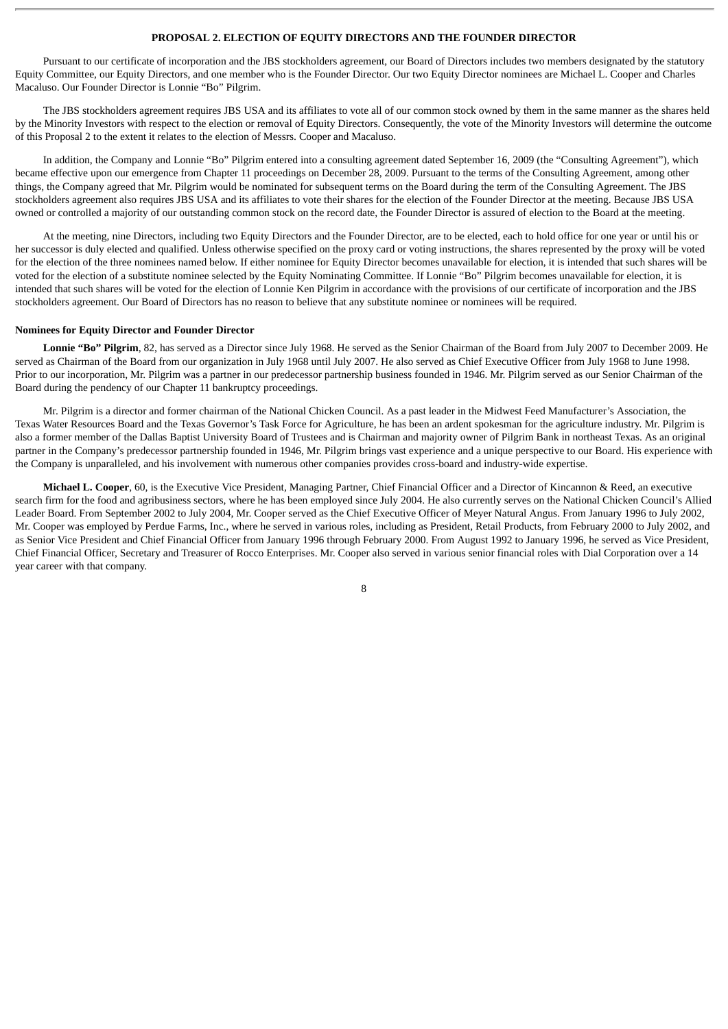## PROPOSAL 2. ELECTION OF EQUITY DIRECTORS AND THE FOUNDER DIRECTOR

Pursuant to our certificate of incorporation and the JBS stockholders agreement, our Board of Directors includes two members designated by the statutory Equity Committee, our Equity Directors, and one member who is the Founder Director. Our two Equity Director nominees are Michael L. Cooper and Charles Macaluso. Our Founder Director is Lonnie "Bo" Pilgrim.

The JBS stockholders agreement requires JBS USA and its affiliates to vote all of our common stock owned by them in the same manner as the shares held by the Minority Investors with respect to the election or removal of Equity Directors. Consequently, the vote of the Minority Investors will determine the outcome of this Proposal 2 to the extent it relates to the election of Messrs. Cooper and Macaluso.

In addition, the Company and Lonnie "Bo" Pilgrim entered into a consulting agreement dated September 16, 2009 (the "Consulting Agreement"), which became effective upon our emergence from Chapter 11 proceedings on December 28, 2009. Pursuant to the terms of the Consulting Agreement, among other things, the Company agreed that Mr. Pilgrim would be nominated for subsequent terms on the Board during the term of the Consulting Agreement. The JBS stockholders agreement also requires JBS USA and its affiliates to vote their shares for the election of the Founder Director at the meeting. Because JBS USA owned or controlled a majority of our outstanding common stock on the record date, the Founder Director is assured of election to the Board at the meeting.

At the meeting, nine Directors, including two Equity Directors and the Founder Director, are to be elected, each to hold office for one year or until his or her successor is duly elected and qualified. Unless otherwise specified on the proxy card or voting instructions, the shares represented by the proxy will be voted for the election of the three nominees named below. If either nominee for Equity Director becomes unavailable for election, it is intended that such shares will be voted for the election of a substitute nominee selected by the Equity Nominating Committee. If Lonnie "Bo" Pilgrim becomes unavailable for election, it is intended that such shares will be voted for the election of Lonnie Ken Pilgrim in accordance with the provisions of our certificate of incorporation and the JBS stockholders agreement. Our Board of Directors has no reason to believe that any substitute nominee or nominees will be required.

### Nominees for Equity Director and Founder Director

**Lonnie "Bo" Pilgrim**, 82, has served as a Director since July 1968. He served as the Senior Chairman of the Board from July 2007 to December 2009. He served as Chairman of the Board from our organization in July 1968 until July 2007. He also served as Chief Executive Officer from July 1968 to June 1998. Prior to our incorporation, Mr. Pilgrim was a partner in our predecessor partnership business founded in 1946. Mr. Pilgrim served as our Senior Chairman of the Board during the pendency of our Chapter 11 bankruptcy proceedings.

Mr. Pilgrim is a director and former chairman of the National Chicken Council. As a past leader in the Midwest Feed Manufacturer's Association, the Texas Water Resources Board and the Texas Governor's Task Force for Agriculture, he has been an ardent spokesman for the agriculture industry. Mr. Pilgrim is also a former member of the Dallas Baptist University Board of Trustees and is Chairman and majority owner of Pilgrim Bank in northeast Texas. As an original partner in the Company's predecessor partnership founded in 1946, Mr. Pilgrim brings vast experience and a unique perspective to our Board. His experience with the Company is unparalleled, and his involvement with numerous other companies provides cross-board and industry-wide expertise.

**Michael L. Cooper**, 60, is the Executive Vice President, Managing Partner, Chief Financial Officer and a Director of Kincannon & Reed, an executive search firm for the food and agribusiness sectors, where he has been employed since July 2004. He also currently serves on the National Chicken Council's Allied Leader Board. From September 2002 to July 2004, Mr. Cooper served as the Chief Executive Officer of Meyer Natural Angus. From January 1996 to July 2002, Mr. Cooper was employed by Perdue Farms, Inc., where he served in various roles, including as President, Retail Products, from February 2000 to July 2002, and as Senior Vice President and Chief Financial Officer from January 1996 through February 2000. From August 1992 to January 1996, he served as Vice President, Chief Financial Officer, Secretary and Treasurer of Rocco Enterprises. Mr. Cooper also served in various senior financial roles with Dial Corporation over a 14 year career with that company.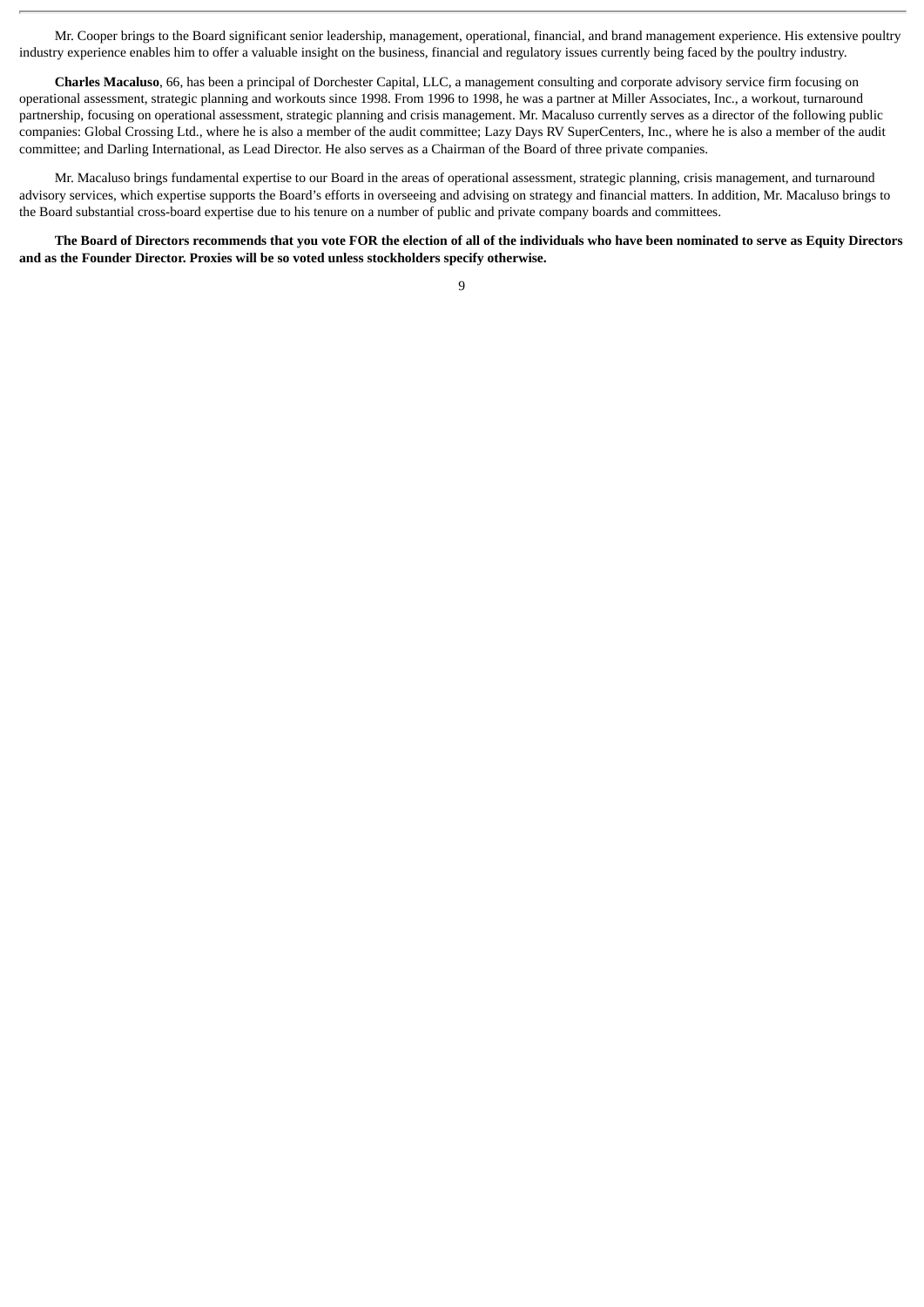Mr. Cooper brings to the Board significant senior leadership, management, operational, financial, and brand management experience. His extensive poultry industry experience enables him to offer a valuable insight on the business, financial and regulatory issues currently being faced by the poultry industry.

**Charles Macaluso**, 66, has been a principal of Dorchester Capital, LLC, a management consulting and corporate advisory service firm focusing on operational assessment, strategic planning and workouts since 1998. From 1996 to 1998, he was a partner at Miller Associates, Inc., a workout, turnaround partnership, focusing on operational assessment, strategic planning and crisis management. Mr. Macaluso currently serves as a director of the following public companies: Global Crossing Ltd., where he is also a member of the audit committee; Lazy Days RV SuperCenters, Inc., where he is also a member of the audit committee; and Darling International, as Lead Director. He also serves as a Chairman of the Board of three private companies.

Mr. Macaluso brings fundamental expertise to our Board in the areas of operational assessment, strategic planning, crisis management, and turnaround advisory services, which expertise supports the Board's efforts in overseeing and advising on strategy and financial matters. In addition, Mr. Macaluso brings to the Board substantial cross-board expertise due to his tenure on a number of public and private company boards and committees.

**The Board of Directors recommends that you vote FOR the election of all of the individuals who have been nominated to serve as Equity Directors and as the Founder Director. Proxies will be so voted unless stockholders specify otherwise.**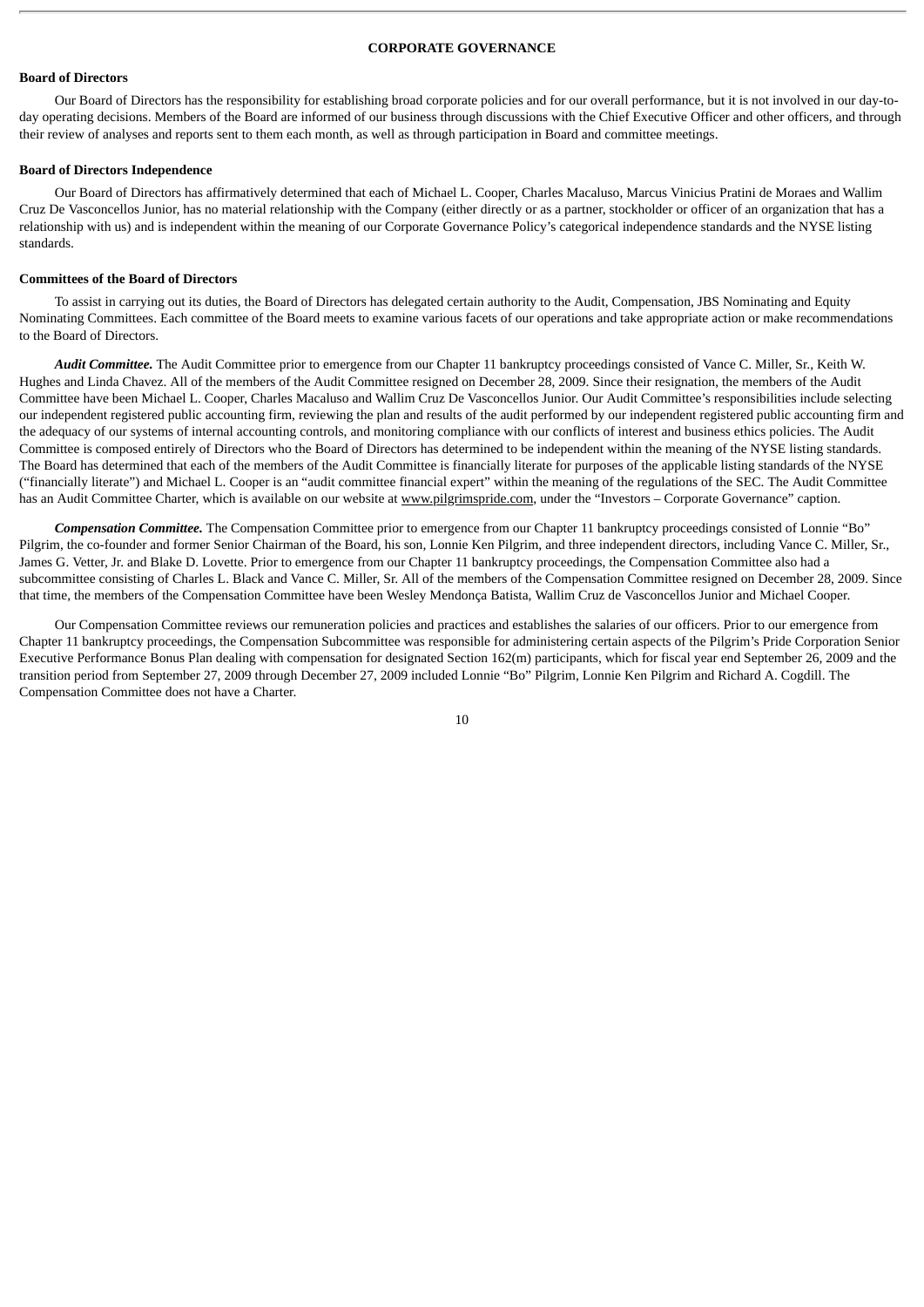# CORPORATE GOVERNANCE

## Board of Directors

Our Board of Directors has the responsibility for establishing broad corporate policies and for our overall performance, but it is not involved in our day-to-day operating decisions. Members of the Board are informed of our business through discussions with the Chief Executive Officer and other officers, and through their review of analyses and reports sent to them each month, as well as through participation in Board and committee meetings.

## Board of Directors Independence

Our Board of Directors has affirmatively determined that each of Michael L. Cooper, Charles Macaluso, Marcus Vinicius Pratini de Moraes and Wallim Cruz De Vasconcellos Junior, has no material relationship with the Company (either directly or as a partner, stockholder or officer of an organization that has a relationship with us) and is independent within the meaning of our Corporate Governance Policy's categorical independence standards and the NYSE listing standards.

## Committees of the Board of Directors

To assist in carrying out its duties, the Board of Directors has delegated certain authority to the Audit, Compensation, JBS Nominating and Equity Nominating Committees. Each committee of the Board meets to examine various facets of our operations and take appropriate action or make recommendations to the Board of Directors.

***Audit Committee.*** The Audit Committee prior to emergence from our Chapter 11 bankruptcy proceedings consisted of Vance C. Miller, Sr., Keith W. Hughes and Linda Chavez. All of the members of the Audit Committee resigned on December 28, 2009. Since their resignation, the members of the Audit Committee have been Michael L. Cooper, Charles Macaluso and Wallim Cruz De Vasconcellos Junior. Our Audit Committee's responsibilities include selecting our independent registered public accounting firm, reviewing the plan and results of the audit performed by our independent registered public accounting firm and the adequacy of our systems of internal accounting controls, and monitoring compliance with our conflicts of interest and business ethics policies. The Audit Committee is composed entirely of Directors who the Board of Directors has determined to be independent within the meaning of the NYSE listing standards. The Board has determined that each of the members of the Audit Committee is financially literate for purposes of the applicable listing standards of the NYSE ("financially literate") and Michael L. Cooper is an "audit committee financial expert" within the meaning of the regulations of the SEC. The Audit Committee has an Audit Committee Charter, which is available on our website at www.pilgrimspride.com, under the "Investors – Corporate Governance" caption.

***Compensation Committee.*** The Compensation Committee prior to emergence from our Chapter 11 bankruptcy proceedings consisted of Lonnie "Bo" Pilgrim, the co-founder and former Senior Chairman of the Board, his son, Lonnie Ken Pilgrim, and three independent directors, including Vance C. Miller, Sr., James G. Vetter, Jr. and Blake D. Lovette. Prior to emergence from our Chapter 11 bankruptcy proceedings, the Compensation Committee also had a subcommittee consisting of Charles L. Black and Vance C. Miller, Sr. All of the members of the Compensation Committee resigned on December 28, 2009. Since that time, the members of the Compensation Committee have been Wesley Mendonça Batista, Wallim Cruz de Vasconcellos Junior and Michael Cooper.

Our Compensation Committee reviews our remuneration policies and practices and establishes the salaries of our officers. Prior to our emergence from Chapter 11 bankruptcy proceedings, the Compensation Subcommittee was responsible for administering certain aspects of the Pilgrim's Pride Corporation Senior Executive Performance Bonus Plan dealing with compensation for designated Section 162(m) participants, which for fiscal year end September 26, 2009 and the transition period from September 27, 2009 through December 27, 2009 included Lonnie "Bo" Pilgrim, Lonnie Ken Pilgrim and Richard A. Cogdill. The Compensation Committee does not have a Charter.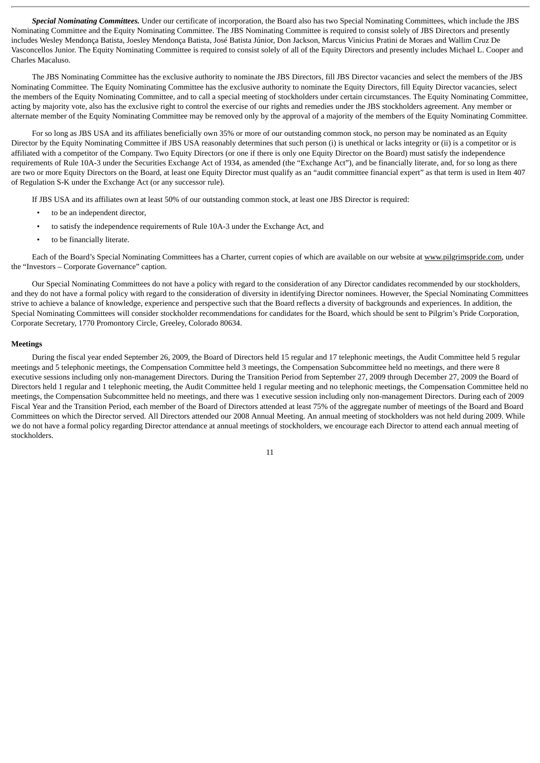***Special Nominating Committees.*** Under our certificate of incorporation, the Board also has two Special Nominating Committees, which include the JBS Nominating Committee and the Equity Nominating Committee. The JBS Nominating Committee is required to consist solely of JBS Directors and presently includes Wesley Mendonça Batista, Joesley Mendonça Batista, José Batista Júnior, Don Jackson, Marcus Vinicius Pratini de Moraes and Wallim Cruz De Vasconcellos Junior. The Equity Nominating Committee is required to consist solely of all of the Equity Directors and presently includes Michael L. Cooper and Charles Macaluso.

The JBS Nominating Committee has the exclusive authority to nominate the JBS Directors, fill JBS Director vacancies and select the members of the JBS Nominating Committee. The Equity Nominating Committee has the exclusive authority to nominate the Equity Directors, fill Equity Director vacancies, select the members of the Equity Nominating Committee, and to call a special meeting of stockholders under certain circumstances. The Equity Nominating Committee, acting by majority vote, also has the exclusive right to control the exercise of our rights and remedies under the JBS stockholders agreement. Any member or alternate member of the Equity Nominating Committee may be removed only by the approval of a majority of the members of the Equity Nominating Committee.

For so long as JBS USA and its affiliates beneficially own 35% or more of our outstanding common stock, no person may be nominated as an Equity Director by the Equity Nominating Committee if JBS USA reasonably determines that such person (i) is unethical or lacks integrity or (ii) is a competitor or is affiliated with a competitor of the Company. Two Equity Directors (or one if there is only one Equity Director on the Board) must satisfy the independence requirements of Rule 10A-3 under the Securities Exchange Act of 1934, as amended (the "Exchange Act"), and be financially literate, and, for so long as there are two or more Equity Directors on the Board, at least one Equity Director must qualify as an "audit committee financial expert" as that term is used in Item 407 of Regulation S-K under the Exchange Act (or any successor rule).

If JBS USA and its affiliates own at least 50% of our outstanding common stock, at least one JBS Director is required:

- to be an independent director,
- to satisfy the independence requirements of Rule 10A-3 under the Exchange Act, and
- to be financially literate.

Each of the Board's Special Nominating Committees has a Charter, current copies of which are available on our website at www.pilgrimspride.com, under the "Investors – Corporate Governance" caption.

Our Special Nominating Committees do not have a policy with regard to the consideration of any Director candidates recommended by our stockholders, and they do not have a formal policy with regard to the consideration of diversity in identifying Director nominees. However, the Special Nominating Committees strive to achieve a balance of knowledge, experience and perspective such that the Board reflects a diversity of backgrounds and experiences. In addition, the Special Nominating Committees will consider stockholder recommendations for candidates for the Board, which should be sent to Pilgrim's Pride Corporation, Corporate Secretary, 1770 Promontory Circle, Greeley, Colorado 80634.

**Meetings**

During the fiscal year ended September 26, 2009, the Board of Directors held 15 regular and 17 telephonic meetings, the Audit Committee held 5 regular meetings and 5 telephonic meetings, the Compensation Committee held 3 meetings, the Compensation Subcommittee held no meetings, and there were 8 executive sessions including only non-management Directors. During the Transition Period from September 27, 2009 through December 27, 2009 the Board of Directors held 1 regular and 1 telephonic meeting, the Audit Committee held 1 regular meeting and no telephonic meetings, the Compensation Committee held no meetings, the Compensation Subcommittee held no meetings, and there was 1 executive session including only non-management Directors. During each of 2009 Fiscal Year and the Transition Period, each member of the Board of Directors attended at least 75% of the aggregate number of meetings of the Board and Board Committees on which the Director served. All Directors attended our 2008 Annual Meeting. An annual meeting of stockholders was not held during 2009. While we do not have a formal policy regarding Director attendance at annual meetings of stockholders, we encourage each Director to attend each annual meeting of stockholders.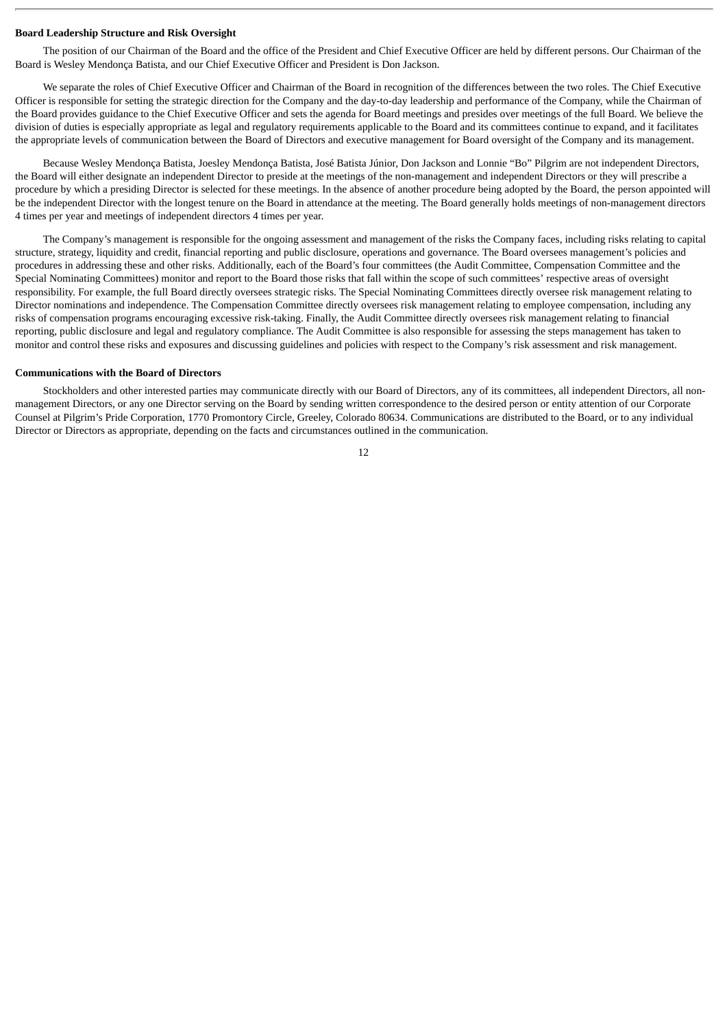**Board Leadership Structure and Risk Oversight**

The position of our Chairman of the Board and the office of the President and Chief Executive Officer are held by different persons. Our Chairman of the Board is Wesley Mendonça Batista, and our Chief Executive Officer and President is Don Jackson.

We separate the roles of Chief Executive Officer and Chairman of the Board in recognition of the differences between the two roles. The Chief Executive Officer is responsible for setting the strategic direction for the Company and the day-to-day leadership and performance of the Company, while the Chairman of the Board provides guidance to the Chief Executive Officer and sets the agenda for Board meetings and presides over meetings of the full Board. We believe the division of duties is especially appropriate as legal and regulatory requirements applicable to the Board and its committees continue to expand, and it facilitates the appropriate levels of communication between the Board of Directors and executive management for Board oversight of the Company and its management.

Because Wesley Mendonça Batista, Joesley Mendonça Batista, José Batista Júnior, Don Jackson and Lonnie "Bo" Pilgrim are not independent Directors, the Board will either designate an independent Director to preside at the meetings of the non-management and independent Directors or they will prescribe a procedure by which a presiding Director is selected for these meetings. In the absence of another procedure being adopted by the Board, the person appointed will be the independent Director with the longest tenure on the Board in attendance at the meeting. The Board generally holds meetings of non-management directors 4 times per year and meetings of independent directors 4 times per year.

The Company's management is responsible for the ongoing assessment and management of the risks the Company faces, including risks relating to capital structure, strategy, liquidity and credit, financial reporting and public disclosure, operations and governance. The Board oversees management's policies and procedures in addressing these and other risks. Additionally, each of the Board's four committees (the Audit Committee, Compensation Committee and the Special Nominating Committees) monitor and report to the Board those risks that fall within the scope of such committees' respective areas of oversight responsibility. For example, the full Board directly oversees strategic risks. The Special Nominating Committees directly oversee risk management relating to Director nominations and independence. The Compensation Committee directly oversees risk management relating to employee compensation, including any risks of compensation programs encouraging excessive risk-taking. Finally, the Audit Committee directly oversees risk management relating to financial reporting, public disclosure and legal and regulatory compliance. The Audit Committee is also responsible for assessing the steps management has taken to monitor and control these risks and exposures and discussing guidelines and policies with respect to the Company's risk assessment and risk management.

**Communications with the Board of Directors**

Stockholders and other interested parties may communicate directly with our Board of Directors, any of its committees, all independent Directors, all non-management Directors, or any one Director serving on the Board by sending written correspondence to the desired person or entity attention of our Corporate Counsel at Pilgrim's Pride Corporation, 1770 Promontory Circle, Greeley, Colorado 80634. Communications are distributed to the Board, or to any individual Director or Directors as appropriate, depending on the facts and circumstances outlined in the communication.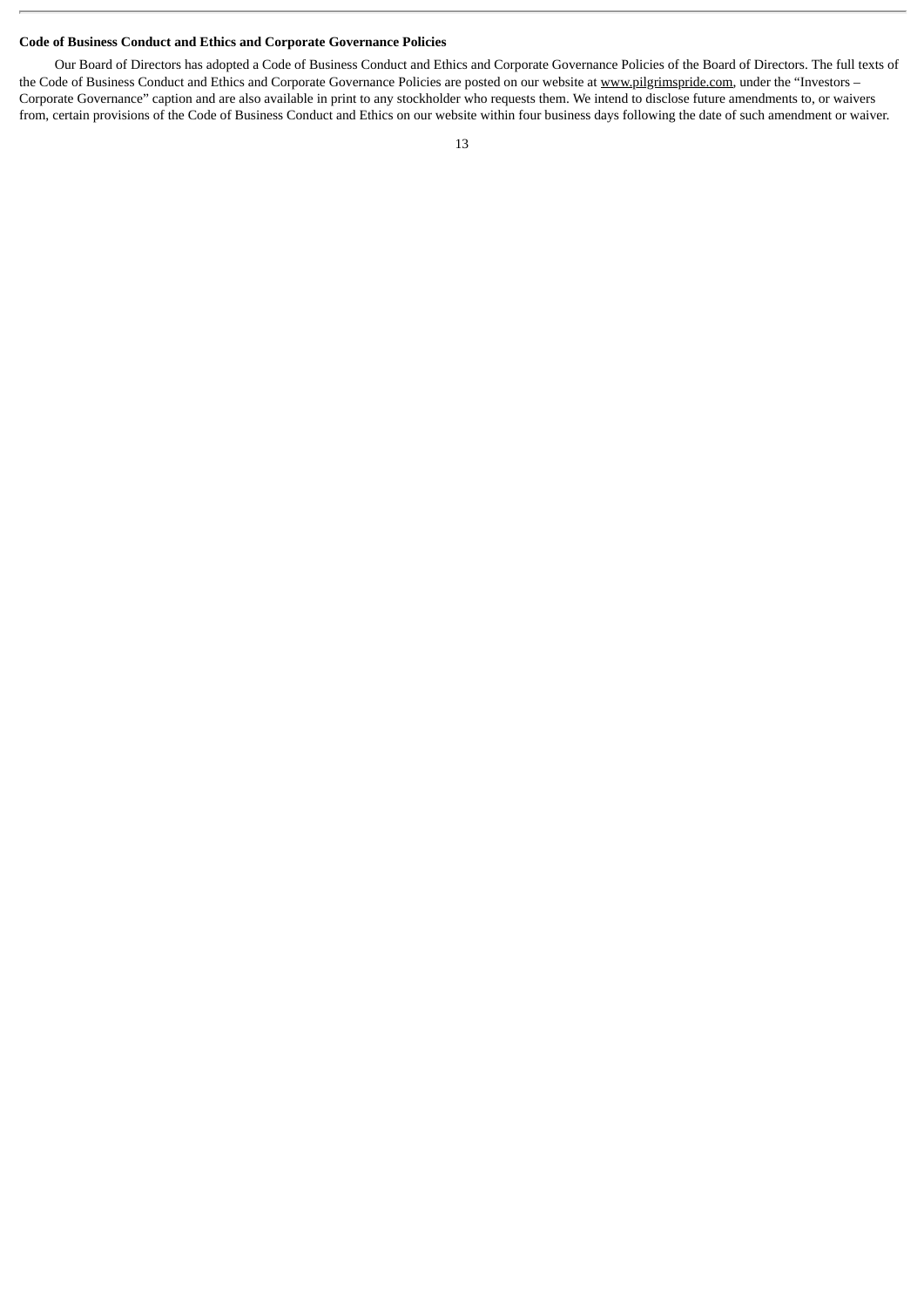**Code of Business Conduct and Ethics and Corporate Governance Policies**

Our Board of Directors has adopted a Code of Business Conduct and Ethics and Corporate Governance Policies of the Board of Directors. The full texts of the Code of Business Conduct and Ethics and Corporate Governance Policies are posted on our website at www.pilgrimspride.com, under the "Investors – Corporate Governance" caption and are also available in print to any stockholder who requests them. We intend to disclose future amendments to, or waivers from, certain provisions of the Code of Business Conduct and Ethics on our website within four business days following the date of such amendment or waiver.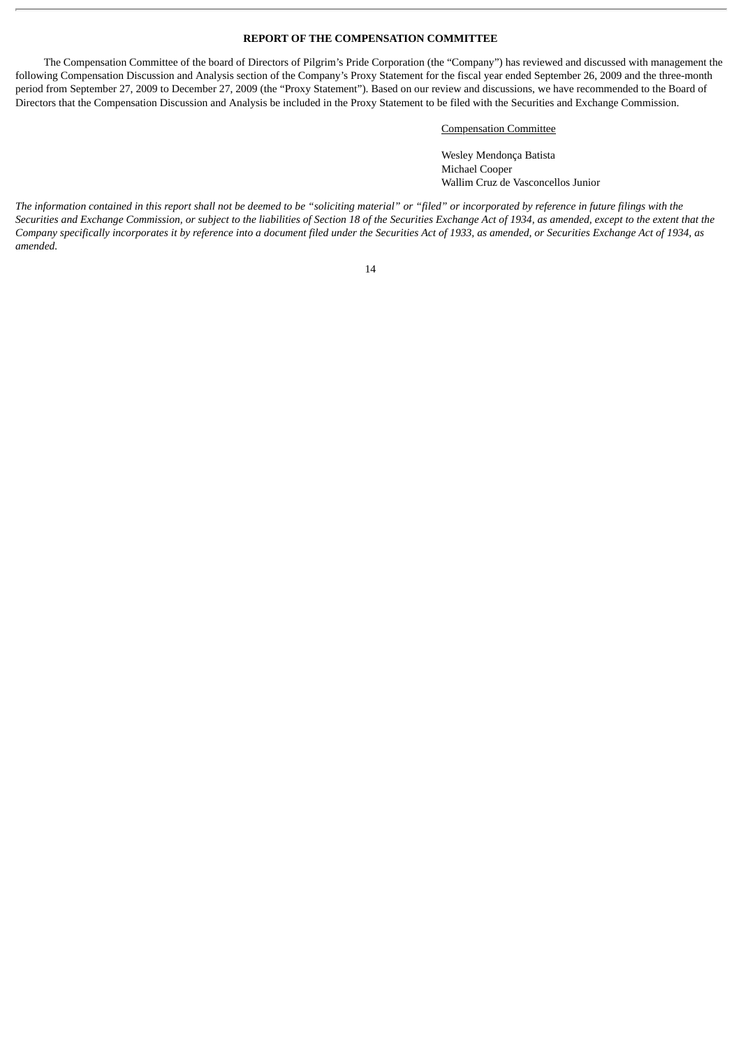## REPORT OF THE COMPENSATION COMMITTEE

The Compensation Committee of the board of Directors of Pilgrim's Pride Corporation (the "Company") has reviewed and discussed with management the following Compensation Discussion and Analysis section of the Company's Proxy Statement for the fiscal year ended September 26, 2009 and the three-month period from September 27, 2009 to December 27, 2009 (the "Proxy Statement"). Based on our review and discussions, we have recommended to the Board of Directors that the Compensation Discussion and Analysis be included in the Proxy Statement to be filed with the Securities and Exchange Commission.

Compensation Committee

Wesley Mendonça Batista
Michael Cooper
Wallim Cruz de Vasconcellos Junior

*The information contained in this report shall not be deemed to be "soliciting material" or "filed" or incorporated by reference in future filings with the Securities and Exchange Commission, or subject to the liabilities of Section 18 of the Securities Exchange Act of 1934, as amended, except to the extent that the Company specifically incorporates it by reference into a document filed under the Securities Act of 1933, as amended, or Securities Exchange Act of 1934, as amended.*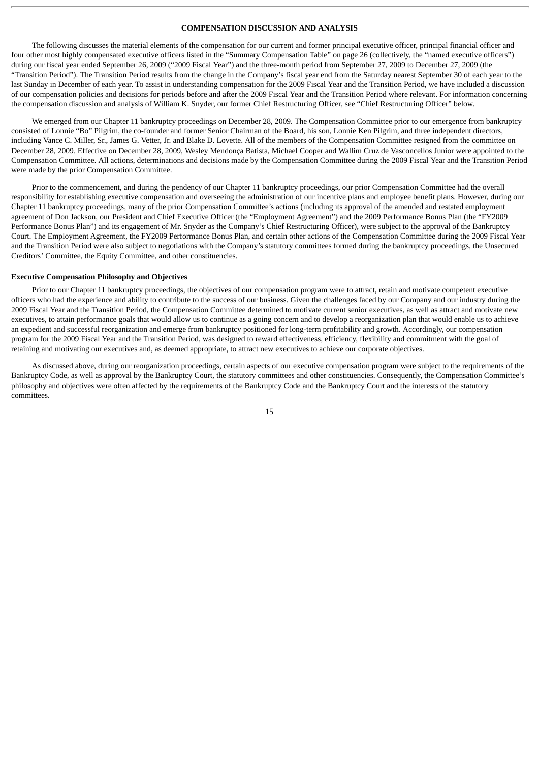## COMPENSATION DISCUSSION AND ANALYSIS

The following discusses the material elements of the compensation for our current and former principal executive officer, principal financial officer and four other most highly compensated executive officers listed in the "Summary Compensation Table" on page 26 (collectively, the "named executive officers") during our fiscal year ended September 26, 2009 ("2009 Fiscal Year") and the three-month period from September 27, 2009 to December 27, 2009 (the "Transition Period"). The Transition Period results from the change in the Company's fiscal year end from the Saturday nearest September 30 of each year to the last Sunday in December of each year. To assist in understanding compensation for the 2009 Fiscal Year and the Transition Period, we have included a discussion of our compensation policies and decisions for periods before and after the 2009 Fiscal Year and the Transition Period where relevant. For information concerning the compensation discussion and analysis of William K. Snyder, our former Chief Restructuring Officer, see "Chief Restructuring Officer" below.

We emerged from our Chapter 11 bankruptcy proceedings on December 28, 2009. The Compensation Committee prior to our emergence from bankruptcy consisted of Lonnie "Bo" Pilgrim, the co-founder and former Senior Chairman of the Board, his son, Lonnie Ken Pilgrim, and three independent directors, including Vance C. Miller, Sr., James G. Vetter, Jr. and Blake D. Lovette. All of the members of the Compensation Committee resigned from the committee on December 28, 2009. Effective on December 28, 2009, Wesley Mendonça Batista, Michael Cooper and Wallim Cruz de Vasconcellos Junior were appointed to the Compensation Committee. All actions, determinations and decisions made by the Compensation Committee during the 2009 Fiscal Year and the Transition Period were made by the prior Compensation Committee.

Prior to the commencement, and during the pendency of our Chapter 11 bankruptcy proceedings, our prior Compensation Committee had the overall responsibility for establishing executive compensation and overseeing the administration of our incentive plans and employee benefit plans. However, during our Chapter 11 bankruptcy proceedings, many of the prior Compensation Committee's actions (including its approval of the amended and restated employment agreement of Don Jackson, our President and Chief Executive Officer (the "Employment Agreement") and the 2009 Performance Bonus Plan (the "FY2009 Performance Bonus Plan") and its engagement of Mr. Snyder as the Company's Chief Restructuring Officer), were subject to the approval of the Bankruptcy Court. The Employment Agreement, the FY2009 Performance Bonus Plan, and certain other actions of the Compensation Committee during the 2009 Fiscal Year and the Transition Period were also subject to negotiations with the Company's statutory committees formed during the bankruptcy proceedings, the Unsecured Creditors' Committee, the Equity Committee, and other constituencies.

### Executive Compensation Philosophy and Objectives

Prior to our Chapter 11 bankruptcy proceedings, the objectives of our compensation program were to attract, retain and motivate competent executive officers who had the experience and ability to contribute to the success of our business. Given the challenges faced by our Company and our industry during the 2009 Fiscal Year and the Transition Period, the Compensation Committee determined to motivate current senior executives, as well as attract and motivate new executives, to attain performance goals that would allow us to continue as a going concern and to develop a reorganization plan that would enable us to achieve an expedient and successful reorganization and emerge from bankruptcy positioned for long-term profitability and growth. Accordingly, our compensation program for the 2009 Fiscal Year and the Transition Period, was designed to reward effectiveness, efficiency, flexibility and commitment with the goal of retaining and motivating our executives and, as deemed appropriate, to attract new executives to achieve our corporate objectives.

As discussed above, during our reorganization proceedings, certain aspects of our executive compensation program were subject to the requirements of the Bankruptcy Code, as well as approval by the Bankruptcy Court, the statutory committees and other constituencies. Consequently, the Compensation Committee's philosophy and objectives were often affected by the requirements of the Bankruptcy Code and the Bankruptcy Court and the interests of the statutory committees.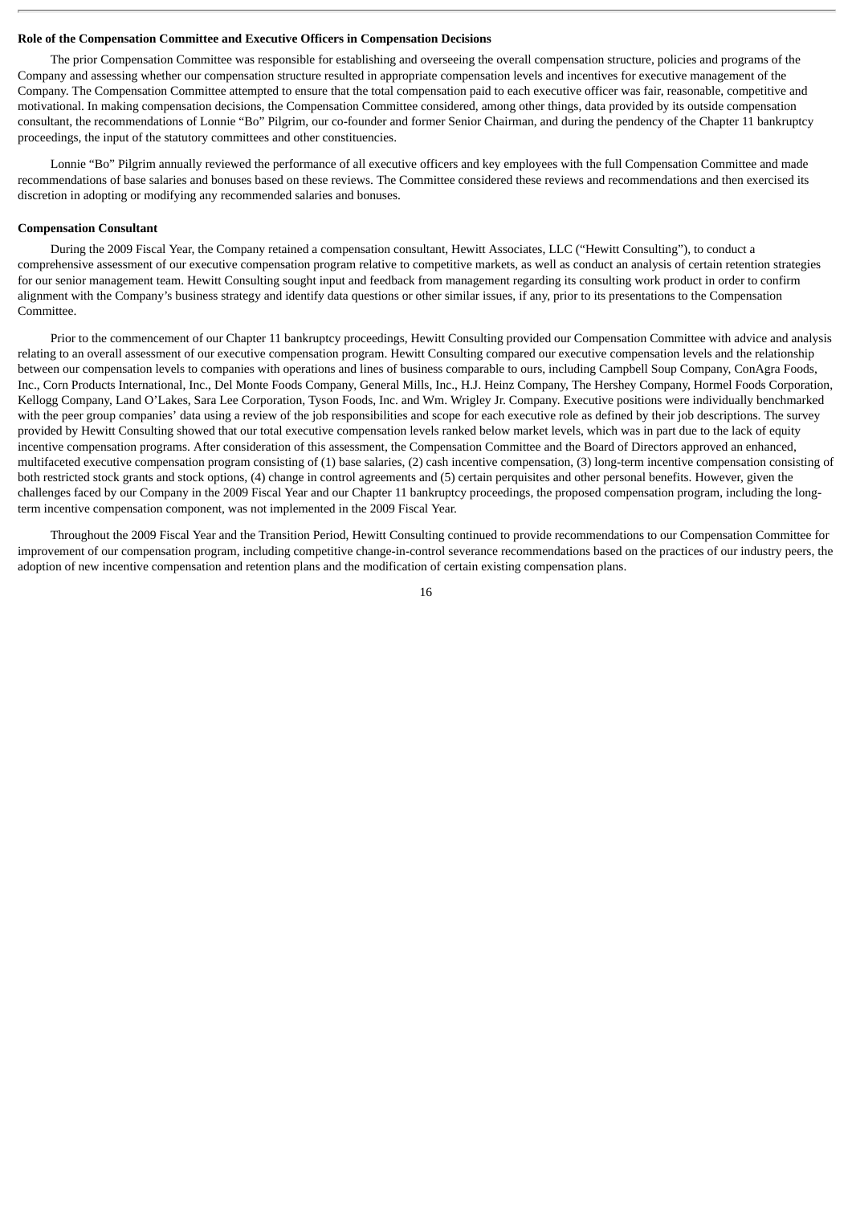**Role of the Compensation Committee and Executive Officers in Compensation Decisions**

The prior Compensation Committee was responsible for establishing and overseeing the overall compensation structure, policies and programs of the Company and assessing whether our compensation structure resulted in appropriate compensation levels and incentives for executive management of the Company. The Compensation Committee attempted to ensure that the total compensation paid to each executive officer was fair, reasonable, competitive and motivational. In making compensation decisions, the Compensation Committee considered, among other things, data provided by its outside compensation consultant, the recommendations of Lonnie "Bo" Pilgrim, our co-founder and former Senior Chairman, and during the pendency of the Chapter 11 bankruptcy proceedings, the input of the statutory committees and other constituencies.

Lonnie "Bo" Pilgrim annually reviewed the performance of all executive officers and key employees with the full Compensation Committee and made recommendations of base salaries and bonuses based on these reviews. The Committee considered these reviews and recommendations and then exercised its discretion in adopting or modifying any recommended salaries and bonuses.

**Compensation Consultant**

During the 2009 Fiscal Year, the Company retained a compensation consultant, Hewitt Associates, LLC ("Hewitt Consulting"), to conduct a comprehensive assessment of our executive compensation program relative to competitive markets, as well as conduct an analysis of certain retention strategies for our senior management team. Hewitt Consulting sought input and feedback from management regarding its consulting work product in order to confirm alignment with the Company's business strategy and identify data questions or other similar issues, if any, prior to its presentations to the Compensation Committee.

Prior to the commencement of our Chapter 11 bankruptcy proceedings, Hewitt Consulting provided our Compensation Committee with advice and analysis relating to an overall assessment of our executive compensation program. Hewitt Consulting compared our executive compensation levels and the relationship between our compensation levels to companies with operations and lines of business comparable to ours, including Campbell Soup Company, ConAgra Foods, Inc., Corn Products International, Inc., Del Monte Foods Company, General Mills, Inc., H.J. Heinz Company, The Hershey Company, Hormel Foods Corporation, Kellogg Company, Land O'Lakes, Sara Lee Corporation, Tyson Foods, Inc. and Wm. Wrigley Jr. Company. Executive positions were individually benchmarked with the peer group companies' data using a review of the job responsibilities and scope for each executive role as defined by their job descriptions. The survey provided by Hewitt Consulting showed that our total executive compensation levels ranked below market levels, which was in part due to the lack of equity incentive compensation programs. After consideration of this assessment, the Compensation Committee and the Board of Directors approved an enhanced, multifaceted executive compensation program consisting of (1) base salaries, (2) cash incentive compensation, (3) long-term incentive compensation consisting of both restricted stock grants and stock options, (4) change in control agreements and (5) certain perquisites and other personal benefits. However, given the challenges faced by our Company in the 2009 Fiscal Year and our Chapter 11 bankruptcy proceedings, the proposed compensation program, including the long-term incentive compensation component, was not implemented in the 2009 Fiscal Year.

Throughout the 2009 Fiscal Year and the Transition Period, Hewitt Consulting continued to provide recommendations to our Compensation Committee for improvement of our compensation program, including competitive change-in-control severance recommendations based on the practices of our industry peers, the adoption of new incentive compensation and retention plans and the modification of certain existing compensation plans.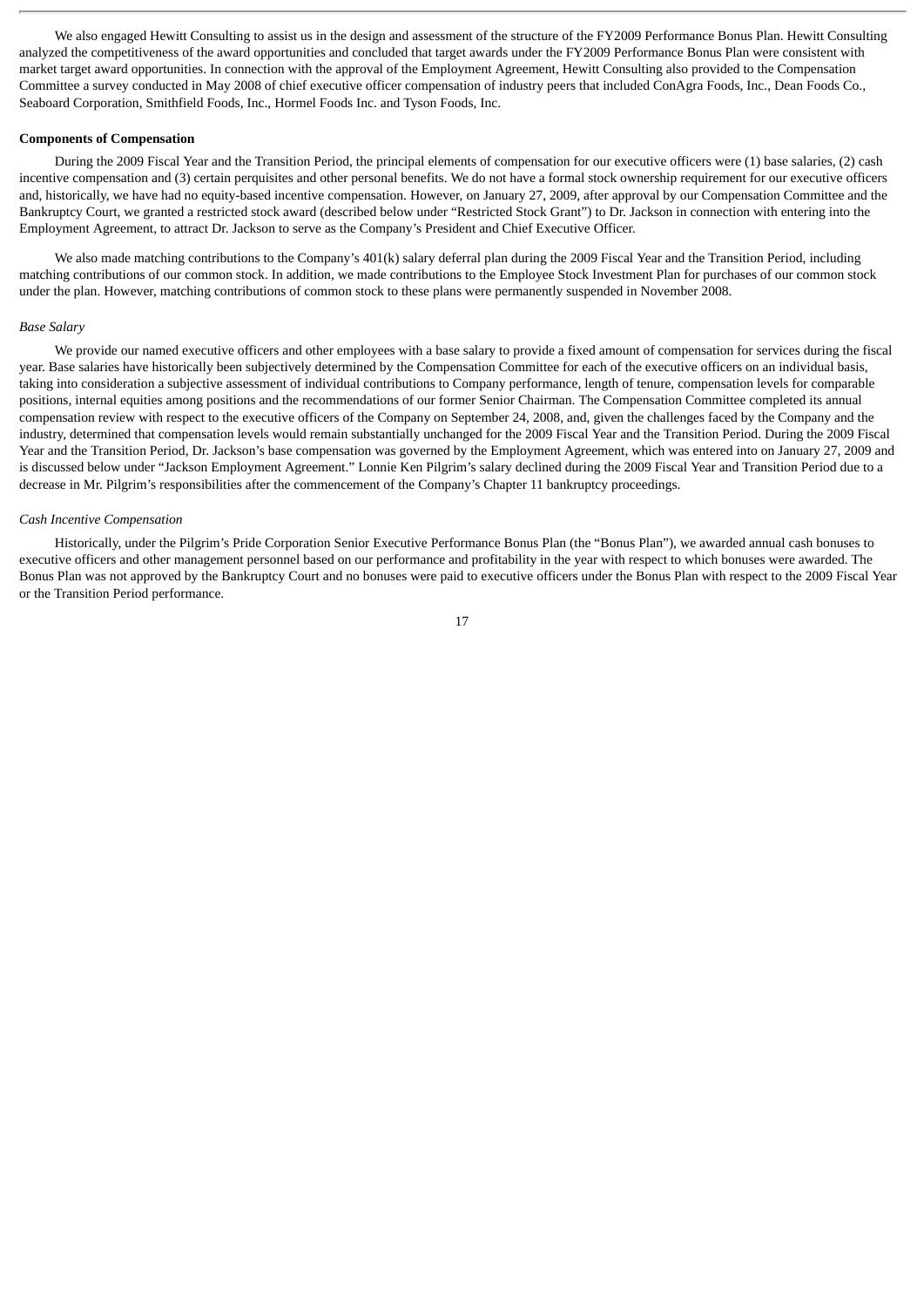We also engaged Hewitt Consulting to assist us in the design and assessment of the structure of the FY2009 Performance Bonus Plan. Hewitt Consulting analyzed the competitiveness of the award opportunities and concluded that target awards under the FY2009 Performance Bonus Plan were consistent with market target award opportunities. In connection with the approval of the Employment Agreement, Hewitt Consulting also provided to the Compensation Committee a survey conducted in May 2008 of chief executive officer compensation of industry peers that included ConAgra Foods, Inc., Dean Foods Co., Seaboard Corporation, Smithfield Foods, Inc., Hormel Foods Inc. and Tyson Foods, Inc.

**Components of Compensation**

During the 2009 Fiscal Year and the Transition Period, the principal elements of compensation for our executive officers were (1) base salaries, (2) cash incentive compensation and (3) certain perquisites and other personal benefits. We do not have a formal stock ownership requirement for our executive officers and, historically, we have had no equity-based incentive compensation. However, on January 27, 2009, after approval by our Compensation Committee and the Bankruptcy Court, we granted a restricted stock award (described below under "Restricted Stock Grant") to Dr. Jackson in connection with entering into the Employment Agreement, to attract Dr. Jackson to serve as the Company's President and Chief Executive Officer.

We also made matching contributions to the Company's 401(k) salary deferral plan during the 2009 Fiscal Year and the Transition Period, including matching contributions of our common stock. In addition, we made contributions to the Employee Stock Investment Plan for purchases of our common stock under the plan. However, matching contributions of common stock to these plans were permanently suspended in November 2008.

*Base Salary*

We provide our named executive officers and other employees with a base salary to provide a fixed amount of compensation for services during the fiscal year. Base salaries have historically been subjectively determined by the Compensation Committee for each of the executive officers on an individual basis, taking into consideration a subjective assessment of individual contributions to Company performance, length of tenure, compensation levels for comparable positions, internal equities among positions and the recommendations of our former Senior Chairman. The Compensation Committee completed its annual compensation review with respect to the executive officers of the Company on September 24, 2008, and, given the challenges faced by the Company and the industry, determined that compensation levels would remain substantially unchanged for the 2009 Fiscal Year and the Transition Period. During the 2009 Fiscal Year and the Transition Period, Dr. Jackson's base compensation was governed by the Employment Agreement, which was entered into on January 27, 2009 and is discussed below under "Jackson Employment Agreement." Lonnie Ken Pilgrim's salary declined during the 2009 Fiscal Year and Transition Period due to a decrease in Mr. Pilgrim's responsibilities after the commencement of the Company's Chapter 11 bankruptcy proceedings.

*Cash Incentive Compensation*

Historically, under the Pilgrim's Pride Corporation Senior Executive Performance Bonus Plan (the "Bonus Plan"), we awarded annual cash bonuses to executive officers and other management personnel based on our performance and profitability in the year with respect to which bonuses were awarded. The Bonus Plan was not approved by the Bankruptcy Court and no bonuses were paid to executive officers under the Bonus Plan with respect to the 2009 Fiscal Year or the Transition Period performance.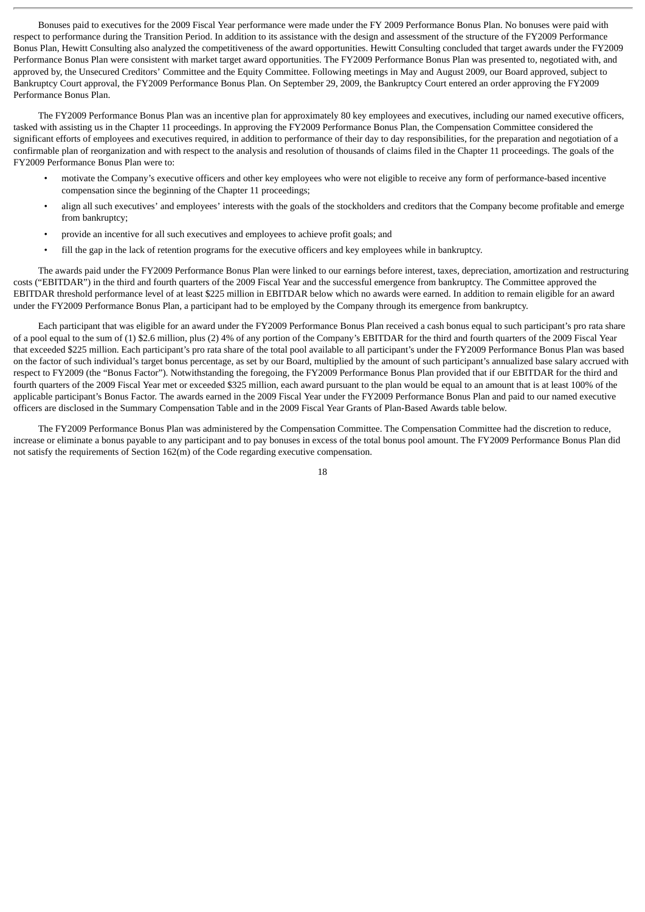Bonuses paid to executives for the 2009 Fiscal Year performance were made under the FY 2009 Performance Bonus Plan. No bonuses were paid with respect to performance during the Transition Period. In addition to its assistance with the design and assessment of the structure of the FY2009 Performance Bonus Plan, Hewitt Consulting also analyzed the competitiveness of the award opportunities. Hewitt Consulting concluded that target awards under the FY2009 Performance Bonus Plan were consistent with market target award opportunities. The FY2009 Performance Bonus Plan was presented to, negotiated with, and approved by, the Unsecured Creditors' Committee and the Equity Committee. Following meetings in May and August 2009, our Board approved, subject to Bankruptcy Court approval, the FY2009 Performance Bonus Plan. On September 29, 2009, the Bankruptcy Court entered an order approving the FY2009 Performance Bonus Plan.

The FY2009 Performance Bonus Plan was an incentive plan for approximately 80 key employees and executives, including our named executive officers, tasked with assisting us in the Chapter 11 proceedings. In approving the FY2009 Performance Bonus Plan, the Compensation Committee considered the significant efforts of employees and executives required, in addition to performance of their day to day responsibilities, for the preparation and negotiation of a confirmable plan of reorganization and with respect to the analysis and resolution of thousands of claims filed in the Chapter 11 proceedings. The goals of the FY2009 Performance Bonus Plan were to:

- motivate the Company's executive officers and other key employees who were not eligible to receive any form of performance-based incentive compensation since the beginning of the Chapter 11 proceedings;
- align all such executives' and employees' interests with the goals of the stockholders and creditors that the Company become profitable and emerge from bankruptcy;
- provide an incentive for all such executives and employees to achieve profit goals; and
- fill the gap in the lack of retention programs for the executive officers and key employees while in bankruptcy.

The awards paid under the FY2009 Performance Bonus Plan were linked to our earnings before interest, taxes, depreciation, amortization and restructuring costs ("EBITDAR") in the third and fourth quarters of the 2009 Fiscal Year and the successful emergence from bankruptcy. The Committee approved the EBITDAR threshold performance level of at least $225 million in EBITDAR below which no awards were earned. In addition to remain eligible for an award under the FY2009 Performance Bonus Plan, a participant had to be employed by the Company through its emergence from bankruptcy.

Each participant that was eligible for an award under the FY2009 Performance Bonus Plan received a cash bonus equal to such participant's pro rata share of a pool equal to the sum of (1) $2.6 million, plus (2) 4% of any portion of the Company's EBITDAR for the third and fourth quarters of the 2009 Fiscal Year that exceeded $225 million. Each participant's pro rata share of the total pool available to all participant's under the FY2009 Performance Bonus Plan was based on the factor of such individual's target bonus percentage, as set by our Board, multiplied by the amount of such participant's annualized base salary accrued with respect to FY2009 (the "Bonus Factor"). Notwithstanding the foregoing, the FY2009 Performance Bonus Plan provided that if our EBITDAR for the third and fourth quarters of the 2009 Fiscal Year met or exceeded $325 million, each award pursuant to the plan would be equal to an amount that is at least 100% of the applicable participant's Bonus Factor. The awards earned in the 2009 Fiscal Year under the FY2009 Performance Bonus Plan and paid to our named executive officers are disclosed in the Summary Compensation Table and in the 2009 Fiscal Year Grants of Plan-Based Awards table below.

The FY2009 Performance Bonus Plan was administered by the Compensation Committee. The Compensation Committee had the discretion to reduce, increase or eliminate a bonus payable to any participant and to pay bonuses in excess of the total bonus pool amount. The FY2009 Performance Bonus Plan did not satisfy the requirements of Section 162(m) of the Code regarding executive compensation.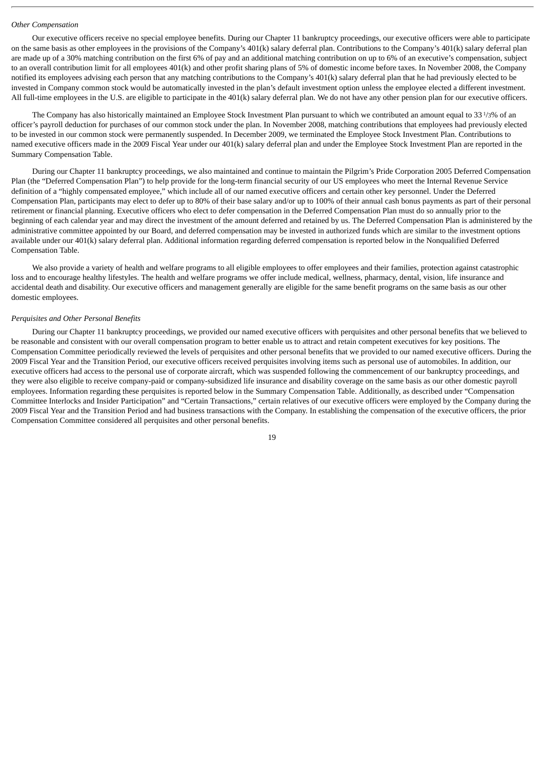*Other Compensation*

Our executive officers receive no special employee benefits. During our Chapter 11 bankruptcy proceedings, our executive officers were able to participate on the same basis as other employees in the provisions of the Company's 401(k) salary deferral plan. Contributions to the Company's 401(k) salary deferral plan are made up of a 30% matching contribution on the first 6% of pay and an additional matching contribution on up to 6% of an executive's compensation, subject to an overall contribution limit for all employees 401(k) and other profit sharing plans of 5% of domestic income before taxes. In November 2008, the Company notified its employees advising each person that any matching contributions to the Company's 401(k) salary deferral plan that he had previously elected to be invested in Company common stock would be automatically invested in the plan's default investment option unless the employee elected a different investment. All full-time employees in the U.S. are eligible to participate in the 401(k) salary deferral plan. We do not have any other pension plan for our executive officers.

The Company has also historically maintained an Employee Stock Investment Plan pursuant to which we contributed an amount equal to 33 1/3% of an officer's payroll deduction for purchases of our common stock under the plan. In November 2008, matching contributions that employees had previously elected to be invested in our common stock were permanently suspended. In December 2009, we terminated the Employee Stock Investment Plan. Contributions to named executive officers made in the 2009 Fiscal Year under our 401(k) salary deferral plan and under the Employee Stock Investment Plan are reported in the Summary Compensation Table.

During our Chapter 11 bankruptcy proceedings, we also maintained and continue to maintain the Pilgrim's Pride Corporation 2005 Deferred Compensation Plan (the "Deferred Compensation Plan") to help provide for the long-term financial security of our US employees who meet the Internal Revenue Service definition of a "highly compensated employee," which include all of our named executive officers and certain other key personnel. Under the Deferred Compensation Plan, participants may elect to defer up to 80% of their base salary and/or up to 100% of their annual cash bonus payments as part of their personal retirement or financial planning. Executive officers who elect to defer compensation in the Deferred Compensation Plan must do so annually prior to the beginning of each calendar year and may direct the investment of the amount deferred and retained by us. The Deferred Compensation Plan is administered by the administrative committee appointed by our Board, and deferred compensation may be invested in authorized funds which are similar to the investment options available under our 401(k) salary deferral plan. Additional information regarding deferred compensation is reported below in the Nonqualified Deferred Compensation Table.

We also provide a variety of health and welfare programs to all eligible employees to offer employees and their families, protection against catastrophic loss and to encourage healthy lifestyles. The health and welfare programs we offer include medical, wellness, pharmacy, dental, vision, life insurance and accidental death and disability. Our executive officers and management generally are eligible for the same benefit programs on the same basis as our other domestic employees.

*Perquisites and Other Personal Benefits*

During our Chapter 11 bankruptcy proceedings, we provided our named executive officers with perquisites and other personal benefits that we believed to be reasonable and consistent with our overall compensation program to better enable us to attract and retain competent executives for key positions. The Compensation Committee periodically reviewed the levels of perquisites and other personal benefits that we provided to our named executive officers. During the 2009 Fiscal Year and the Transition Period, our executive officers received perquisites involving items such as personal use of automobiles. In addition, our executive officers had access to the personal use of corporate aircraft, which was suspended following the commencement of our bankruptcy proceedings, and they were also eligible to receive company-paid or company-subsidized life insurance and disability coverage on the same basis as our other domestic payroll employees. Information regarding these perquisites is reported below in the Summary Compensation Table. Additionally, as described under "Compensation Committee Interlocks and Insider Participation" and "Certain Transactions," certain relatives of our executive officers were employed by the Company during the 2009 Fiscal Year and the Transition Period and had business transactions with the Company. In establishing the compensation of the executive officers, the prior Compensation Committee considered all perquisites and other personal benefits.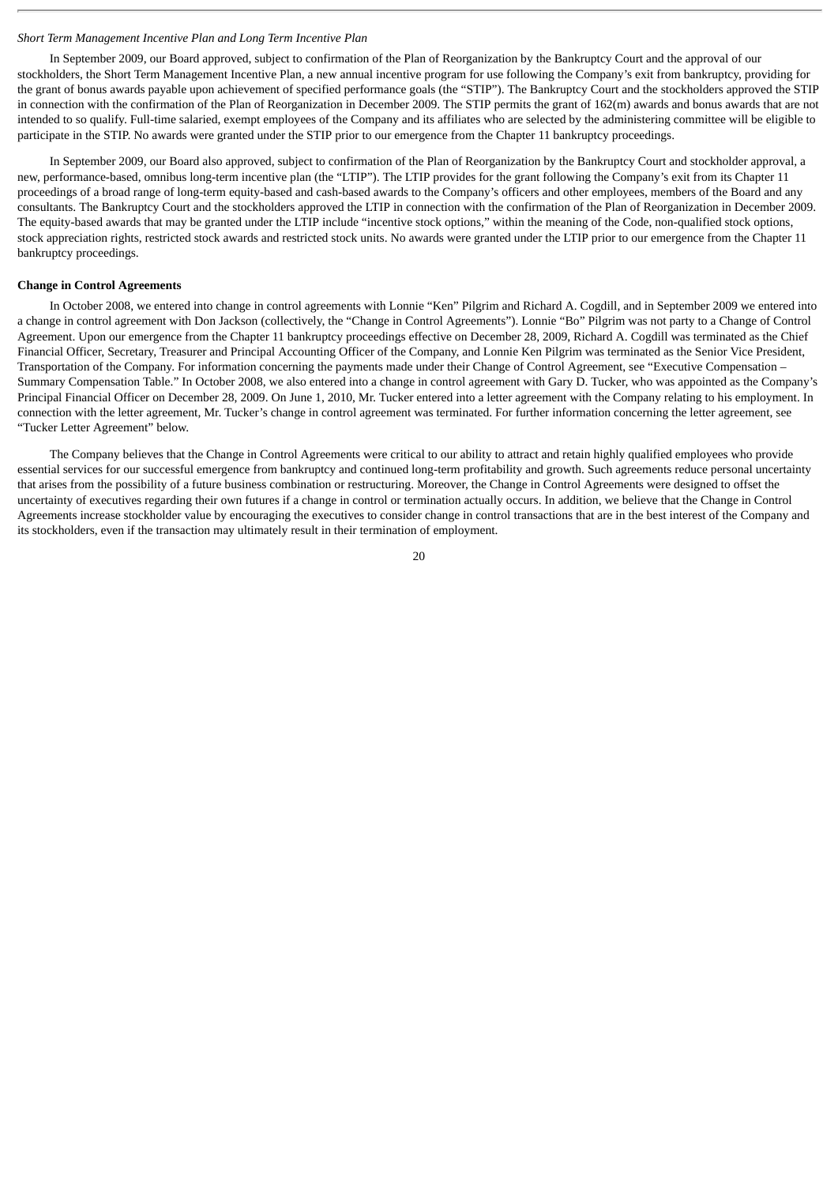*Short Term Management Incentive Plan and Long Term Incentive Plan*

In September 2009, our Board approved, subject to confirmation of the Plan of Reorganization by the Bankruptcy Court and the approval of our stockholders, the Short Term Management Incentive Plan, a new annual incentive program for use following the Company's exit from bankruptcy, providing for the grant of bonus awards payable upon achievement of specified performance goals (the "STIP"). The Bankruptcy Court and the stockholders approved the STIP in connection with the confirmation of the Plan of Reorganization in December 2009. The STIP permits the grant of 162(m) awards and bonus awards that are not intended to so qualify. Full-time salaried, exempt employees of the Company and its affiliates who are selected by the administering committee will be eligible to participate in the STIP. No awards were granted under the STIP prior to our emergence from the Chapter 11 bankruptcy proceedings.

In September 2009, our Board also approved, subject to confirmation of the Plan of Reorganization by the Bankruptcy Court and stockholder approval, a new, performance-based, omnibus long-term incentive plan (the "LTIP"). The LTIP provides for the grant following the Company's exit from its Chapter 11 proceedings of a broad range of long-term equity-based and cash-based awards to the Company's officers and other employees, members of the Board and any consultants. The Bankruptcy Court and the stockholders approved the LTIP in connection with the confirmation of the Plan of Reorganization in December 2009. The equity-based awards that may be granted under the LTIP include "incentive stock options," within the meaning of the Code, non-qualified stock options, stock appreciation rights, restricted stock awards and restricted stock units. No awards were granted under the LTIP prior to our emergence from the Chapter 11 bankruptcy proceedings.

**Change in Control Agreements**

In October 2008, we entered into change in control agreements with Lonnie "Ken" Pilgrim and Richard A. Cogdill, and in September 2009 we entered into a change in control agreement with Don Jackson (collectively, the "Change in Control Agreements"). Lonnie "Bo" Pilgrim was not party to a Change of Control Agreement. Upon our emergence from the Chapter 11 bankruptcy proceedings effective on December 28, 2009, Richard A. Cogdill was terminated as the Chief Financial Officer, Secretary, Treasurer and Principal Accounting Officer of the Company, and Lonnie Ken Pilgrim was terminated as the Senior Vice President, Transportation of the Company. For information concerning the payments made under their Change of Control Agreement, see "Executive Compensation – Summary Compensation Table." In October 2008, we also entered into a change in control agreement with Gary D. Tucker, who was appointed as the Company's Principal Financial Officer on December 28, 2009. On June 1, 2010, Mr. Tucker entered into a letter agreement with the Company relating to his employment. In connection with the letter agreement, Mr. Tucker's change in control agreement was terminated. For further information concerning the letter agreement, see "Tucker Letter Agreement" below.

The Company believes that the Change in Control Agreements were critical to our ability to attract and retain highly qualified employees who provide essential services for our successful emergence from bankruptcy and continued long-term profitability and growth. Such agreements reduce personal uncertainty that arises from the possibility of a future business combination or restructuring. Moreover, the Change in Control Agreements were designed to offset the uncertainty of executives regarding their own futures if a change in control or termination actually occurs. In addition, we believe that the Change in Control Agreements increase stockholder value by encouraging the executives to consider change in control transactions that are in the best interest of the Company and its stockholders, even if the transaction may ultimately result in their termination of employment.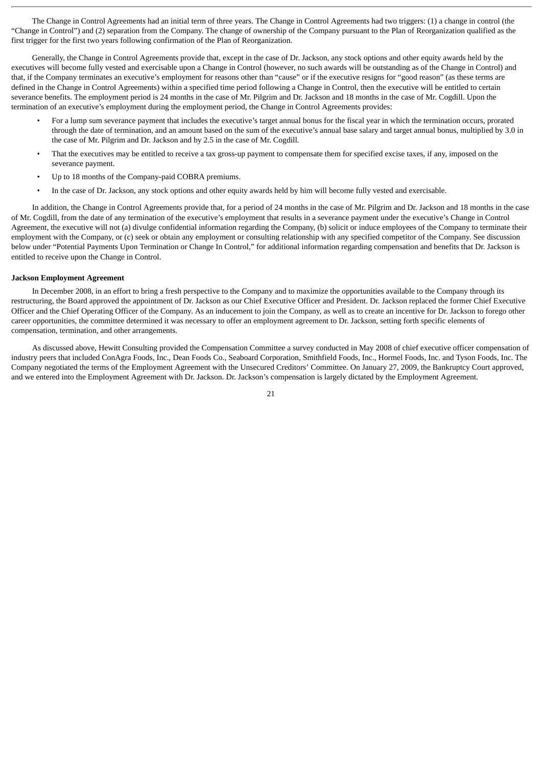The Change in Control Agreements had an initial term of three years. The Change in Control Agreements had two triggers: (1) a change in control (the "Change in Control") and (2) separation from the Company. The change of ownership of the Company pursuant to the Plan of Reorganization qualified as the first trigger for the first two years following confirmation of the Plan of Reorganization.

Generally, the Change in Control Agreements provide that, except in the case of Dr. Jackson, any stock options and other equity awards held by the executives will become fully vested and exercisable upon a Change in Control (however, no such awards will be outstanding as of the Change in Control) and that, if the Company terminates an executive's employment for reasons other than "cause" or if the executive resigns for "good reason" (as these terms are defined in the Change in Control Agreements) within a specified time period following a Change in Control, then the executive will be entitled to certain severance benefits. The employment period is 24 months in the case of Mr. Pilgrim and Dr. Jackson and 18 months in the case of Mr. Cogdill. Upon the termination of an executive's employment during the employment period, the Change in Control Agreements provides:

- For a lump sum severance payment that includes the executive's target annual bonus for the fiscal year in which the termination occurs, prorated through the date of termination, and an amount based on the sum of the executive's annual base salary and target annual bonus, multiplied by 3.0 in the case of Mr. Pilgrim and Dr. Jackson and by 2.5 in the case of Mr. Cogdill.
- That the executives may be entitled to receive a tax gross-up payment to compensate them for specified excise taxes, if any, imposed on the severance payment.
- Up to 18 months of the Company-paid COBRA premiums.
- In the case of Dr. Jackson, any stock options and other equity awards held by him will become fully vested and exercisable.

In addition, the Change in Control Agreements provide that, for a period of 24 months in the case of Mr. Pilgrim and Dr. Jackson and 18 months in the case of Mr. Cogdill, from the date of any termination of the executive's employment that results in a severance payment under the executive's Change in Control Agreement, the executive will not (a) divulge confidential information regarding the Company, (b) solicit or induce employees of the Company to terminate their employment with the Company, or (c) seek or obtain any employment or consulting relationship with any specified competitor of the Company. See discussion below under "Potential Payments Upon Termination or Change In Control," for additional information regarding compensation and benefits that Dr. Jackson is entitled to receive upon the Change in Control.

**Jackson Employment Agreement**

In December 2008, in an effort to bring a fresh perspective to the Company and to maximize the opportunities available to the Company through its restructuring, the Board approved the appointment of Dr. Jackson as our Chief Executive Officer and President. Dr. Jackson replaced the former Chief Executive Officer and the Chief Operating Officer of the Company. As an inducement to join the Company, as well as to create an incentive for Dr. Jackson to forego other career opportunities, the committee determined it was necessary to offer an employment agreement to Dr. Jackson, setting forth specific elements of compensation, termination, and other arrangements.

As discussed above, Hewitt Consulting provided the Compensation Committee a survey conducted in May 2008 of chief executive officer compensation of industry peers that included ConAgra Foods, Inc., Dean Foods Co., Seaboard Corporation, Smithfield Foods, Inc., Hormel Foods, Inc. and Tyson Foods, Inc. The Company negotiated the terms of the Employment Agreement with the Unsecured Creditors' Committee. On January 27, 2009, the Bankruptcy Court approved, and we entered into the Employment Agreement with Dr. Jackson. Dr. Jackson's compensation is largely dictated by the Employment Agreement.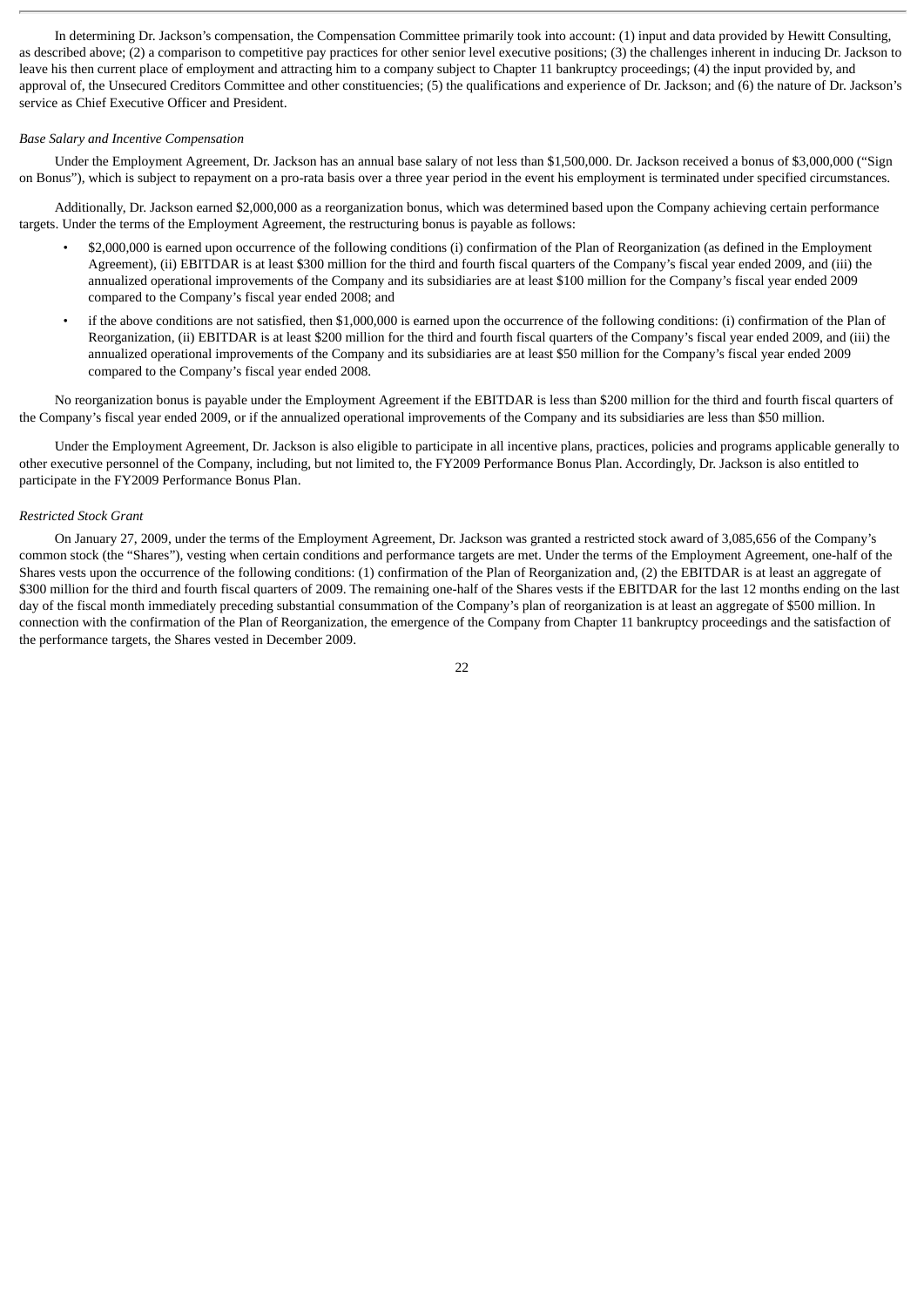In determining Dr. Jackson's compensation, the Compensation Committee primarily took into account: (1) input and data provided by Hewitt Consulting, as described above; (2) a comparison to competitive pay practices for other senior level executive positions; (3) the challenges inherent in inducing Dr. Jackson to leave his then current place of employment and attracting him to a company subject to Chapter 11 bankruptcy proceedings; (4) the input provided by, and approval of, the Unsecured Creditors Committee and other constituencies; (5) the qualifications and experience of Dr. Jackson; and (6) the nature of Dr. Jackson's service as Chief Executive Officer and President.

*Base Salary and Incentive Compensation*

Under the Employment Agreement, Dr. Jackson has an annual base salary of not less than $1,500,000. Dr. Jackson received a bonus of $3,000,000 ("Sign on Bonus"), which is subject to repayment on a pro-rata basis over a three year period in the event his employment is terminated under specified circumstances.

Additionally, Dr. Jackson earned $2,000,000 as a reorganization bonus, which was determined based upon the Company achieving certain performance targets. Under the terms of the Employment Agreement, the restructuring bonus is payable as follows:

- $2,000,000 is earned upon occurrence of the following conditions (i) confirmation of the Plan of Reorganization (as defined in the Employment Agreement), (ii) EBITDAR is at least $300 million for the third and fourth fiscal quarters of the Company's fiscal year ended 2009, and (iii) the annualized operational improvements of the Company and its subsidiaries are at least $100 million for the Company's fiscal year ended 2009 compared to the Company's fiscal year ended 2008; and
- if the above conditions are not satisfied, then $1,000,000 is earned upon the occurrence of the following conditions: (i) confirmation of the Plan of Reorganization, (ii) EBITDAR is at least $200 million for the third and fourth fiscal quarters of the Company's fiscal year ended 2009, and (iii) the annualized operational improvements of the Company and its subsidiaries are at least $50 million for the Company's fiscal year ended 2009 compared to the Company's fiscal year ended 2008.

No reorganization bonus is payable under the Employment Agreement if the EBITDAR is less than $200 million for the third and fourth fiscal quarters of the Company's fiscal year ended 2009, or if the annualized operational improvements of the Company and its subsidiaries are less than $50 million.

Under the Employment Agreement, Dr. Jackson is also eligible to participate in all incentive plans, practices, policies and programs applicable generally to other executive personnel of the Company, including, but not limited to, the FY2009 Performance Bonus Plan. Accordingly, Dr. Jackson is also entitled to participate in the FY2009 Performance Bonus Plan.

*Restricted Stock Grant*

On January 27, 2009, under the terms of the Employment Agreement, Dr. Jackson was granted a restricted stock award of 3,085,656 of the Company's common stock (the "Shares"), vesting when certain conditions and performance targets are met. Under the terms of the Employment Agreement, one-half of the Shares vests upon the occurrence of the following conditions: (1) confirmation of the Plan of Reorganization and, (2) the EBITDAR is at least an aggregate of $300 million for the third and fourth fiscal quarters of 2009. The remaining one-half of the Shares vests if the EBITDAR for the last 12 months ending on the last day of the fiscal month immediately preceding substantial consummation of the Company's plan of reorganization is at least an aggregate of $500 million. In connection with the confirmation of the Plan of Reorganization, the emergence of the Company from Chapter 11 bankruptcy proceedings and the satisfaction of the performance targets, the Shares vested in December 2009.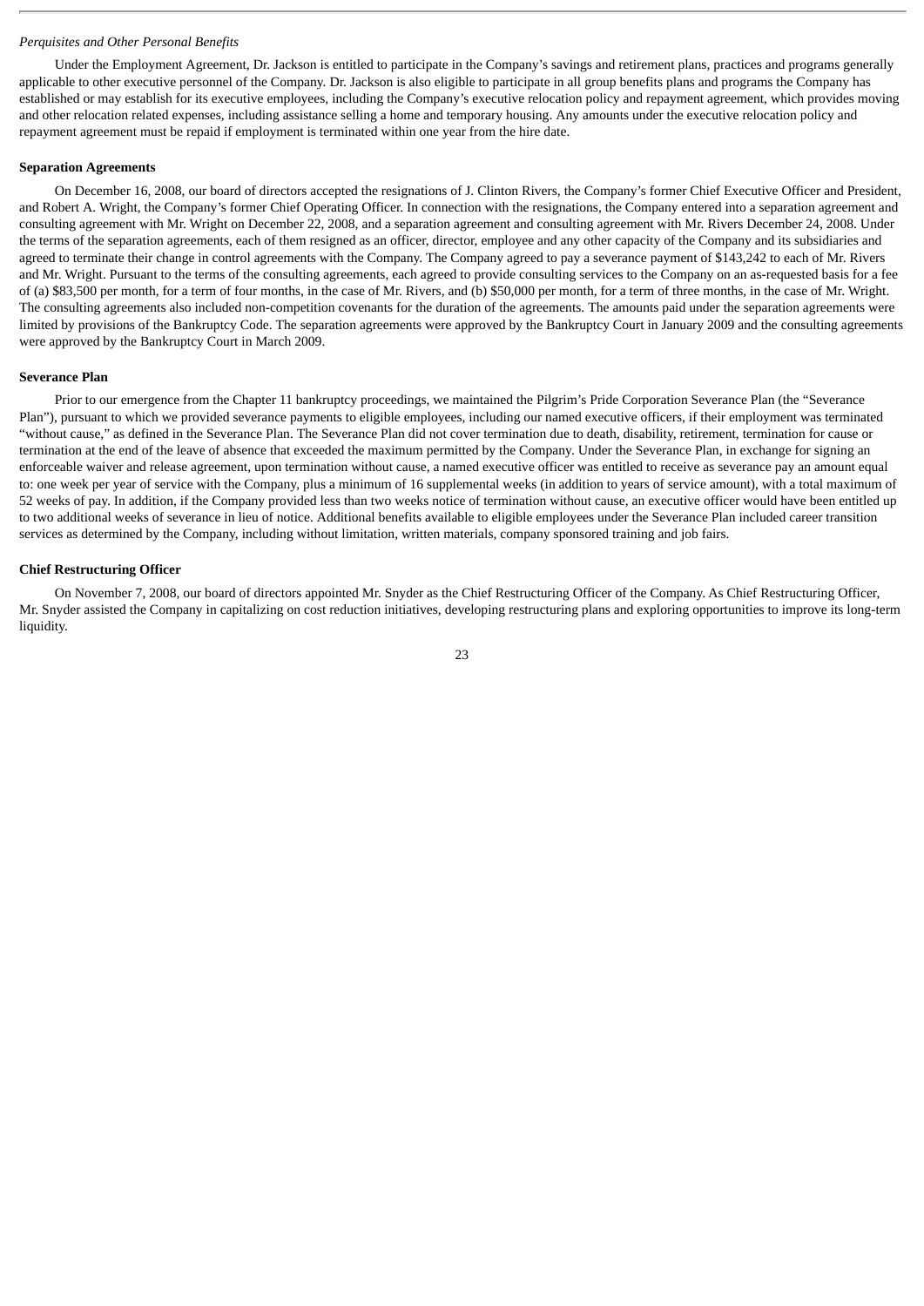*Perquisites and Other Personal Benefits*

Under the Employment Agreement, Dr. Jackson is entitled to participate in the Company's savings and retirement plans, practices and programs generally applicable to other executive personnel of the Company. Dr. Jackson is also eligible to participate in all group benefits plans and programs the Company has established or may establish for its executive employees, including the Company's executive relocation policy and repayment agreement, which provides moving and other relocation related expenses, including assistance selling a home and temporary housing. Any amounts under the executive relocation policy and repayment agreement must be repaid if employment is terminated within one year from the hire date.

**Separation Agreements**

On December 16, 2008, our board of directors accepted the resignations of J. Clinton Rivers, the Company's former Chief Executive Officer and President, and Robert A. Wright, the Company's former Chief Operating Officer. In connection with the resignations, the Company entered into a separation agreement and consulting agreement with Mr. Wright on December 22, 2008, and a separation agreement and consulting agreement with Mr. Rivers December 24, 2008. Under the terms of the separation agreements, each of them resigned as an officer, director, employee and any other capacity of the Company and its subsidiaries and agreed to terminate their change in control agreements with the Company. The Company agreed to pay a severance payment of $143,242 to each of Mr. Rivers and Mr. Wright. Pursuant to the terms of the consulting agreements, each agreed to provide consulting services to the Company on an as-requested basis for a fee of (a) $83,500 per month, for a term of four months, in the case of Mr. Rivers, and (b) $50,000 per month, for a term of three months, in the case of Mr. Wright. The consulting agreements also included non-competition covenants for the duration of the agreements. The amounts paid under the separation agreements were limited by provisions of the Bankruptcy Code. The separation agreements were approved by the Bankruptcy Court in January 2009 and the consulting agreements were approved by the Bankruptcy Court in March 2009.

**Severance Plan**

Prior to our emergence from the Chapter 11 bankruptcy proceedings, we maintained the Pilgrim's Pride Corporation Severance Plan (the "Severance Plan"), pursuant to which we provided severance payments to eligible employees, including our named executive officers, if their employment was terminated "without cause," as defined in the Severance Plan. The Severance Plan did not cover termination due to death, disability, retirement, termination for cause or termination at the end of the leave of absence that exceeded the maximum permitted by the Company. Under the Severance Plan, in exchange for signing an enforceable waiver and release agreement, upon termination without cause, a named executive officer was entitled to receive as severance pay an amount equal to: one week per year of service with the Company, plus a minimum of 16 supplemental weeks (in addition to years of service amount), with a total maximum of 52 weeks of pay. In addition, if the Company provided less than two weeks notice of termination without cause, an executive officer would have been entitled up to two additional weeks of severance in lieu of notice. Additional benefits available to eligible employees under the Severance Plan included career transition services as determined by the Company, including without limitation, written materials, company sponsored training and job fairs.

**Chief Restructuring Officer**

On November 7, 2008, our board of directors appointed Mr. Snyder as the Chief Restructuring Officer of the Company. As Chief Restructuring Officer, Mr. Snyder assisted the Company in capitalizing on cost reduction initiatives, developing restructuring plans and exploring opportunities to improve its long-term liquidity.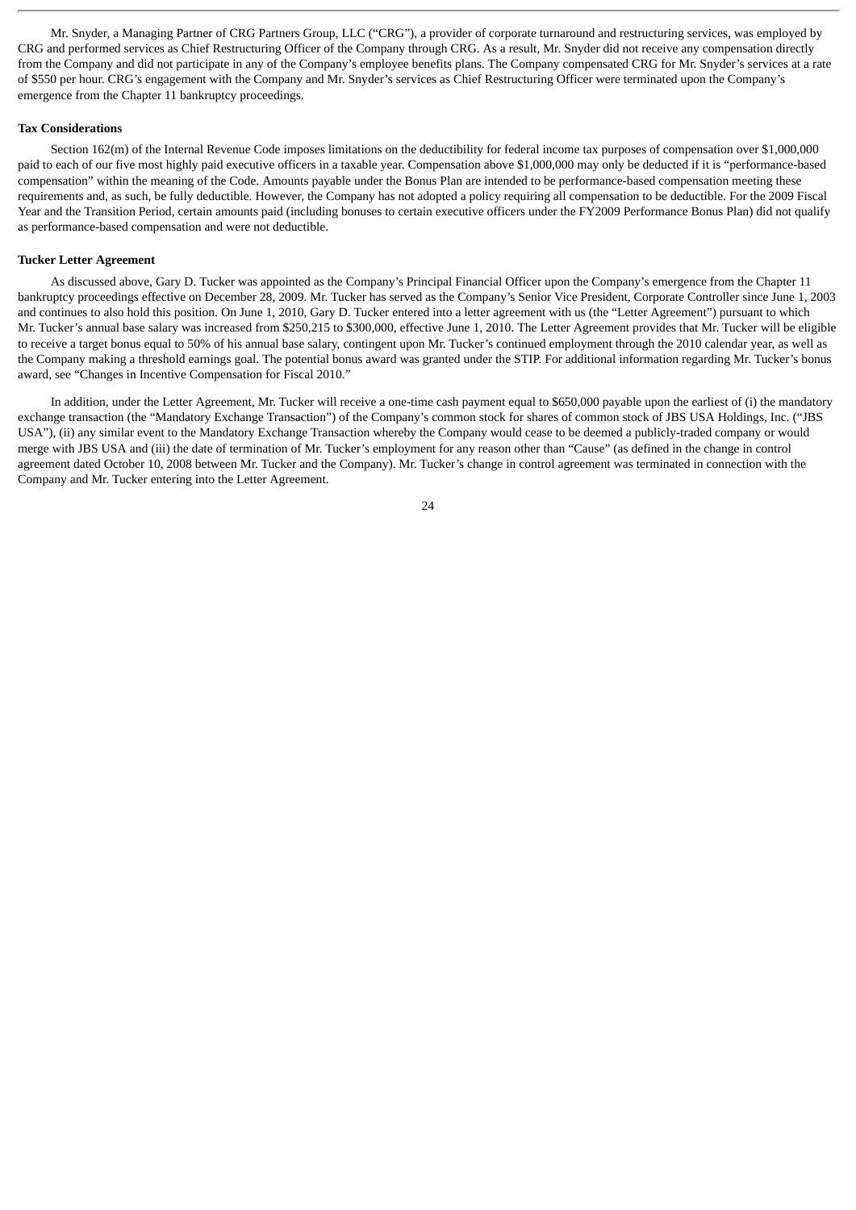Mr. Snyder, a Managing Partner of CRG Partners Group, LLC ("CRG"), a provider of corporate turnaround and restructuring services, was employed by CRG and performed services as Chief Restructuring Officer of the Company through CRG. As a result, Mr. Snyder did not receive any compensation directly from the Company and did not participate in any of the Company's employee benefits plans. The Company compensated CRG for Mr. Snyder's services at a rate of $550 per hour. CRG's engagement with the Company and Mr. Snyder's services as Chief Restructuring Officer were terminated upon the Company's emergence from the Chapter 11 bankruptcy proceedings.

**Tax Considerations**

Section 162(m) of the Internal Revenue Code imposes limitations on the deductibility for federal income tax purposes of compensation over $1,000,000 paid to each of our five most highly paid executive officers in a taxable year. Compensation above $1,000,000 may only be deducted if it is "performance-based compensation" within the meaning of the Code. Amounts payable under the Bonus Plan are intended to be performance-based compensation meeting these requirements and, as such, be fully deductible. However, the Company has not adopted a policy requiring all compensation to be deductible. For the 2009 Fiscal Year and the Transition Period, certain amounts paid (including bonuses to certain executive officers under the FY2009 Performance Bonus Plan) did not qualify as performance-based compensation and were not deductible.

**Tucker Letter Agreement**

As discussed above, Gary D. Tucker was appointed as the Company's Principal Financial Officer upon the Company's emergence from the Chapter 11 bankruptcy proceedings effective on December 28, 2009. Mr. Tucker has served as the Company's Senior Vice President, Corporate Controller since June 1, 2003 and continues to also hold this position. On June 1, 2010, Gary D. Tucker entered into a letter agreement with us (the "Letter Agreement") pursuant to which Mr. Tucker's annual base salary was increased from $250,215 to $300,000, effective June 1, 2010. The Letter Agreement provides that Mr. Tucker will be eligible to receive a target bonus equal to 50% of his annual base salary, contingent upon Mr. Tucker's continued employment through the 2010 calendar year, as well as the Company making a threshold earnings goal. The potential bonus award was granted under the STIP. For additional information regarding Mr. Tucker's bonus award, see "Changes in Incentive Compensation for Fiscal 2010."

In addition, under the Letter Agreement, Mr. Tucker will receive a one-time cash payment equal to $650,000 payable upon the earliest of (i) the mandatory exchange transaction (the "Mandatory Exchange Transaction") of the Company's common stock for shares of common stock of JBS USA Holdings, Inc. ("JBS USA"), (ii) any similar event to the Mandatory Exchange Transaction whereby the Company would cease to be deemed a publicly-traded company or would merge with JBS USA and (iii) the date of termination of Mr. Tucker's employment for any reason other than "Cause" (as defined in the change in control agreement dated October 10, 2008 between Mr. Tucker and the Company). Mr. Tucker's change in control agreement was terminated in connection with the Company and Mr. Tucker entering into the Letter Agreement.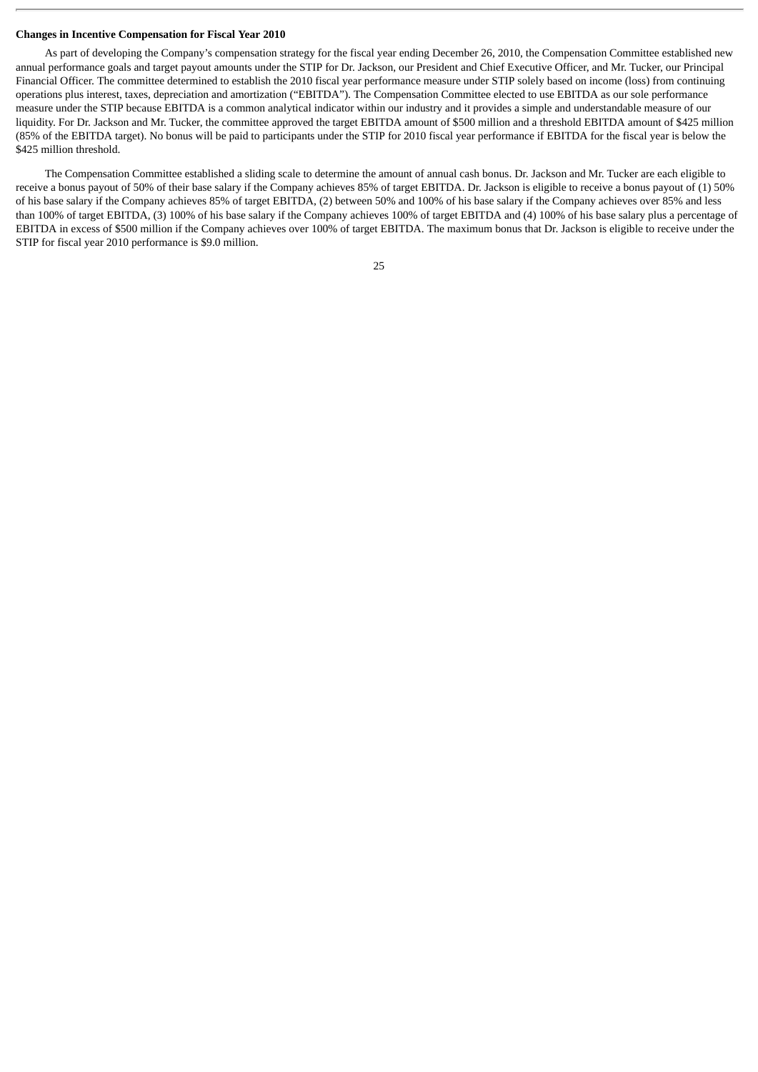**Changes in Incentive Compensation for Fiscal Year 2010**

As part of developing the Company's compensation strategy for the fiscal year ending December 26, 2010, the Compensation Committee established new annual performance goals and target payout amounts under the STIP for Dr. Jackson, our President and Chief Executive Officer, and Mr. Tucker, our Principal Financial Officer. The committee determined to establish the 2010 fiscal year performance measure under STIP solely based on income (loss) from continuing operations plus interest, taxes, depreciation and amortization ("EBITDA"). The Compensation Committee elected to use EBITDA as our sole performance measure under the STIP because EBITDA is a common analytical indicator within our industry and it provides a simple and understandable measure of our liquidity. For Dr. Jackson and Mr. Tucker, the committee approved the target EBITDA amount of $500 million and a threshold EBITDA amount of $425 million (85% of the EBITDA target). No bonus will be paid to participants under the STIP for 2010 fiscal year performance if EBITDA for the fiscal year is below the $425 million threshold.

The Compensation Committee established a sliding scale to determine the amount of annual cash bonus. Dr. Jackson and Mr. Tucker are each eligible to receive a bonus payout of 50% of their base salary if the Company achieves 85% of target EBITDA. Dr. Jackson is eligible to receive a bonus payout of (1) 50% of his base salary if the Company achieves 85% of target EBITDA, (2) between 50% and 100% of his base salary if the Company achieves over 85% and less than 100% of target EBITDA, (3) 100% of his base salary if the Company achieves 100% of target EBITDA and (4) 100% of his base salary plus a percentage of EBITDA in excess of $500 million if the Company achieves over 100% of target EBITDA. The maximum bonus that Dr. Jackson is eligible to receive under the STIP for fiscal year 2010 performance is $9.0 million.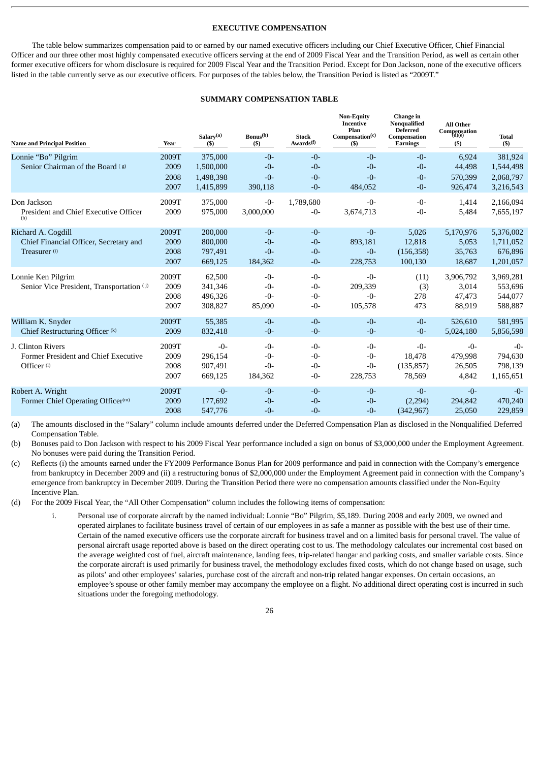## EXECUTIVE COMPENSATION

The table below summarizes compensation paid to or earned by our named executive officers including our Chief Executive Officer, Chief Financial Officer and our three other most highly compensated executive officers serving at the end of 2009 Fiscal Year and the Transition Period, as well as certain other former executive officers for whom disclosure is required for 2009 Fiscal Year and the Transition Period. Except for Don Jackson, none of the executive officers listed in the table currently serve as our executive officers. For purposes of the tables below, the Transition Period is listed as "2009T."

### SUMMARY COMPENSATION TABLE

| Name and Principal Position | Year | Salary[(a)] ($) | Bonus[(b)] ($) | Stock Awards[(f)] | Non-Equity Incentive Plan Compensation[(c)] ($) | Change in Nonqualified Deferred Compensation Earnings | All Other Compensation [(d)(e)] ($) | Total ($) |
|---|---|---|---|---|---|---|---|---|
| Lonnie "Bo" Pilgrim | 2009T | 375,000 | -0- | -0- | -0- | -0- | 6,924 | 381,924 |
| Senior Chairman of the Board [(g)] | 2009 | 1,500,000 | -0- | -0- | -0- | -0- | 44,498 | 1,544,498 |
| | 2008 | 1,498,398 | -0- | -0- | -0- | -0- | 570,399 | 2,068,797 |
| | 2007 | 1,415,899 | 390,118 | -0- | 484,052 | -0- | 926,474 | 3,216,543 |
| Don Jackson | 2009T | 375,000 | -0- | 1,789,680 | -0- | -0- | 1,414 | 2,166,094 |
| President and Chief Executive Officer [(h)] | 2009 | 975,000 | 3,000,000 | -0- | 3,674,713 | -0- | 5,484 | 7,655,197 |
| Richard A. Cogdill | 2009T | 200,000 | -0- | -0- | -0- | 5,026 | 5,170,976 | 5,376,002 |
| Chief Financial Officer, Secretary and | 2009 | 800,000 | -0- | -0- | 893,181 | 12,818 | 5,053 | 1,711,052 |
| Treasurer [(i)] | 2008 | 797,491 | -0- | -0- | -0- | (156,358) | 35,763 | 676,896 |
| | 2007 | 669,125 | 184,362 | -0- | 228,753 | 100,130 | 18,687 | 1,201,057 |
| Lonnie Ken Pilgrim | 2009T | 62,500 | -0- | -0- | -0- | (11) | 3,906,792 | 3,969,281 |
| Senior Vice President, Transportation [(j)] | 2009 | 341,346 | -0- | -0- | 209,339 | (3) | 3,014 | 553,696 |
| | 2008 | 496,326 | -0- | -0- | -0- | 278 | 47,473 | 544,077 |
| | 2007 | 308,827 | 85,090 | -0- | 105,578 | 473 | 88,919 | 588,887 |
| William K. Snyder | 2009T | 55,385 | -0- | -0- | -0- | -0- | 526,610 | 581,995 |
| Chief Restructuring Officer [(k)] | 2009 | 832,418 | -0- | -0- | -0- | -0- | 5,024,180 | 5,856,598 |
| J. Clinton Rivers | 2009T | -0- | -0- | -0- | -0- | -0- | -0- | -0- |
| Former President and Chief Executive | 2009 | 296,154 | -0- | -0- | -0- | 18,478 | 479,998 | 794,630 |
| Officer [(l)] | 2008 | 907,491 | -0- | -0- | -0- | (135,857) | 26,505 | 798,139 |
| | 2007 | 669,125 | 184,362 | -0- | 228,753 | 78,569 | 4,842 | 1,165,651 |
| Robert A. Wright | 2009T | -0- | -0- | -0- | -0- | -0- | -0- | -0- |
| Former Chief Operating Officer[(m)] | 2009 | 177,692 | -0- | -0- | -0- | (2,294) | 294,842 | 470,240 |
| | 2008 | 547,776 | -0- | -0- | -0- | (342,967) | 25,050 | 229,859 |

(a) The amounts disclosed in the "Salary" column include amounts deferred under the Deferred Compensation Plan as disclosed in the Nonqualified Deferred Compensation Table.

(b) Bonuses paid to Don Jackson with respect to his 2009 Fiscal Year performance included a sign on bonus of $3,000,000 under the Employment Agreement. No bonuses were paid during the Transition Period.

(c) Reflects (i) the amounts earned under the FY2009 Performance Bonus Plan for 2009 performance and paid in connection with the Company's emergence from bankruptcy in December 2009 and (ii) a restructuring bonus of $2,000,000 under the Employment Agreement paid in connection with the Company's emergence from bankruptcy in December 2009. During the Transition Period there were no compensation amounts classified under the Non-Equity Incentive Plan.

(d) For the 2009 Fiscal Year, the "All Other Compensation" column includes the following items of compensation:

i. Personal use of corporate aircraft by the named individual: Lonnie "Bo" Pilgrim, $5,189. During 2008 and early 2009, we owned and operated airplanes to facilitate business travel of certain of our employees in as safe a manner as possible with the best use of their time. Certain of the named executive officers use the corporate aircraft for business travel and on a limited basis for personal travel. The value of personal aircraft usage reported above is based on the direct operating cost to us. The methodology calculates our incremental cost based on the average weighted cost of fuel, aircraft maintenance, landing fees, trip-related hangar and parking costs, and smaller variable costs. Since the corporate aircraft is used primarily for business travel, the methodology excludes fixed costs, which do not change based on usage, such as pilots' and other employees' salaries, purchase cost of the aircraft and non-trip related hangar expenses. On certain occasions, an employee's spouse or other family member may accompany the employee on a flight. No additional direct operating cost is incurred in such situations under the foregoing methodology.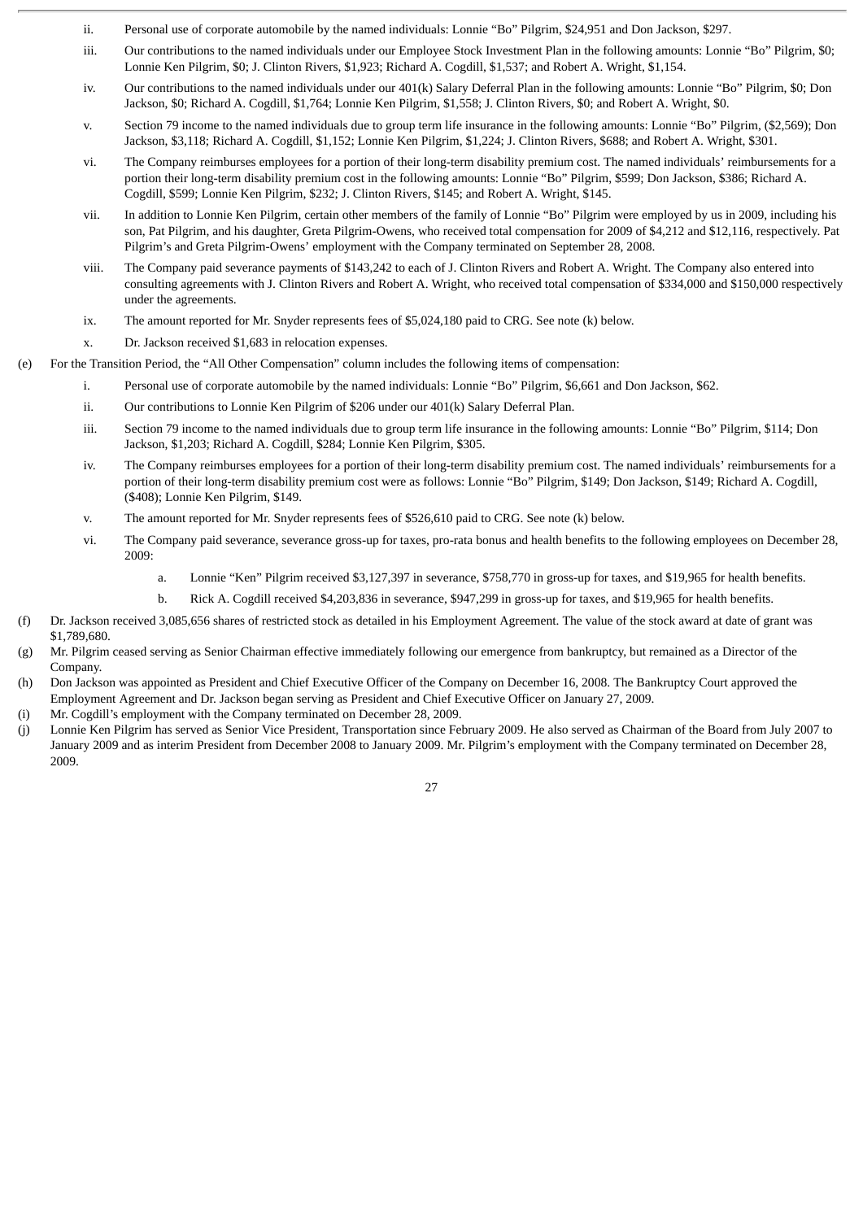ii. Personal use of corporate automobile by the named individuals: Lonnie "Bo" Pilgrim, $24,951 and Don Jackson, $297.

iii. Our contributions to the named individuals under our Employee Stock Investment Plan in the following amounts: Lonnie "Bo" Pilgrim, $0; Lonnie Ken Pilgrim, $0; J. Clinton Rivers, $1,923; Richard A. Cogdill, $1,537; and Robert A. Wright, $1,154.

iv. Our contributions to the named individuals under our 401(k) Salary Deferral Plan in the following amounts: Lonnie "Bo" Pilgrim, $0; Don Jackson, $0; Richard A. Cogdill, $1,764; Lonnie Ken Pilgrim, $1,558; J. Clinton Rivers, $0; and Robert A. Wright, $0.

v. Section 79 income to the named individuals due to group term life insurance in the following amounts: Lonnie "Bo" Pilgrim, ($2,569); Don Jackson, $3,118; Richard A. Cogdill, $1,152; Lonnie Ken Pilgrim, $1,224; J. Clinton Rivers, $688; and Robert A. Wright, $301.

vi. The Company reimburses employees for a portion of their long-term disability premium cost. The named individuals' reimbursements for a portion their long-term disability premium cost in the following amounts: Lonnie "Bo" Pilgrim, $599; Don Jackson, $386; Richard A. Cogdill, $599; Lonnie Ken Pilgrim, $232; J. Clinton Rivers, $145; and Robert A. Wright, $145.

vii. In addition to Lonnie Ken Pilgrim, certain other members of the family of Lonnie "Bo" Pilgrim were employed by us in 2009, including his son, Pat Pilgrim, and his daughter, Greta Pilgrim-Owens, who received total compensation for 2009 of $4,212 and $12,116, respectively. Pat Pilgrim's and Greta Pilgrim-Owens' employment with the Company terminated on September 28, 2008.

viii. The Company paid severance payments of $143,242 to each of J. Clinton Rivers and Robert A. Wright. The Company also entered into consulting agreements with J. Clinton Rivers and Robert A. Wright, who received total compensation of $334,000 and $150,000 respectively under the agreements.

ix. The amount reported for Mr. Snyder represents fees of $5,024,180 paid to CRG. See note (k) below.

x. Dr. Jackson received $1,683 in relocation expenses.

(e) For the Transition Period, the "All Other Compensation" column includes the following items of compensation:

i. Personal use of corporate automobile by the named individuals: Lonnie "Bo" Pilgrim, $6,661 and Don Jackson, $62.

ii. Our contributions to Lonnie Ken Pilgrim of $206 under our 401(k) Salary Deferral Plan.

iii. Section 79 income to the named individuals due to group term life insurance in the following amounts: Lonnie "Bo" Pilgrim, $114; Don Jackson, $1,203; Richard A. Cogdill, $284; Lonnie Ken Pilgrim, $305.

iv. The Company reimburses employees for a portion of their long-term disability premium cost. The named individuals' reimbursements for a portion of their long-term disability premium cost were as follows: Lonnie "Bo" Pilgrim, $149; Don Jackson, $149; Richard A. Cogdill, ($408); Lonnie Ken Pilgrim, $149.

v. The amount reported for Mr. Snyder represents fees of $526,610 paid to CRG. See note (k) below.

vi. The Company paid severance, severance gross-up for taxes, pro-rata bonus and health benefits to the following employees on December 28, 2009:

a. Lonnie "Ken" Pilgrim received $3,127,397 in severance, $758,770 in gross-up for taxes, and $19,965 for health benefits.

b. Rick A. Cogdill received $4,203,836 in severance, $947,299 in gross-up for taxes, and $19,965 for health benefits.

(f) Dr. Jackson received 3,085,656 shares of restricted stock as detailed in his Employment Agreement. The value of the stock award at date of grant was $1,789,680.

(g) Mr. Pilgrim ceased serving as Senior Chairman effective immediately following our emergence from bankruptcy, but remained as a Director of the Company.

(h) Don Jackson was appointed as President and Chief Executive Officer of the Company on December 16, 2008. The Bankruptcy Court approved the Employment Agreement and Dr. Jackson began serving as President and Chief Executive Officer on January 27, 2009.

(i) Mr. Cogdill's employment with the Company terminated on December 28, 2009.

(j) Lonnie Ken Pilgrim has served as Senior Vice President, Transportation since February 2009. He also served as Chairman of the Board from July 2007 to January 2009 and as interim President from December 2008 to January 2009. Mr. Pilgrim's employment with the Company terminated on December 28, 2009.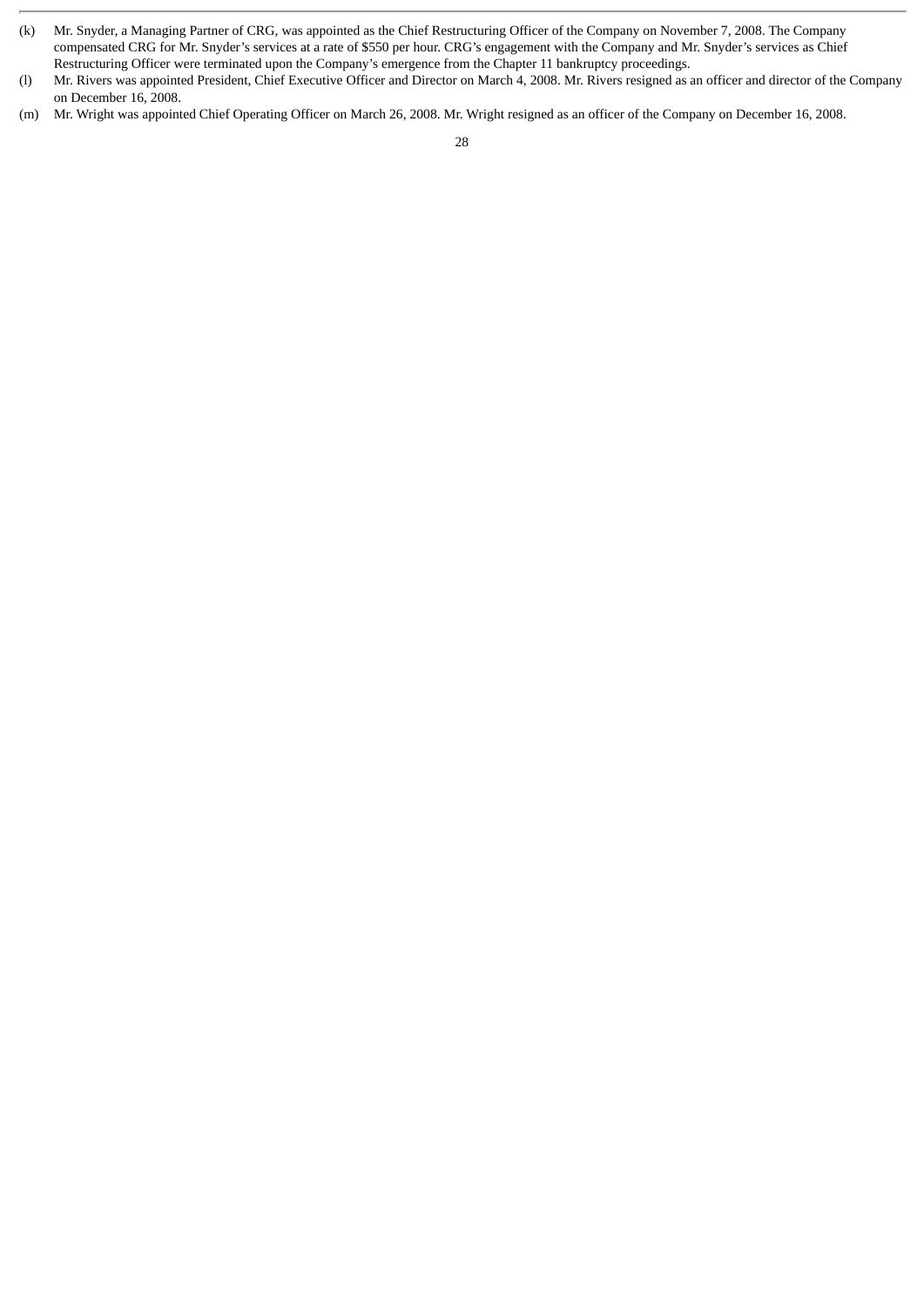(k) Mr. Snyder, a Managing Partner of CRG, was appointed as the Chief Restructuring Officer of the Company on November 7, 2008. The Company compensated CRG for Mr. Snyder's services at a rate of $550 per hour. CRG's engagement with the Company and Mr. Snyder's services as Chief Restructuring Officer were terminated upon the Company's emergence from the Chapter 11 bankruptcy proceedings.

(l) Mr. Rivers was appointed President, Chief Executive Officer and Director on March 4, 2008. Mr. Rivers resigned as an officer and director of the Company on December 16, 2008.

(m) Mr. Wright was appointed Chief Operating Officer on March 26, 2008. Mr. Wright resigned as an officer of the Company on December 16, 2008.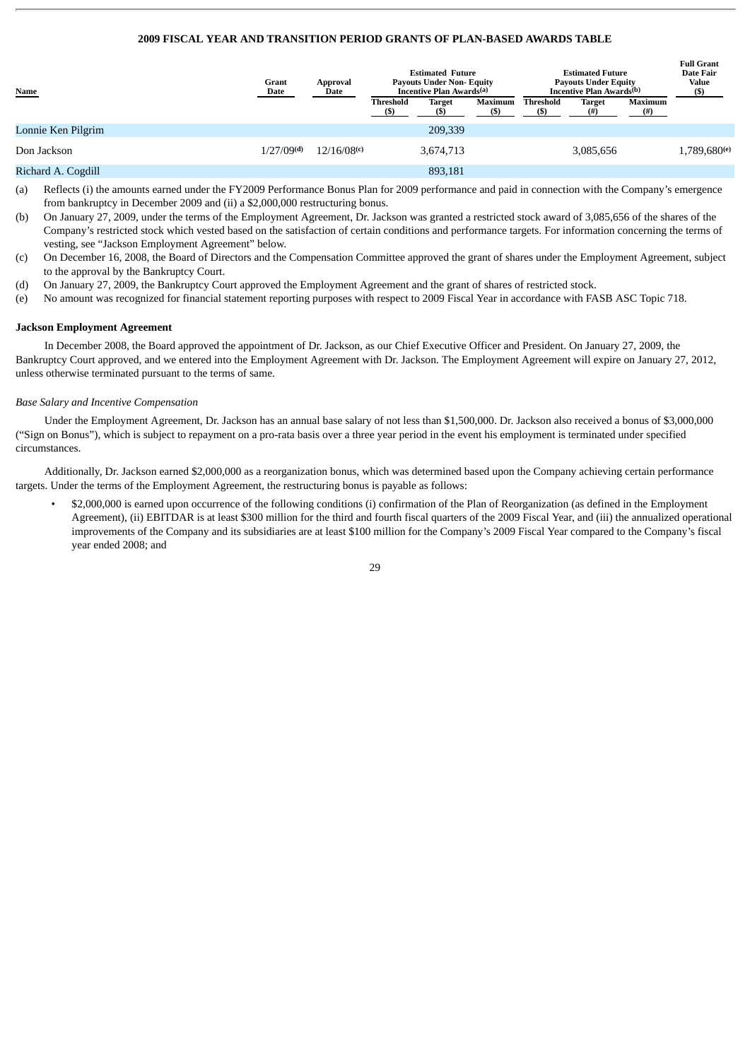## 2009 FISCAL YEAR AND TRANSITION PERIOD GRANTS OF PLAN-BASED AWARDS TABLE

| Name | Grant Date | Approval Date | Estimated Future Payouts Under Non- Equity Incentive Plan Awards[(a)] | | | Estimated Future Payouts Under Equity Incentive Plan Awards[(b)] | | | Full Grant Date Fair Value ($) |
|---|---|---|---|---|---|---|---|---|---|
| | | | Threshold ($) | Target ($) | Maximum ($) | Threshold ($) | Target (#) | Maximum (#) | |
| Lonnie Ken Pilgrim | | | | 209,339 | | | | | |
| Don Jackson | 1/27/09[(d)] | 12/16/08[(c)] | | 3,674,713 | | | 3,085,656 | | 1,789,680[(e)] |
| Richard A. Cogdill | | | | 893,181 | | | | | |

(a) Reflects (i) the amounts earned under the FY2009 Performance Bonus Plan for 2009 performance and paid in connection with the Company's emergence from bankruptcy in December 2009 and (ii) a $2,000,000 restructuring bonus.

(b) On January 27, 2009, under the terms of the Employment Agreement, Dr. Jackson was granted a restricted stock award of 3,085,656 of the shares of the Company's restricted stock which vested based on the satisfaction of certain conditions and performance targets. For information concerning the terms of vesting, see "Jackson Employment Agreement" below.

(c) On December 16, 2008, the Board of Directors and the Compensation Committee approved the grant of shares under the Employment Agreement, subject to the approval by the Bankruptcy Court.

(d) On January 27, 2009, the Bankruptcy Court approved the Employment Agreement and the grant of shares of restricted stock.

(e) No amount was recognized for financial statement reporting purposes with respect to 2009 Fiscal Year in accordance with FASB ASC Topic 718.

**Jackson Employment Agreement**

In December 2008, the Board approved the appointment of Dr. Jackson, as our Chief Executive Officer and President. On January 27, 2009, the Bankruptcy Court approved, and we entered into the Employment Agreement with Dr. Jackson. The Employment Agreement will expire on January 27, 2012, unless otherwise terminated pursuant to the terms of same.

*Base Salary and Incentive Compensation*

Under the Employment Agreement, Dr. Jackson has an annual base salary of not less than $1,500,000. Dr. Jackson also received a bonus of $3,000,000 ("Sign on Bonus"), which is subject to repayment on a pro-rata basis over a three year period in the event his employment is terminated under specified circumstances.

Additionally, Dr. Jackson earned $2,000,000 as a reorganization bonus, which was determined based upon the Company achieving certain performance targets. Under the terms of the Employment Agreement, the restructuring bonus is payable as follows:

- $2,000,000 is earned upon occurrence of the following conditions (i) confirmation of the Plan of Reorganization (as defined in the Employment Agreement), (ii) EBITDAR is at least $300 million for the third and fourth fiscal quarters of the 2009 Fiscal Year, and (iii) the annualized operational improvements of the Company and its subsidiaries are at least $100 million for the Company's 2009 Fiscal Year compared to the Company's fiscal year ended 2008; and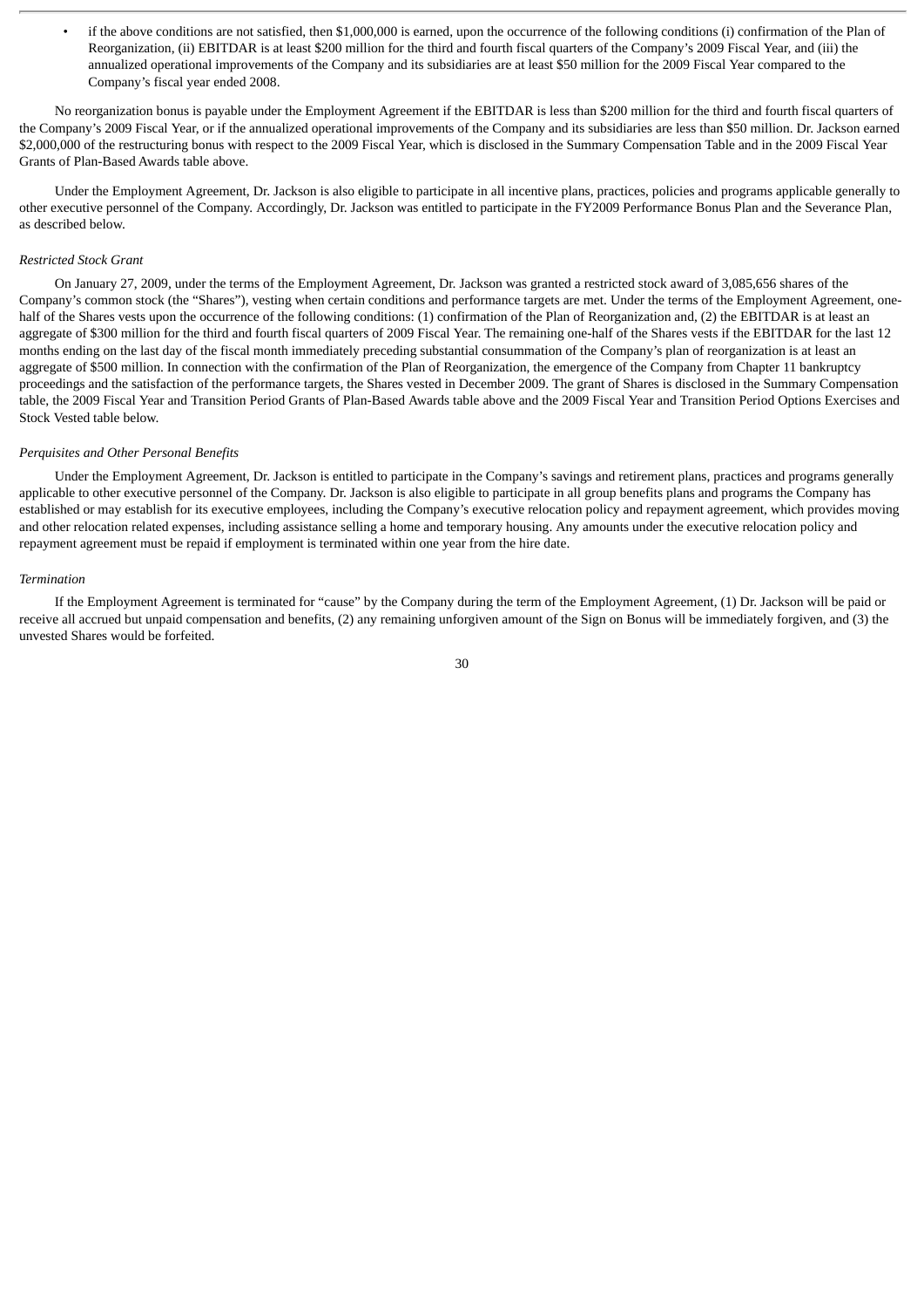- if the above conditions are not satisfied, then $1,000,000 is earned, upon the occurrence of the following conditions (i) confirmation of the Plan of Reorganization, (ii) EBITDAR is at least $200 million for the third and fourth fiscal quarters of the Company's 2009 Fiscal Year, and (iii) the annualized operational improvements of the Company and its subsidiaries are at least $50 million for the 2009 Fiscal Year compared to the Company's fiscal year ended 2008.

No reorganization bonus is payable under the Employment Agreement if the EBITDAR is less than $200 million for the third and fourth fiscal quarters of the Company's 2009 Fiscal Year, or if the annualized operational improvements of the Company and its subsidiaries are less than $50 million. Dr. Jackson earned $2,000,000 of the restructuring bonus with respect to the 2009 Fiscal Year, which is disclosed in the Summary Compensation Table and in the 2009 Fiscal Year Grants of Plan-Based Awards table above.

Under the Employment Agreement, Dr. Jackson is also eligible to participate in all incentive plans, practices, policies and programs applicable generally to other executive personnel of the Company. Accordingly, Dr. Jackson was entitled to participate in the FY2009 Performance Bonus Plan and the Severance Plan, as described below.

*Restricted Stock Grant*

On January 27, 2009, under the terms of the Employment Agreement, Dr. Jackson was granted a restricted stock award of 3,085,656 shares of the Company's common stock (the "Shares"), vesting when certain conditions and performance targets are met. Under the terms of the Employment Agreement, one-half of the Shares vests upon the occurrence of the following conditions: (1) confirmation of the Plan of Reorganization and, (2) the EBITDAR is at least an aggregate of $300 million for the third and fourth fiscal quarters of 2009 Fiscal Year. The remaining one-half of the Shares vests if the EBITDAR for the last 12 months ending on the last day of the fiscal month immediately preceding substantial consummation of the Company's plan of reorganization is at least an aggregate of $500 million. In connection with the confirmation of the Plan of Reorganization, the emergence of the Company from Chapter 11 bankruptcy proceedings and the satisfaction of the performance targets, the Shares vested in December 2009. The grant of Shares is disclosed in the Summary Compensation table, the 2009 Fiscal Year and Transition Period Grants of Plan-Based Awards table above and the 2009 Fiscal Year and Transition Period Options Exercises and Stock Vested table below.

*Perquisites and Other Personal Benefits*

Under the Employment Agreement, Dr. Jackson is entitled to participate in the Company's savings and retirement plans, practices and programs generally applicable to other executive personnel of the Company. Dr. Jackson is also eligible to participate in all group benefits plans and programs the Company has established or may establish for its executive employees, including the Company's executive relocation policy and repayment agreement, which provides moving and other relocation related expenses, including assistance selling a home and temporary housing. Any amounts under the executive relocation policy and repayment agreement must be repaid if employment is terminated within one year from the hire date.

*Termination*

If the Employment Agreement is terminated for "cause" by the Company during the term of the Employment Agreement, (1) Dr. Jackson will be paid or receive all accrued but unpaid compensation and benefits, (2) any remaining unforgiven amount of the Sign on Bonus will be immediately forgiven, and (3) the unvested Shares would be forfeited.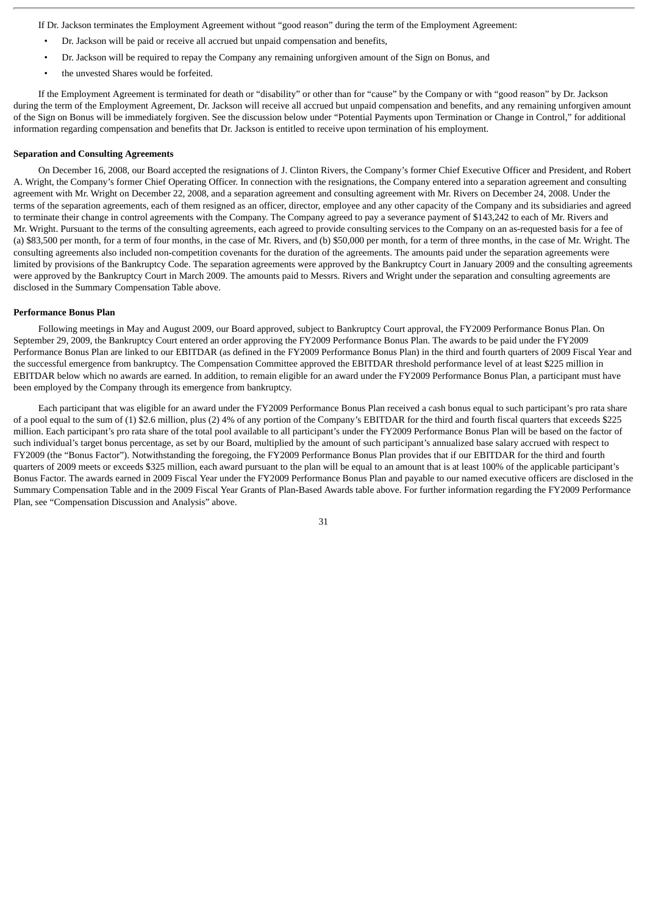If Dr. Jackson terminates the Employment Agreement without "good reason" during the term of the Employment Agreement:

- Dr. Jackson will be paid or receive all accrued but unpaid compensation and benefits,
- Dr. Jackson will be required to repay the Company any remaining unforgiven amount of the Sign on Bonus, and
- the unvested Shares would be forfeited.

If the Employment Agreement is terminated for death or "disability" or other than for "cause" by the Company or with "good reason" by Dr. Jackson during the term of the Employment Agreement, Dr. Jackson will receive all accrued but unpaid compensation and benefits, and any remaining unforgiven amount of the Sign on Bonus will be immediately forgiven. See the discussion below under "Potential Payments upon Termination or Change in Control," for additional information regarding compensation and benefits that Dr. Jackson is entitled to receive upon termination of his employment.

**Separation and Consulting Agreements**

On December 16, 2008, our Board accepted the resignations of J. Clinton Rivers, the Company's former Chief Executive Officer and President, and Robert A. Wright, the Company's former Chief Operating Officer. In connection with the resignations, the Company entered into a separation agreement and consulting agreement with Mr. Wright on December 22, 2008, and a separation agreement and consulting agreement with Mr. Rivers on December 24, 2008. Under the terms of the separation agreements, each of them resigned as an officer, director, employee and any other capacity of the Company and its subsidiaries and agreed to terminate their change in control agreements with the Company. The Company agreed to pay a severance payment of $143,242 to each of Mr. Rivers and Mr. Wright. Pursuant to the terms of the consulting agreements, each agreed to provide consulting services to the Company on an as-requested basis for a fee of (a) $83,500 per month, for a term of four months, in the case of Mr. Rivers, and (b) $50,000 per month, for a term of three months, in the case of Mr. Wright. The consulting agreements also included non-competition covenants for the duration of the agreements. The amounts paid under the separation agreements were limited by provisions of the Bankruptcy Code. The separation agreements were approved by the Bankruptcy Court in January 2009 and the consulting agreements were approved by the Bankruptcy Court in March 2009. The amounts paid to Messrs. Rivers and Wright under the separation and consulting agreements are disclosed in the Summary Compensation Table above.

**Performance Bonus Plan**

Following meetings in May and August 2009, our Board approved, subject to Bankruptcy Court approval, the FY2009 Performance Bonus Plan. On September 29, 2009, the Bankruptcy Court entered an order approving the FY2009 Performance Bonus Plan. The awards to be paid under the FY2009 Performance Bonus Plan are linked to our EBITDAR (as defined in the FY2009 Performance Bonus Plan) in the third and fourth quarters of 2009 Fiscal Year and the successful emergence from bankruptcy. The Compensation Committee approved the EBITDAR threshold performance level of at least $225 million in EBITDAR below which no awards are earned. In addition, to remain eligible for an award under the FY2009 Performance Bonus Plan, a participant must have been employed by the Company through its emergence from bankruptcy.

Each participant that was eligible for an award under the FY2009 Performance Bonus Plan received a cash bonus equal to such participant's pro rata share of a pool equal to the sum of (1) $2.6 million, plus (2) 4% of any portion of the Company's EBITDAR for the third and fourth fiscal quarters that exceeds $225 million. Each participant's pro rata share of the total pool available to all participant's under the FY2009 Performance Bonus Plan will be based on the factor of such individual's target bonus percentage, as set by our Board, multiplied by the amount of such participant's annualized base salary accrued with respect to FY2009 (the "Bonus Factor"). Notwithstanding the foregoing, the FY2009 Performance Bonus Plan provides that if our EBITDAR for the third and fourth quarters of 2009 meets or exceeds $325 million, each award pursuant to the plan will be equal to an amount that is at least 100% of the applicable participant's Bonus Factor. The awards earned in 2009 Fiscal Year under the FY2009 Performance Bonus Plan and payable to our named executive officers are disclosed in the Summary Compensation Table and in the 2009 Fiscal Year Grants of Plan-Based Awards table above. For further information regarding the FY2009 Performance Plan, see "Compensation Discussion and Analysis" above.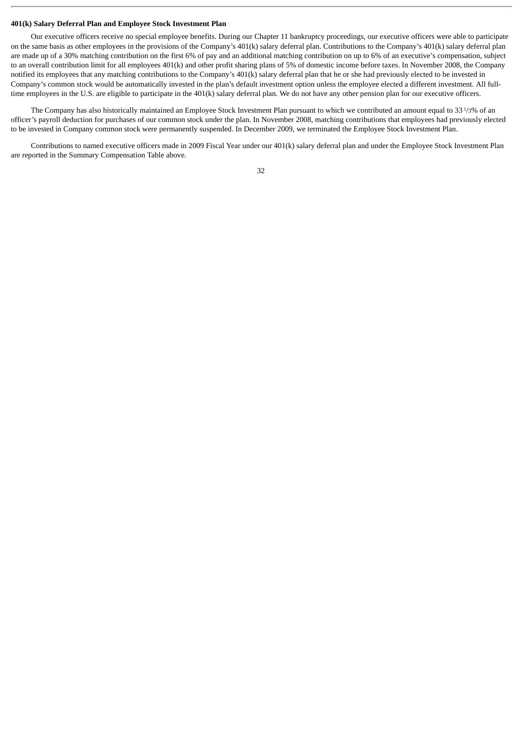**401(k) Salary Deferral Plan and Employee Stock Investment Plan**

Our executive officers receive no special employee benefits. During our Chapter 11 bankruptcy proceedings, our executive officers were able to participate on the same basis as other employees in the provisions of the Company's 401(k) salary deferral plan. Contributions to the Company's 401(k) salary deferral plan are made up of a 30% matching contribution on the first 6% of pay and an additional matching contribution on up to 6% of an executive's compensation, subject to an overall contribution limit for all employees 401(k) and other profit sharing plans of 5% of domestic income before taxes. In November 2008, the Company notified its employees that any matching contributions to the Company's 401(k) salary deferral plan that he or she had previously elected to be invested in Company's common stock would be automatically invested in the plan's default investment option unless the employee elected a different investment. All full-time employees in the U.S. are eligible to participate in the 401(k) salary deferral plan. We do not have any other pension plan for our executive officers.

The Company has also historically maintained an Employee Stock Investment Plan pursuant to which we contributed an amount equal to 33 1/3% of an officer's payroll deduction for purchases of our common stock under the plan. In November 2008, matching contributions that employees had previously elected to be invested in Company common stock were permanently suspended. In December 2009, we terminated the Employee Stock Investment Plan.

Contributions to named executive officers made in 2009 Fiscal Year under our 401(k) salary deferral plan and under the Employee Stock Investment Plan are reported in the Summary Compensation Table above.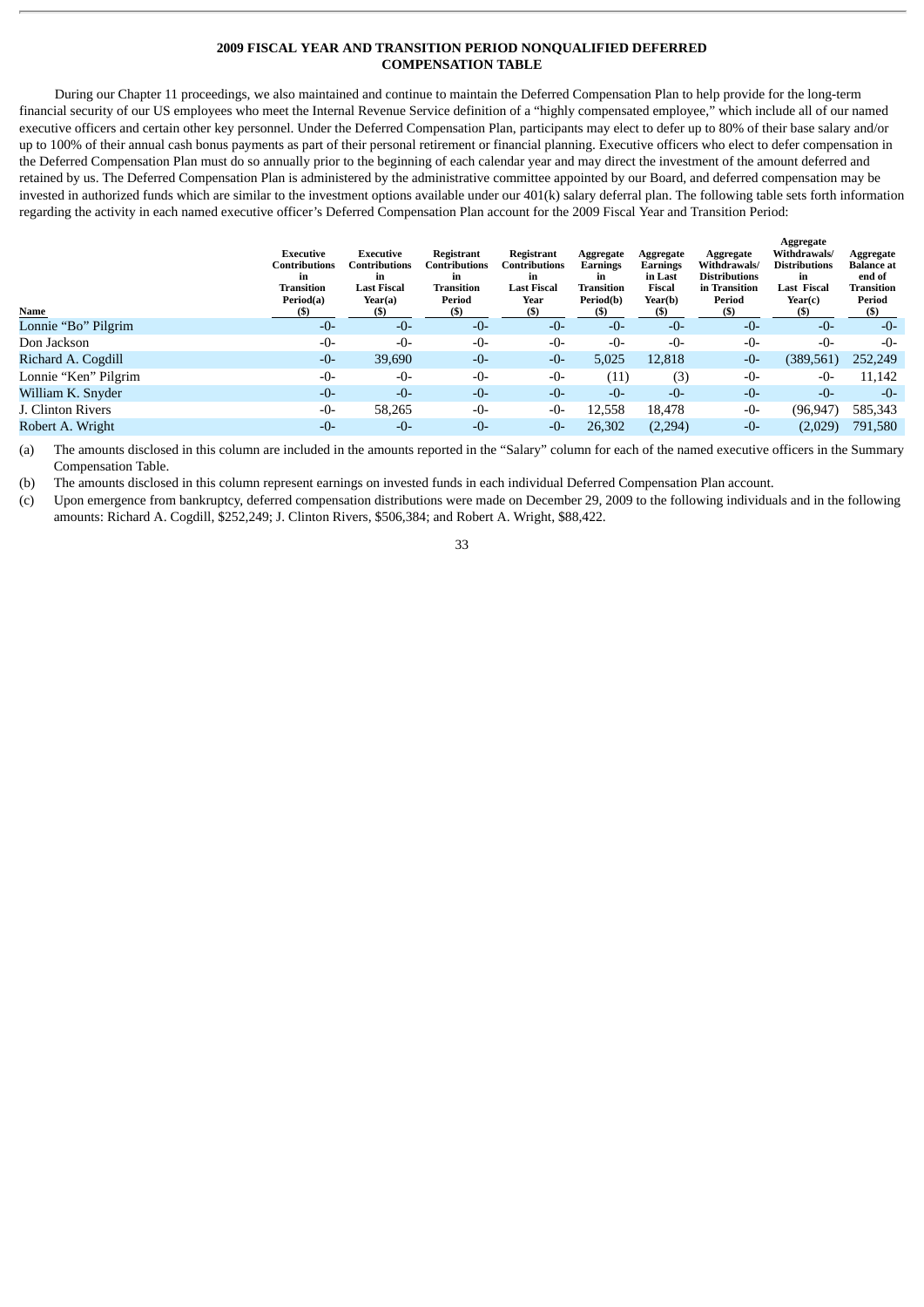**2009 FISCAL YEAR AND TRANSITION PERIOD NONQUALIFIED DEFERRED COMPENSATION TABLE**

During our Chapter 11 proceedings, we also maintained and continue to maintain the Deferred Compensation Plan to help provide for the long-term financial security of our US employees who meet the Internal Revenue Service definition of a "highly compensated employee," which include all of our named executive officers and certain other key personnel. Under the Deferred Compensation Plan, participants may elect to defer up to 80% of their base salary and/or up to 100% of their annual cash bonus payments as part of their personal retirement or financial planning. Executive officers who elect to defer compensation in the Deferred Compensation Plan must do so annually prior to the beginning of each calendar year and may direct the investment of the amount deferred and retained by us. The Deferred Compensation Plan is administered by the administrative committee appointed by our Board, and deferred compensation may be invested in authorized funds which are similar to the investment options available under our 401(k) salary deferral plan. The following table sets forth information regarding the activity in each named executive officer's Deferred Compensation Plan account for the 2009 Fiscal Year and Transition Period:

| Name | Executive Contributions in Transition Period(a) ($) | Executive Contributions in Last Fiscal Year(a) ($) | Registrant Contributions in Transition Period ($) | Registrant Contributions in Last Fiscal Year ($) | Aggregate Earnings in Transition Period(b) ($) | Aggregate Earnings in Last Fiscal Year(b) ($) | Aggregate Withdrawals/ Distributions in Transition Period ($) | Aggregate Withdrawals/ Distributions in Last Fiscal Year(c) ($) | Aggregate Balance at end of Transition Period ($) |
|---|---|---|---|---|---|---|---|---|---|
| Lonnie "Bo" Pilgrim | -0- | -0- | -0- | -0- | -0- | -0- | -0- | -0- | -0- |
| Don Jackson | -0- | -0- | -0- | -0- | -0- | -0- | -0- | -0- | -0- |
| Richard A. Cogdill | -0- | 39,690 | -0- | -0- | 5,025 | 12,818 | -0- | (389,561) | 252,249 |
| Lonnie "Ken" Pilgrim | -0- | -0- | -0- | -0- | (11) | (3) | -0- | -0- | 11,142 |
| William K. Snyder | -0- | -0- | -0- | -0- | -0- | -0- | -0- | -0- | -0- |
| J. Clinton Rivers | -0- | 58,265 | -0- | -0- | 12,558 | 18,478 | -0- | (96,947) | 585,343 |
| Robert A. Wright | -0- | -0- | -0- | -0- | 26,302 | (2,294) | -0- | (2,029) | 791,580 |

(a) The amounts disclosed in this column are included in the amounts reported in the "Salary" column for each of the named executive officers in the Summary Compensation Table.

(b) The amounts disclosed in this column represent earnings on invested funds in each individual Deferred Compensation Plan account.

(c) Upon emergence from bankruptcy, deferred compensation distributions were made on December 29, 2009 to the following individuals and in the following amounts: Richard A. Cogdill, $252,249; J. Clinton Rivers, $506,384; and Robert A. Wright, $88,422.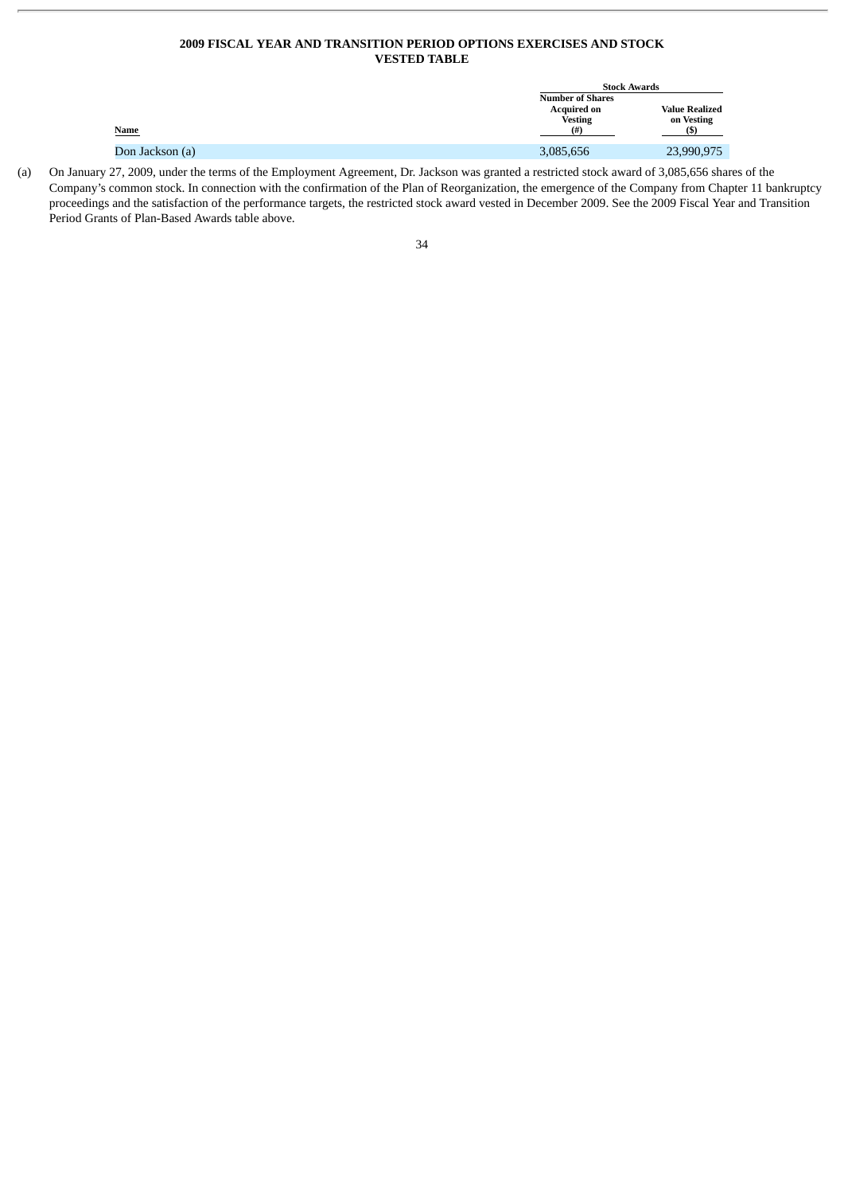## 2009 FISCAL YEAR AND TRANSITION PERIOD OPTIONS EXERCISES AND STOCK VESTED TABLE

| | Stock Awards | |
|---|---|---|
| Name | Number of Shares Acquired on Vesting (#) | Value Realized on Vesting ($) |
| Don Jackson (a) | 3,085,656 | 23,990,975 |

(a) On January 27, 2009, under the terms of the Employment Agreement, Dr. Jackson was granted a restricted stock award of 3,085,656 shares of the Company's common stock. In connection with the confirmation of the Plan of Reorganization, the emergence of the Company from Chapter 11 bankruptcy proceedings and the satisfaction of the performance targets, the restricted stock award vested in December 2009. See the 2009 Fiscal Year and Transition Period Grants of Plan-Based Awards table above.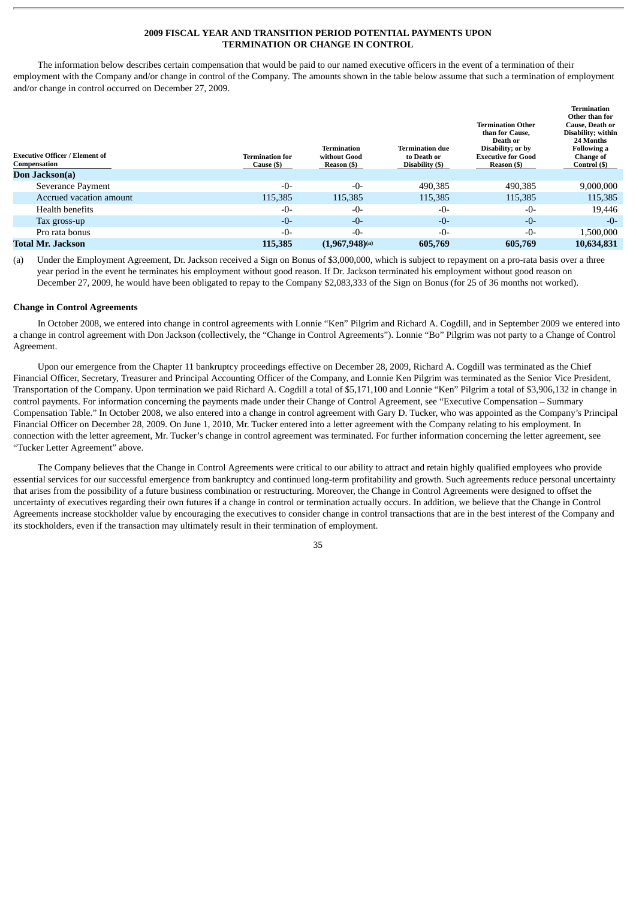## 2009 FISCAL YEAR AND TRANSITION PERIOD POTENTIAL PAYMENTS UPON TERMINATION OR CHANGE IN CONTROL

The information below describes certain compensation that would be paid to our named executive officers in the event of a termination of their employment with the Company and/or change in control of the Company. The amounts shown in the table below assume that such a termination of employment and/or change in control occurred on December 27, 2009.

| Executive Officer / Element of Compensation | Termination for Cause ($) | Termination without Good Reason ($) | Termination due to Death or Disability ($) | Termination Other than for Cause, Death or Disability; or by Executive for Good Reason ($) | Termination Other than for Cause, Death or Disability; within 24 Months Following a Change of Control ($) |
|---|---|---|---|---|---|
| **Don Jackson(a)** | | | | | |
| Severance Payment | -0- | -0- | 490,385 | 490,385 | 9,000,000 |
| Accrued vacation amount | 115,385 | 115,385 | 115,385 | 115,385 | 115,385 |
| Health benefits | -0- | -0- | -0- | -0- | 19,446 |
| Tax gross-up | -0- | -0- | -0- | -0- | -0- |
| Pro rata bonus | -0- | -0- | -0- | -0- | 1,500,000 |
| **Total Mr. Jackson** | **115,385** | **(1,967,948)(a)** | **605,769** | **605,769** | **10,634,831** |

(a) Under the Employment Agreement, Dr. Jackson received a Sign on Bonus of $3,000,000, which is subject to repayment on a pro-rata basis over a three year period in the event he terminates his employment without good reason. If Dr. Jackson terminated his employment without good reason on December 27, 2009, he would have been obligated to repay to the Company $2,083,333 of the Sign on Bonus (for 25 of 36 months not worked).

**Change in Control Agreements**

In October 2008, we entered into change in control agreements with Lonnie "Ken" Pilgrim and Richard A. Cogdill, and in September 2009 we entered into a change in control agreement with Don Jackson (collectively, the "Change in Control Agreements"). Lonnie "Bo" Pilgrim was not party to a Change of Control Agreement.

Upon our emergence from the Chapter 11 bankruptcy proceedings effective on December 28, 2009, Richard A. Cogdill was terminated as the Chief Financial Officer, Secretary, Treasurer and Principal Accounting Officer of the Company, and Lonnie Ken Pilgrim was terminated as the Senior Vice President, Transportation of the Company. Upon termination we paid Richard A. Cogdill a total of $5,171,100 and Lonnie "Ken" Pilgrim a total of $3,906,132 in change in control payments. For information concerning the payments made under their Change of Control Agreement, see "Executive Compensation – Summary Compensation Table." In October 2008, we also entered into a change in control agreement with Gary D. Tucker, who was appointed as the Company's Principal Financial Officer on December 28, 2009. On June 1, 2010, Mr. Tucker entered into a letter agreement with the Company relating to his employment. In connection with the letter agreement, Mr. Tucker's change in control agreement was terminated. For further information concerning the letter agreement, see "Tucker Letter Agreement" above.

The Company believes that the Change in Control Agreements were critical to our ability to attract and retain highly qualified employees who provide essential services for our successful emergence from bankruptcy and continued long-term profitability and growth. Such agreements reduce personal uncertainty that arises from the possibility of a future business combination or restructuring. Moreover, the Change in Control Agreements were designed to offset the uncertainty of executives regarding their own futures if a change in control or termination actually occurs. In addition, we believe that the Change in Control Agreements increase stockholder value by encouraging the executives to consider change in control transactions that are in the best interest of the Company and its stockholders, even if the transaction may ultimately result in their termination of employment.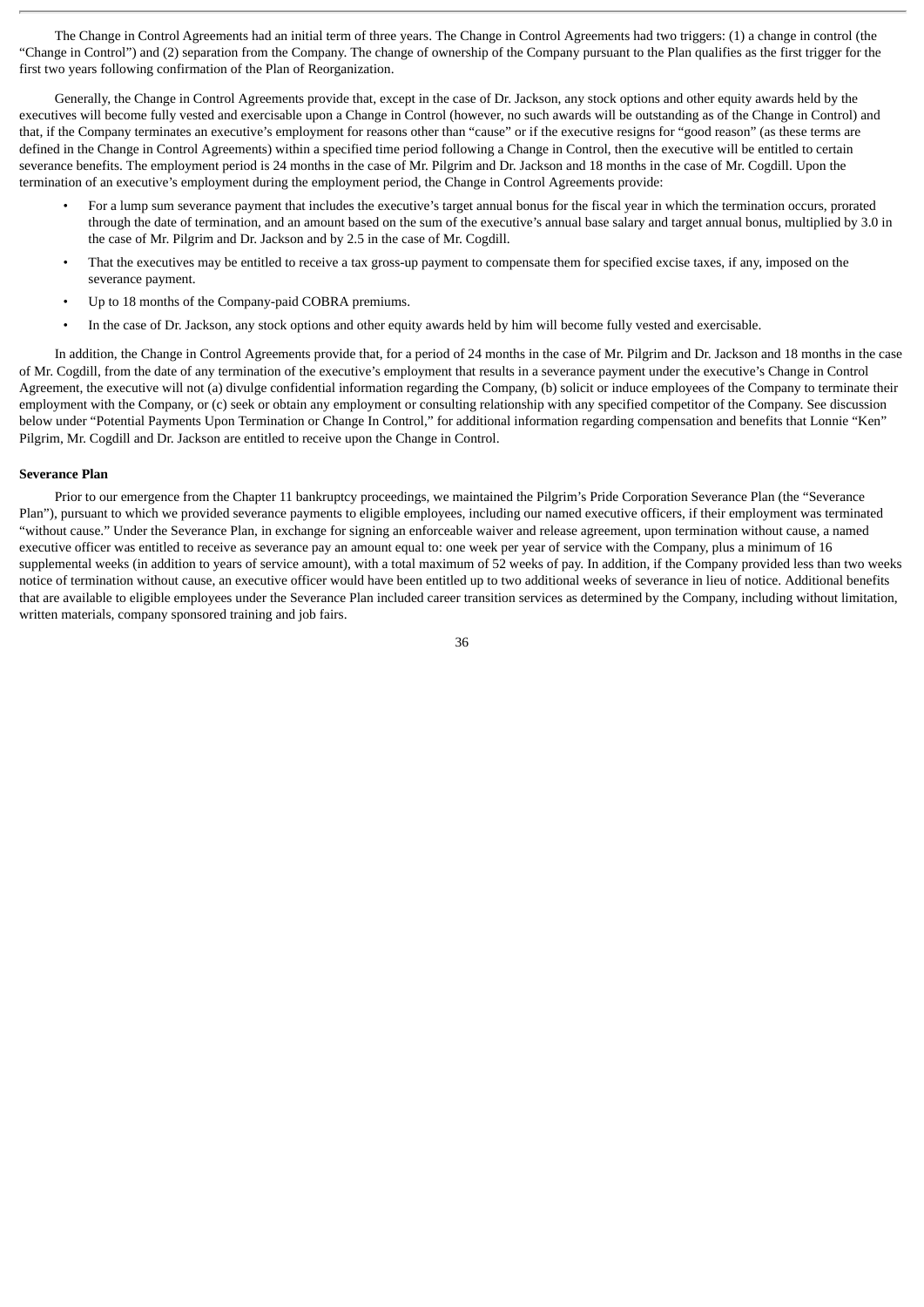The Change in Control Agreements had an initial term of three years. The Change in Control Agreements had two triggers: (1) a change in control (the "Change in Control") and (2) separation from the Company. The change of ownership of the Company pursuant to the Plan qualifies as the first trigger for the first two years following confirmation of the Plan of Reorganization.

Generally, the Change in Control Agreements provide that, except in the case of Dr. Jackson, any stock options and other equity awards held by the executives will become fully vested and exercisable upon a Change in Control (however, no such awards will be outstanding as of the Change in Control) and that, if the Company terminates an executive's employment for reasons other than "cause" or if the executive resigns for "good reason" (as these terms are defined in the Change in Control Agreements) within a specified time period following a Change in Control, then the executive will be entitled to certain severance benefits. The employment period is 24 months in the case of Mr. Pilgrim and Dr. Jackson and 18 months in the case of Mr. Cogdill. Upon the termination of an executive's employment during the employment period, the Change in Control Agreements provide:

- For a lump sum severance payment that includes the executive's target annual bonus for the fiscal year in which the termination occurs, prorated through the date of termination, and an amount based on the sum of the executive's annual base salary and target annual bonus, multiplied by 3.0 in the case of Mr. Pilgrim and Dr. Jackson and by 2.5 in the case of Mr. Cogdill.
- That the executives may be entitled to receive a tax gross-up payment to compensate them for specified excise taxes, if any, imposed on the severance payment.
- Up to 18 months of the Company-paid COBRA premiums.
- In the case of Dr. Jackson, any stock options and other equity awards held by him will become fully vested and exercisable.

In addition, the Change in Control Agreements provide that, for a period of 24 months in the case of Mr. Pilgrim and Dr. Jackson and 18 months in the case of Mr. Cogdill, from the date of any termination of the executive's employment that results in a severance payment under the executive's Change in Control Agreement, the executive will not (a) divulge confidential information regarding the Company, (b) solicit or induce employees of the Company to terminate their employment with the Company, or (c) seek or obtain any employment or consulting relationship with any specified competitor of the Company. See discussion below under "Potential Payments Upon Termination or Change In Control," for additional information regarding compensation and benefits that Lonnie "Ken" Pilgrim, Mr. Cogdill and Dr. Jackson are entitled to receive upon the Change in Control.

**Severance Plan**

Prior to our emergence from the Chapter 11 bankruptcy proceedings, we maintained the Pilgrim's Pride Corporation Severance Plan (the "Severance Plan"), pursuant to which we provided severance payments to eligible employees, including our named executive officers, if their employment was terminated "without cause." Under the Severance Plan, in exchange for signing an enforceable waiver and release agreement, upon termination without cause, a named executive officer was entitled to receive as severance pay an amount equal to: one week per year of service with the Company, plus a minimum of 16 supplemental weeks (in addition to years of service amount), with a total maximum of 52 weeks of pay. In addition, if the Company provided less than two weeks notice of termination without cause, an executive officer would have been entitled up to two additional weeks of severance in lieu of notice. Additional benefits that are available to eligible employees under the Severance Plan included career transition services as determined by the Company, including without limitation, written materials, company sponsored training and job fairs.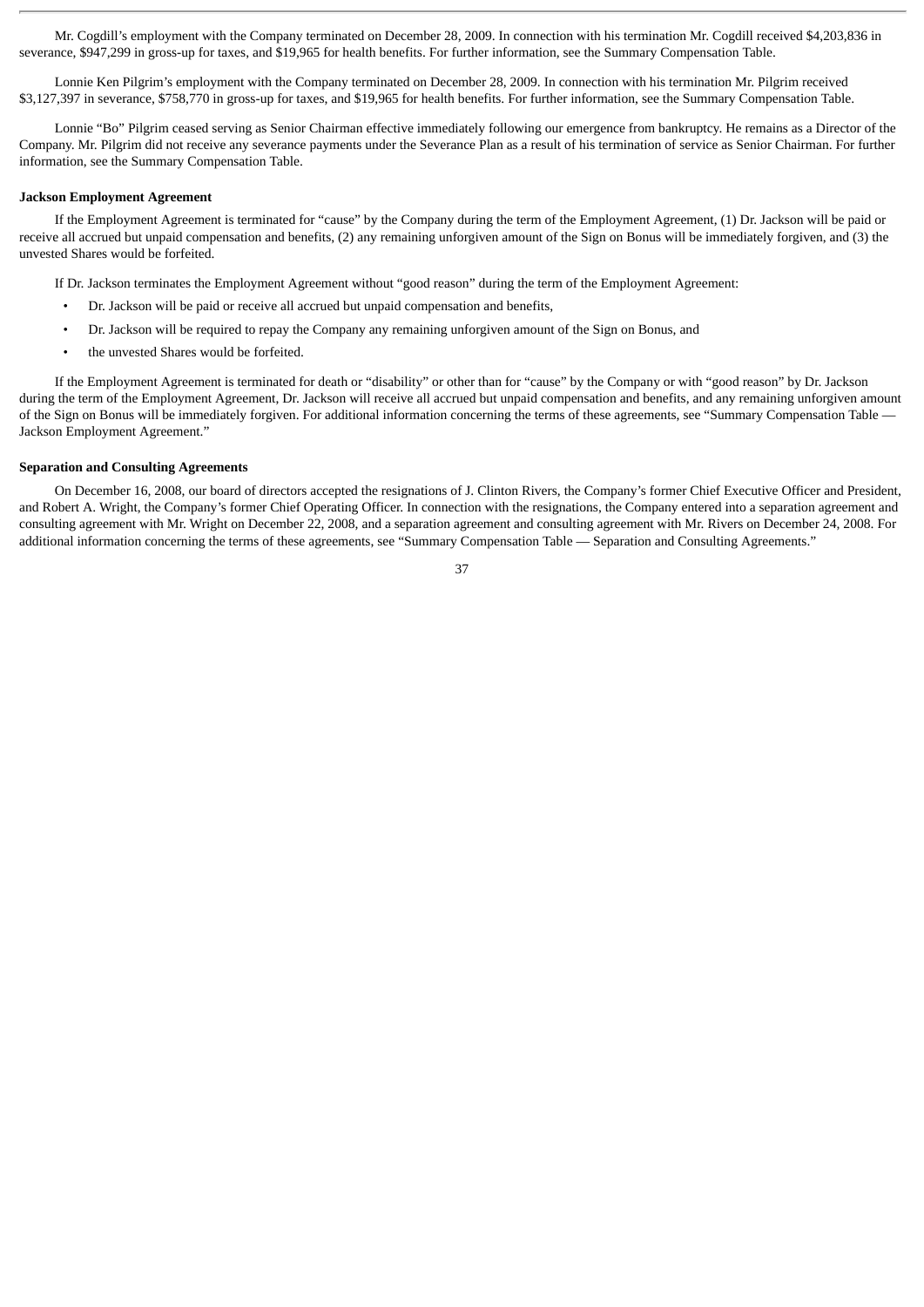Mr. Cogdill's employment with the Company terminated on December 28, 2009. In connection with his termination Mr. Cogdill received $4,203,836 in severance, $947,299 in gross-up for taxes, and $19,965 for health benefits. For further information, see the Summary Compensation Table.

Lonnie Ken Pilgrim's employment with the Company terminated on December 28, 2009. In connection with his termination Mr. Pilgrim received $3,127,397 in severance, $758,770 in gross-up for taxes, and $19,965 for health benefits. For further information, see the Summary Compensation Table.

Lonnie "Bo" Pilgrim ceased serving as Senior Chairman effective immediately following our emergence from bankruptcy. He remains as a Director of the Company. Mr. Pilgrim did not receive any severance payments under the Severance Plan as a result of his termination of service as Senior Chairman. For further information, see the Summary Compensation Table.

**Jackson Employment Agreement**

If the Employment Agreement is terminated for "cause" by the Company during the term of the Employment Agreement, (1) Dr. Jackson will be paid or receive all accrued but unpaid compensation and benefits, (2) any remaining unforgiven amount of the Sign on Bonus will be immediately forgiven, and (3) the unvested Shares would be forfeited.

If Dr. Jackson terminates the Employment Agreement without "good reason" during the term of the Employment Agreement:

- Dr. Jackson will be paid or receive all accrued but unpaid compensation and benefits,
- Dr. Jackson will be required to repay the Company any remaining unforgiven amount of the Sign on Bonus, and
- the unvested Shares would be forfeited.

If the Employment Agreement is terminated for death or "disability" or other than for "cause" by the Company or with "good reason" by Dr. Jackson during the term of the Employment Agreement, Dr. Jackson will receive all accrued but unpaid compensation and benefits, and any remaining unforgiven amount of the Sign on Bonus will be immediately forgiven. For additional information concerning the terms of these agreements, see "Summary Compensation Table — Jackson Employment Agreement."

**Separation and Consulting Agreements**

On December 16, 2008, our board of directors accepted the resignations of J. Clinton Rivers, the Company's former Chief Executive Officer and President, and Robert A. Wright, the Company's former Chief Operating Officer. In connection with the resignations, the Company entered into a separation agreement and consulting agreement with Mr. Wright on December 22, 2008, and a separation agreement and consulting agreement with Mr. Rivers on December 24, 2008. For additional information concerning the terms of these agreements, see "Summary Compensation Table — Separation and Consulting Agreements."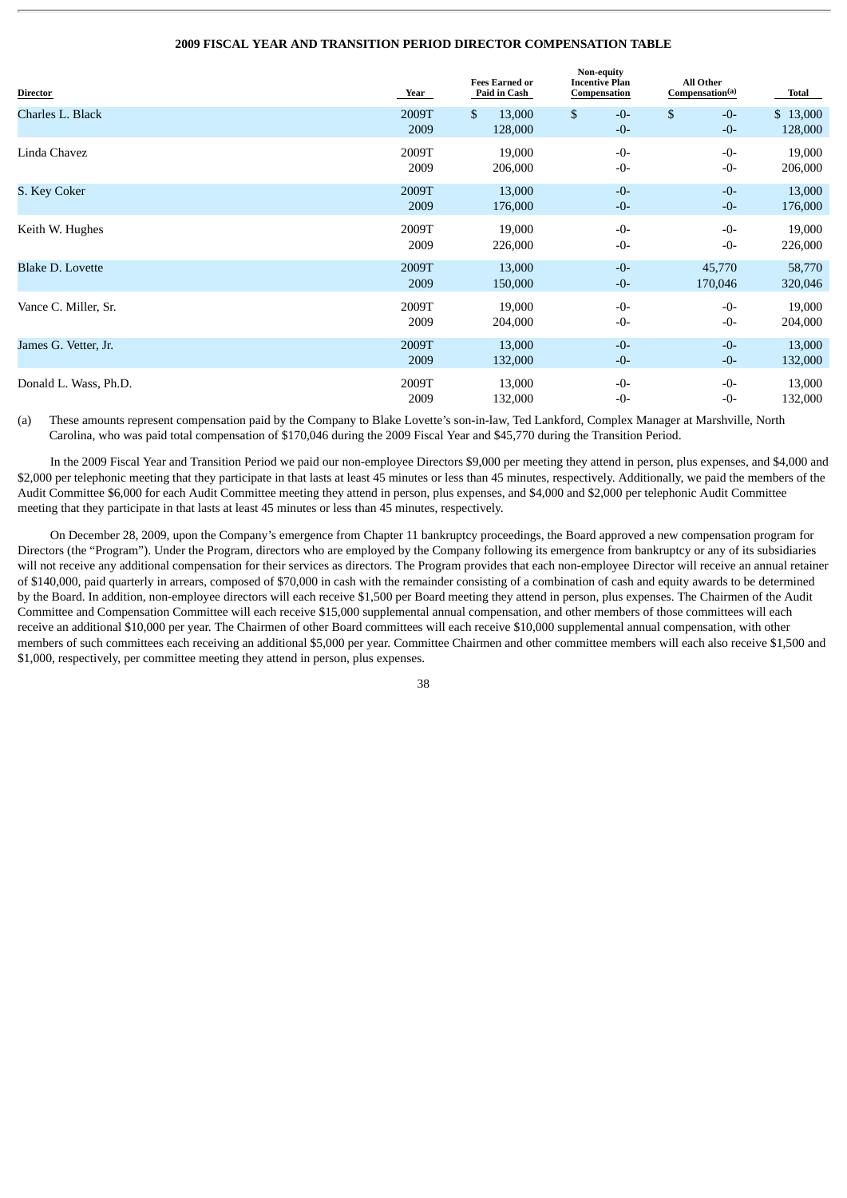**2009 FISCAL YEAR AND TRANSITION PERIOD DIRECTOR COMPENSATION TABLE**

| Director | Year | Fees Earned or Paid in Cash | Non-equity Incentive Plan Compensation | All Other Compensation[(a)] | Total |
|---|---|---|---|---|---|
| Charles L. Black | 2009T | $ 13,000 | $ -0- | $ -0- | $ 13,000 |
| | 2009 | 128,000 | -0- | -0- | 128,000 |
| Linda Chavez | 2009T | 19,000 | -0- | -0- | 19,000 |
| | 2009 | 206,000 | -0- | -0- | 206,000 |
| S. Key Coker | 2009T | 13,000 | -0- | -0- | 13,000 |
| | 2009 | 176,000 | -0- | -0- | 176,000 |
| Keith W. Hughes | 2009T | 19,000 | -0- | -0- | 19,000 |
| | 2009 | 226,000 | -0- | -0- | 226,000 |
| Blake D. Lovette | 2009T | 13,000 | -0- | 45,770 | 58,770 |
| | 2009 | 150,000 | -0- | 170,046 | 320,046 |
| Vance C. Miller, Sr. | 2009T | 19,000 | -0- | -0- | 19,000 |
| | 2009 | 204,000 | -0- | -0- | 204,000 |
| James G. Vetter, Jr. | 2009T | 13,000 | -0- | -0- | 13,000 |
| | 2009 | 132,000 | -0- | -0- | 132,000 |
| Donald L. Wass, Ph.D. | 2009T | 13,000 | -0- | -0- | 13,000 |
| | 2009 | 132,000 | -0- | -0- | 132,000 |

(a) These amounts represent compensation paid by the Company to Blake Lovette's son-in-law, Ted Lankford, Complex Manager at Marshville, North Carolina, who was paid total compensation of $170,046 during the 2009 Fiscal Year and $45,770 during the Transition Period.

In the 2009 Fiscal Year and Transition Period we paid our non-employee Directors $9,000 per meeting they attend in person, plus expenses, and $4,000 and $2,000 per telephonic meeting that they participate in that lasts at least 45 minutes or less than 45 minutes, respectively. Additionally, we paid the members of the Audit Committee $6,000 for each Audit Committee meeting they attend in person, plus expenses, and $4,000 and $2,000 per telephonic Audit Committee meeting that they participate in that lasts at least 45 minutes or less than 45 minutes, respectively.

On December 28, 2009, upon the Company's emergence from Chapter 11 bankruptcy proceedings, the Board approved a new compensation program for Directors (the "Program"). Under the Program, directors who are employed by the Company following its emergence from bankruptcy or any of its subsidiaries will not receive any additional compensation for their services as directors. The Program provides that each non-employee Director will receive an annual retainer of $140,000, paid quarterly in arrears, composed of $70,000 in cash with the remainder consisting of a combination of cash and equity awards to be determined by the Board. In addition, non-employee directors will each receive $1,500 per Board meeting they attend in person, plus expenses. The Chairmen of the Audit Committee and Compensation Committee will each receive $15,000 supplemental annual compensation, and other members of those committees will each receive an additional $10,000 per year. The Chairmen of other Board committees will each receive $10,000 supplemental annual compensation, with other members of such committees each receiving an additional $5,000 per year. Committee Chairmen and other committee members will each also receive $1,500 and $1,000, respectively, per committee meeting they attend in person, plus expenses.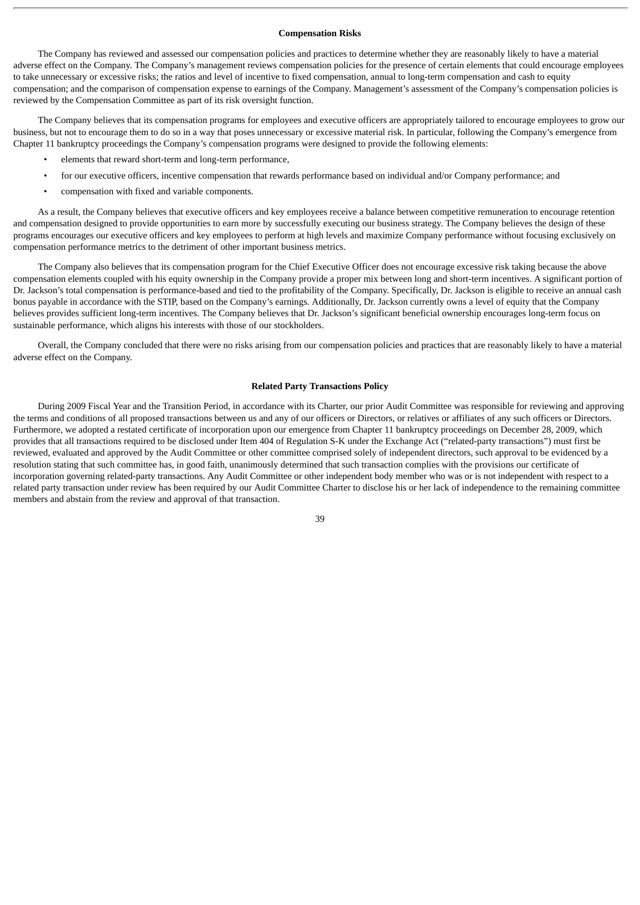### Compensation Risks

The Company has reviewed and assessed our compensation policies and practices to determine whether they are reasonably likely to have a material adverse effect on the Company. The Company's management reviews compensation policies for the presence of certain elements that could encourage employees to take unnecessary or excessive risks; the ratios and level of incentive to fixed compensation, annual to long-term compensation and cash to equity compensation; and the comparison of compensation expense to earnings of the Company. Management's assessment of the Company's compensation policies is reviewed by the Compensation Committee as part of its risk oversight function.

The Company believes that its compensation programs for employees and executive officers are appropriately tailored to encourage employees to grow our business, but not to encourage them to do so in a way that poses unnecessary or excessive material risk. In particular, following the Company's emergence from Chapter 11 bankruptcy proceedings the Company's compensation programs were designed to provide the following elements:

- elements that reward short-term and long-term performance,
- for our executive officers, incentive compensation that rewards performance based on individual and/or Company performance; and
- compensation with fixed and variable components.

As a result, the Company believes that executive officers and key employees receive a balance between competitive remuneration to encourage retention and compensation designed to provide opportunities to earn more by successfully executing our business strategy. The Company believes the design of these programs encourages our executive officers and key employees to perform at high levels and maximize Company performance without focusing exclusively on compensation performance metrics to the detriment of other important business metrics.

The Company also believes that its compensation program for the Chief Executive Officer does not encourage excessive risk taking because the above compensation elements coupled with his equity ownership in the Company provide a proper mix between long and short-term incentives. A significant portion of Dr. Jackson's total compensation is performance-based and tied to the profitability of the Company. Specifically, Dr. Jackson is eligible to receive an annual cash bonus payable in accordance with the STIP, based on the Company's earnings. Additionally, Dr. Jackson currently owns a level of equity that the Company believes provides sufficient long-term incentives. The Company believes that Dr. Jackson's significant beneficial ownership encourages long-term focus on sustainable performance, which aligns his interests with those of our stockholders.

Overall, the Company concluded that there were no risks arising from our compensation policies and practices that are reasonably likely to have a material adverse effect on the Company.

### Related Party Transactions Policy

During 2009 Fiscal Year and the Transition Period, in accordance with its Charter, our prior Audit Committee was responsible for reviewing and approving the terms and conditions of all proposed transactions between us and any of our officers or Directors, or relatives or affiliates of any such officers or Directors. Furthermore, we adopted a restated certificate of incorporation upon our emergence from Chapter 11 bankruptcy proceedings on December 28, 2009, which provides that all transactions required to be disclosed under Item 404 of Regulation S-K under the Exchange Act ("related-party transactions") must first be reviewed, evaluated and approved by the Audit Committee or other committee comprised solely of independent directors, such approval to be evidenced by a resolution stating that such committee has, in good faith, unanimously determined that such transaction complies with the provisions our certificate of incorporation governing related-party transactions. Any Audit Committee or other independent body member who was or is not independent with respect to a related party transaction under review has been required by our Audit Committee Charter to disclose his or her lack of independence to the remaining committee members and abstain from the review and approval of that transaction.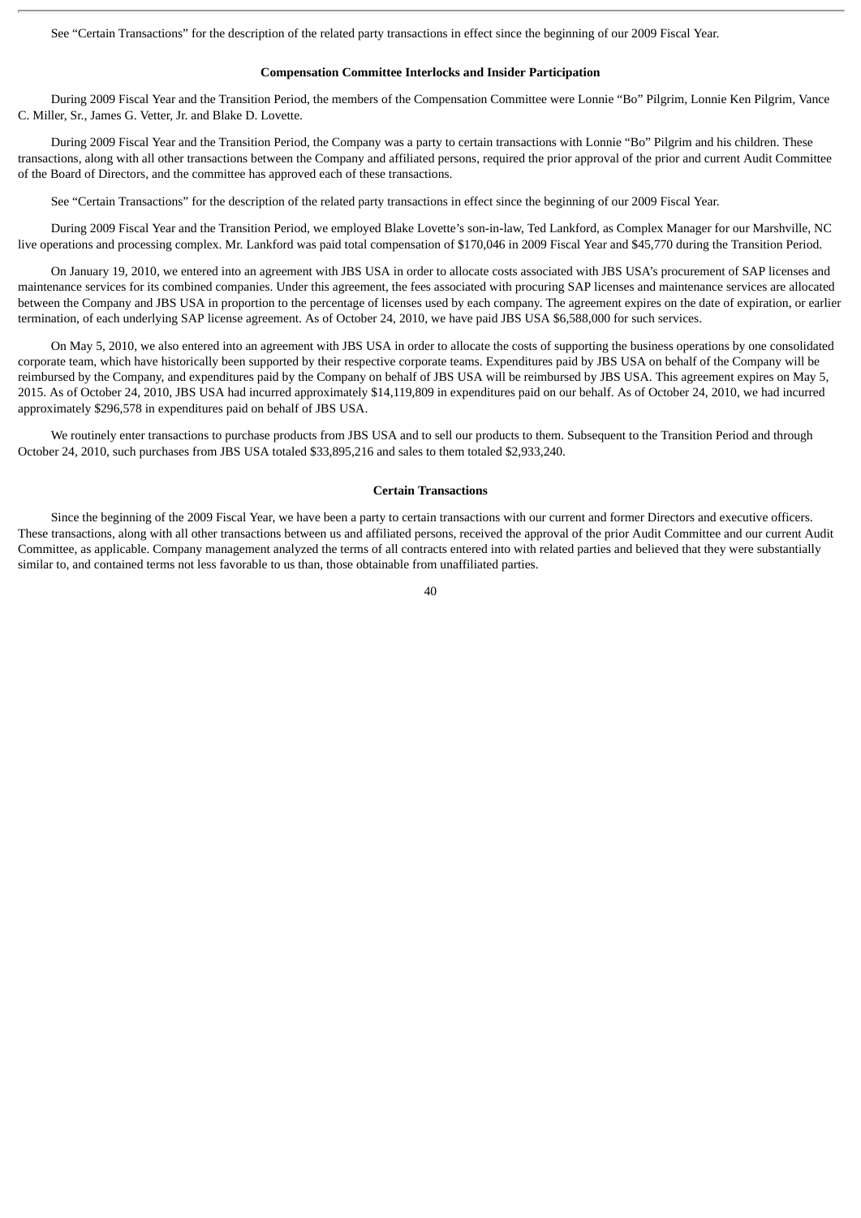See "Certain Transactions" for the description of the related party transactions in effect since the beginning of our 2009 Fiscal Year.

**Compensation Committee Interlocks and Insider Participation**

During 2009 Fiscal Year and the Transition Period, the members of the Compensation Committee were Lonnie "Bo" Pilgrim, Lonnie Ken Pilgrim, Vance C. Miller, Sr., James G. Vetter, Jr. and Blake D. Lovette.

During 2009 Fiscal Year and the Transition Period, the Company was a party to certain transactions with Lonnie "Bo" Pilgrim and his children. These transactions, along with all other transactions between the Company and affiliated persons, required the prior approval of the prior and current Audit Committee of the Board of Directors, and the committee has approved each of these transactions.

See "Certain Transactions" for the description of the related party transactions in effect since the beginning of our 2009 Fiscal Year.

During 2009 Fiscal Year and the Transition Period, we employed Blake Lovette's son-in-law, Ted Lankford, as Complex Manager for our Marshville, NC live operations and processing complex. Mr. Lankford was paid total compensation of $170,046 in 2009 Fiscal Year and $45,770 during the Transition Period.

On January 19, 2010, we entered into an agreement with JBS USA in order to allocate costs associated with JBS USA's procurement of SAP licenses and maintenance services for its combined companies. Under this agreement, the fees associated with procuring SAP licenses and maintenance services are allocated between the Company and JBS USA in proportion to the percentage of licenses used by each company. The agreement expires on the date of expiration, or earlier termination, of each underlying SAP license agreement. As of October 24, 2010, we have paid JBS USA $6,588,000 for such services.

On May 5, 2010, we also entered into an agreement with JBS USA in order to allocate the costs of supporting the business operations by one consolidated corporate team, which have historically been supported by their respective corporate teams. Expenditures paid by JBS USA on behalf of the Company will be reimbursed by the Company, and expenditures paid by the Company on behalf of JBS USA will be reimbursed by JBS USA. This agreement expires on May 5, 2015. As of October 24, 2010, JBS USA had incurred approximately $14,119,809 in expenditures paid on our behalf. As of October 24, 2010, we had incurred approximately $296,578 in expenditures paid on behalf of JBS USA.

We routinely enter transactions to purchase products from JBS USA and to sell our products to them. Subsequent to the Transition Period and through October 24, 2010, such purchases from JBS USA totaled $33,895,216 and sales to them totaled $2,933,240.

**Certain Transactions**

Since the beginning of the 2009 Fiscal Year, we have been a party to certain transactions with our current and former Directors and executive officers. These transactions, along with all other transactions between us and affiliated persons, received the approval of the prior Audit Committee and our current Audit Committee, as applicable. Company management analyzed the terms of all contracts entered into with related parties and believed that they were substantially similar to, and contained terms not less favorable to us than, those obtainable from unaffiliated parties.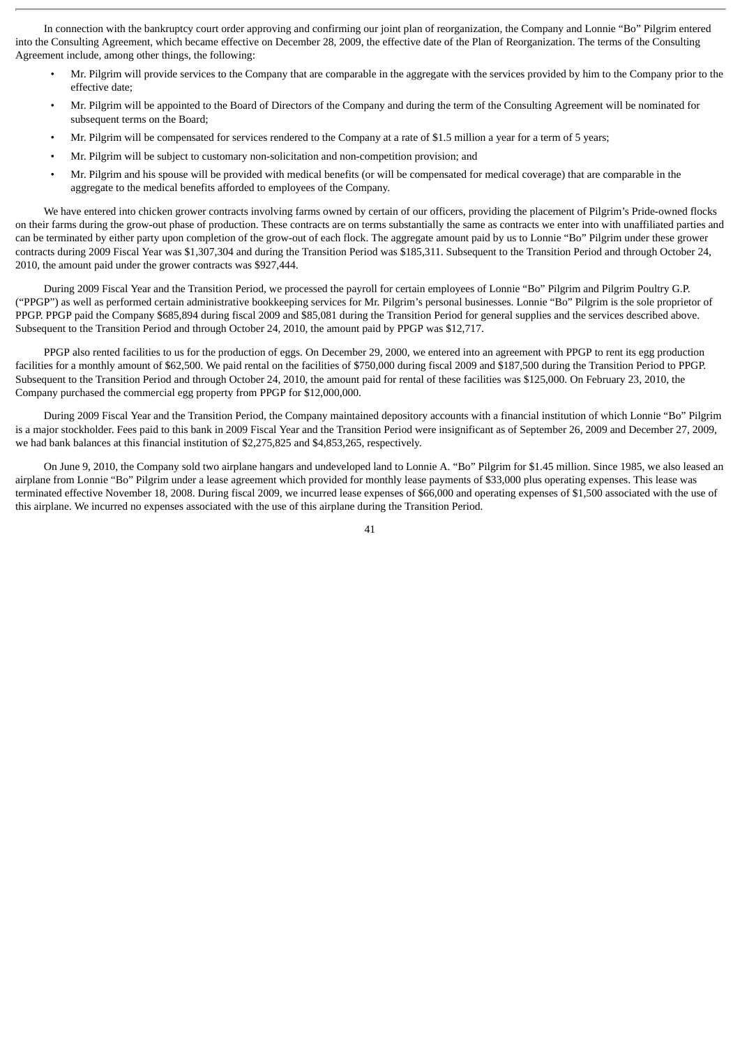In connection with the bankruptcy court order approving and confirming our joint plan of reorganization, the Company and Lonnie "Bo" Pilgrim entered into the Consulting Agreement, which became effective on December 28, 2009, the effective date of the Plan of Reorganization. The terms of the Consulting Agreement include, among other things, the following:

- Mr. Pilgrim will provide services to the Company that are comparable in the aggregate with the services provided by him to the Company prior to the effective date;
- Mr. Pilgrim will be appointed to the Board of Directors of the Company and during the term of the Consulting Agreement will be nominated for subsequent terms on the Board;
- Mr. Pilgrim will be compensated for services rendered to the Company at a rate of $1.5 million a year for a term of 5 years;
- Mr. Pilgrim will be subject to customary non-solicitation and non-competition provision; and
- Mr. Pilgrim and his spouse will be provided with medical benefits (or will be compensated for medical coverage) that are comparable in the aggregate to the medical benefits afforded to employees of the Company.

We have entered into chicken grower contracts involving farms owned by certain of our officers, providing the placement of Pilgrim's Pride-owned flocks on their farms during the grow-out phase of production. These contracts are on terms substantially the same as contracts we enter into with unaffiliated parties and can be terminated by either party upon completion of the grow-out of each flock. The aggregate amount paid by us to Lonnie "Bo" Pilgrim under these grower contracts during 2009 Fiscal Year was $1,307,304 and during the Transition Period was $185,311. Subsequent to the Transition Period and through October 24, 2010, the amount paid under the grower contracts was $927,444.

During 2009 Fiscal Year and the Transition Period, we processed the payroll for certain employees of Lonnie "Bo" Pilgrim and Pilgrim Poultry G.P. ("PPGP") as well as performed certain administrative bookkeeping services for Mr. Pilgrim's personal businesses. Lonnie "Bo" Pilgrim is the sole proprietor of PPGP. PPGP paid the Company $685,894 during fiscal 2009 and $85,081 during the Transition Period for general supplies and the services described above. Subsequent to the Transition Period and through October 24, 2010, the amount paid by PPGP was $12,717.

PPGP also rented facilities to us for the production of eggs. On December 29, 2000, we entered into an agreement with PPGP to rent its egg production facilities for a monthly amount of $62,500. We paid rental on the facilities of $750,000 during fiscal 2009 and $187,500 during the Transition Period to PPGP. Subsequent to the Transition Period and through October 24, 2010, the amount paid for rental of these facilities was $125,000. On February 23, 2010, the Company purchased the commercial egg property from PPGP for $12,000,000.

During 2009 Fiscal Year and the Transition Period, the Company maintained depository accounts with a financial institution of which Lonnie "Bo" Pilgrim is a major stockholder. Fees paid to this bank in 2009 Fiscal Year and the Transition Period were insignificant as of September 26, 2009 and December 27, 2009, we had bank balances at this financial institution of $2,275,825 and $4,853,265, respectively.

On June 9, 2010, the Company sold two airplane hangars and undeveloped land to Lonnie A. "Bo" Pilgrim for $1.45 million. Since 1985, we also leased an airplane from Lonnie "Bo" Pilgrim under a lease agreement which provided for monthly lease payments of $33,000 plus operating expenses. This lease was terminated effective November 18, 2008. During fiscal 2009, we incurred lease expenses of $66,000 and operating expenses of $1,500 associated with the use of this airplane. We incurred no expenses associated with the use of this airplane during the Transition Period.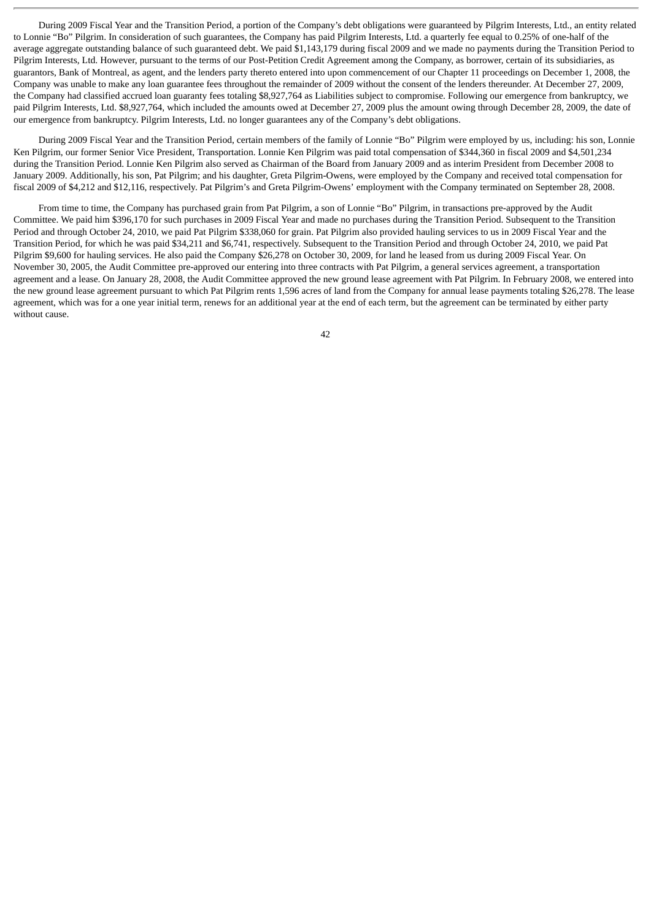During 2009 Fiscal Year and the Transition Period, a portion of the Company's debt obligations were guaranteed by Pilgrim Interests, Ltd., an entity related to Lonnie "Bo" Pilgrim. In consideration of such guarantees, the Company has paid Pilgrim Interests, Ltd. a quarterly fee equal to 0.25% of one-half of the average aggregate outstanding balance of such guaranteed debt. We paid $1,143,179 during fiscal 2009 and we made no payments during the Transition Period to Pilgrim Interests, Ltd. However, pursuant to the terms of our Post-Petition Credit Agreement among the Company, as borrower, certain of its subsidiaries, as guarantors, Bank of Montreal, as agent, and the lenders party thereto entered into upon commencement of our Chapter 11 proceedings on December 1, 2008, the Company was unable to make any loan guarantee fees throughout the remainder of 2009 without the consent of the lenders thereunder. At December 27, 2009, the Company had classified accrued loan guaranty fees totaling $8,927,764 as Liabilities subject to compromise. Following our emergence from bankruptcy, we paid Pilgrim Interests, Ltd. $8,927,764, which included the amounts owed at December 27, 2009 plus the amount owing through December 28, 2009, the date of our emergence from bankruptcy. Pilgrim Interests, Ltd. no longer guarantees any of the Company's debt obligations.

During 2009 Fiscal Year and the Transition Period, certain members of the family of Lonnie "Bo" Pilgrim were employed by us, including: his son, Lonnie Ken Pilgrim, our former Senior Vice President, Transportation. Lonnie Ken Pilgrim was paid total compensation of $344,360 in fiscal 2009 and $4,501,234 during the Transition Period. Lonnie Ken Pilgrim also served as Chairman of the Board from January 2009 and as interim President from December 2008 to January 2009. Additionally, his son, Pat Pilgrim; and his daughter, Greta Pilgrim-Owens, were employed by the Company and received total compensation for fiscal 2009 of $4,212 and $12,116, respectively. Pat Pilgrim's and Greta Pilgrim-Owens' employment with the Company terminated on September 28, 2008.

From time to time, the Company has purchased grain from Pat Pilgrim, a son of Lonnie "Bo" Pilgrim, in transactions pre-approved by the Audit Committee. We paid him $396,170 for such purchases in 2009 Fiscal Year and made no purchases during the Transition Period. Subsequent to the Transition Period and through October 24, 2010, we paid Pat Pilgrim $338,060 for grain. Pat Pilgrim also provided hauling services to us in 2009 Fiscal Year and the Transition Period, for which he was paid $34,211 and $6,741, respectively. Subsequent to the Transition Period and through October 24, 2010, we paid Pat Pilgrim $9,600 for hauling services. He also paid the Company $26,278 on October 30, 2009, for land he leased from us during 2009 Fiscal Year. On November 30, 2005, the Audit Committee pre-approved our entering into three contracts with Pat Pilgrim, a general services agreement, a transportation agreement and a lease. On January 28, 2008, the Audit Committee approved the new ground lease agreement with Pat Pilgrim. In February 2008, we entered into the new ground lease agreement pursuant to which Pat Pilgrim rents 1,596 acres of land from the Company for annual lease payments totaling $26,278. The lease agreement, which was for a one year initial term, renews for an additional year at the end of each term, but the agreement can be terminated by either party without cause.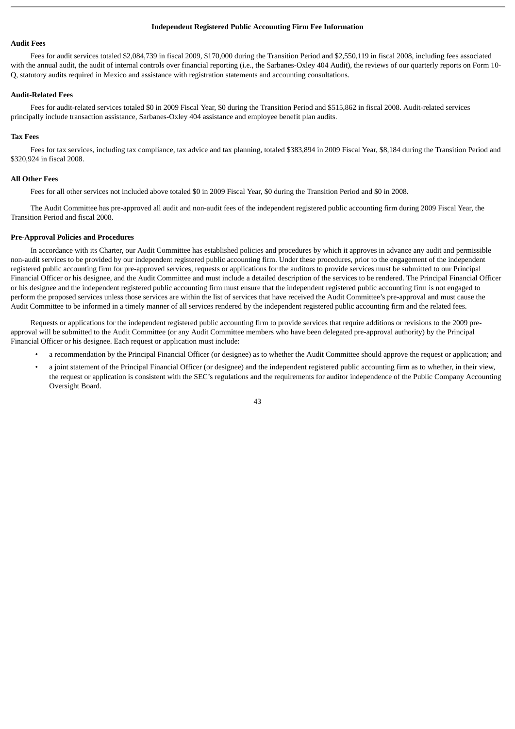## Independent Registered Public Accounting Firm Fee Information

### Audit Fees

Fees for audit services totaled $2,084,739 in fiscal 2009, $170,000 during the Transition Period and $2,550,119 in fiscal 2008, including fees associated with the annual audit, the audit of internal controls over financial reporting (i.e., the Sarbanes-Oxley 404 Audit), the reviews of our quarterly reports on Form 10-Q, statutory audits required in Mexico and assistance with registration statements and accounting consultations.

### Audit-Related Fees

Fees for audit-related services totaled $0 in 2009 Fiscal Year, $0 during the Transition Period and $515,862 in fiscal 2008. Audit-related services principally include transaction assistance, Sarbanes-Oxley 404 assistance and employee benefit plan audits.

### Tax Fees

Fees for tax services, including tax compliance, tax advice and tax planning, totaled $383,894 in 2009 Fiscal Year, $8,184 during the Transition Period and $320,924 in fiscal 2008.

### All Other Fees

Fees for all other services not included above totaled $0 in 2009 Fiscal Year, $0 during the Transition Period and $0 in 2008.

The Audit Committee has pre-approved all audit and non-audit fees of the independent registered public accounting firm during 2009 Fiscal Year, the Transition Period and fiscal 2008.

### Pre-Approval Policies and Procedures

In accordance with its Charter, our Audit Committee has established policies and procedures by which it approves in advance any audit and permissible non-audit services to be provided by our independent registered public accounting firm. Under these procedures, prior to the engagement of the independent registered public accounting firm for pre-approved services, requests or applications for the auditors to provide services must be submitted to our Principal Financial Officer or his designee, and the Audit Committee and must include a detailed description of the services to be rendered. The Principal Financial Officer or his designee and the independent registered public accounting firm must ensure that the independent registered public accounting firm is not engaged to perform the proposed services unless those services are within the list of services that have received the Audit Committee's pre-approval and must cause the Audit Committee to be informed in a timely manner of all services rendered by the independent registered public accounting firm and the related fees.

Requests or applications for the independent registered public accounting firm to provide services that require additions or revisions to the 2009 pre-approval will be submitted to the Audit Committee (or any Audit Committee members who have been delegated pre-approval authority) by the Principal Financial Officer or his designee. Each request or application must include:

- a recommendation by the Principal Financial Officer (or designee) as to whether the Audit Committee should approve the request or application; and
- a joint statement of the Principal Financial Officer (or designee) and the independent registered public accounting firm as to whether, in their view, the request or application is consistent with the SEC's regulations and the requirements for auditor independence of the Public Company Accounting Oversight Board.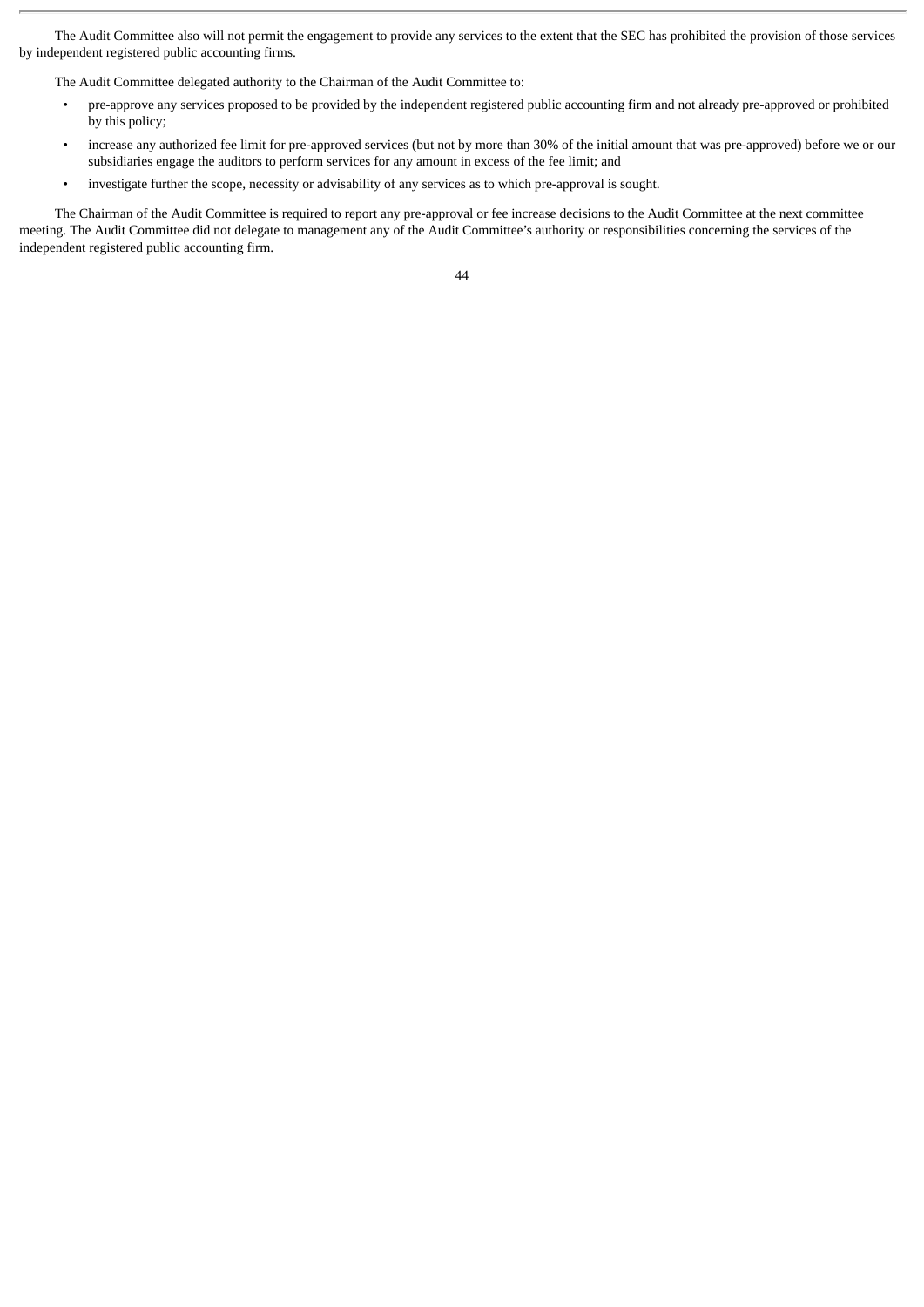The Audit Committee also will not permit the engagement to provide any services to the extent that the SEC has prohibited the provision of those services by independent registered public accounting firms.

The Audit Committee delegated authority to the Chairman of the Audit Committee to:

- pre-approve any services proposed to be provided by the independent registered public accounting firm and not already pre-approved or prohibited by this policy;
- increase any authorized fee limit for pre-approved services (but not by more than 30% of the initial amount that was pre-approved) before we or our subsidiaries engage the auditors to perform services for any amount in excess of the fee limit; and
- investigate further the scope, necessity or advisability of any services as to which pre-approval is sought.

The Chairman of the Audit Committee is required to report any pre-approval or fee increase decisions to the Audit Committee at the next committee meeting. The Audit Committee did not delegate to management any of the Audit Committee's authority or responsibilities concerning the services of the independent registered public accounting firm.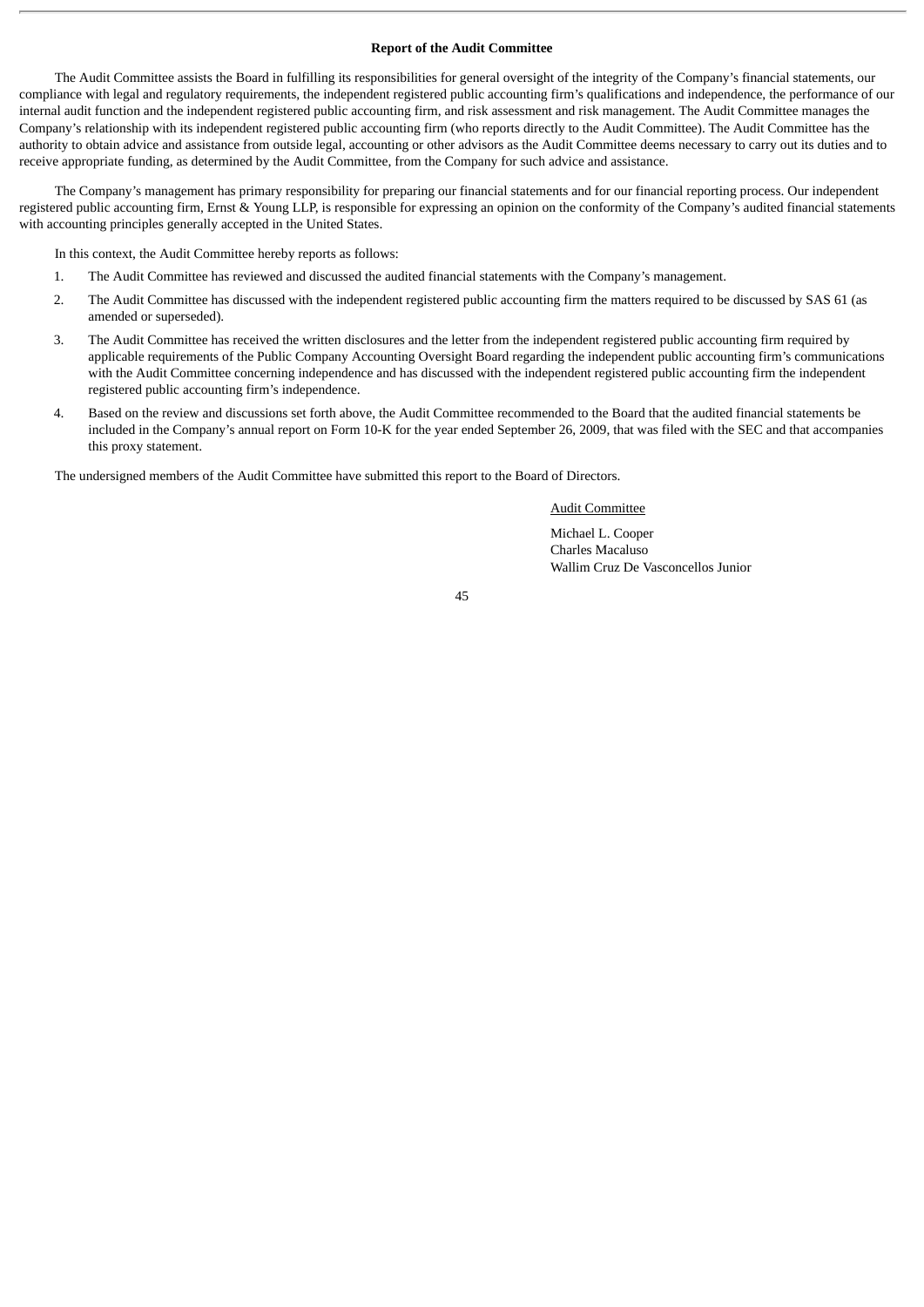**Report of the Audit Committee**

The Audit Committee assists the Board in fulfilling its responsibilities for general oversight of the integrity of the Company's financial statements, our compliance with legal and regulatory requirements, the independent registered public accounting firm's qualifications and independence, the performance of our internal audit function and the independent registered public accounting firm, and risk assessment and risk management. The Audit Committee manages the Company's relationship with its independent registered public accounting firm (who reports directly to the Audit Committee). The Audit Committee has the authority to obtain advice and assistance from outside legal, accounting or other advisors as the Audit Committee deems necessary to carry out its duties and to receive appropriate funding, as determined by the Audit Committee, from the Company for such advice and assistance.

The Company's management has primary responsibility for preparing our financial statements and for our financial reporting process. Our independent registered public accounting firm, Ernst & Young LLP, is responsible for expressing an opinion on the conformity of the Company's audited financial statements with accounting principles generally accepted in the United States.

In this context, the Audit Committee hereby reports as follows:

1. The Audit Committee has reviewed and discussed the audited financial statements with the Company's management.
2. The Audit Committee has discussed with the independent registered public accounting firm the matters required to be discussed by SAS 61 (as amended or superseded).
3. The Audit Committee has received the written disclosures and the letter from the independent registered public accounting firm required by applicable requirements of the Public Company Accounting Oversight Board regarding the independent public accounting firm's communications with the Audit Committee concerning independence and has discussed with the independent registered public accounting firm the independent registered public accounting firm's independence.
4. Based on the review and discussions set forth above, the Audit Committee recommended to the Board that the audited financial statements be included in the Company's annual report on Form 10-K for the year ended September 26, 2009, that was filed with the SEC and that accompanies this proxy statement.

The undersigned members of the Audit Committee have submitted this report to the Board of Directors.

Audit Committee

Michael L. Cooper
Charles Macaluso
Wallim Cruz De Vasconcellos Junior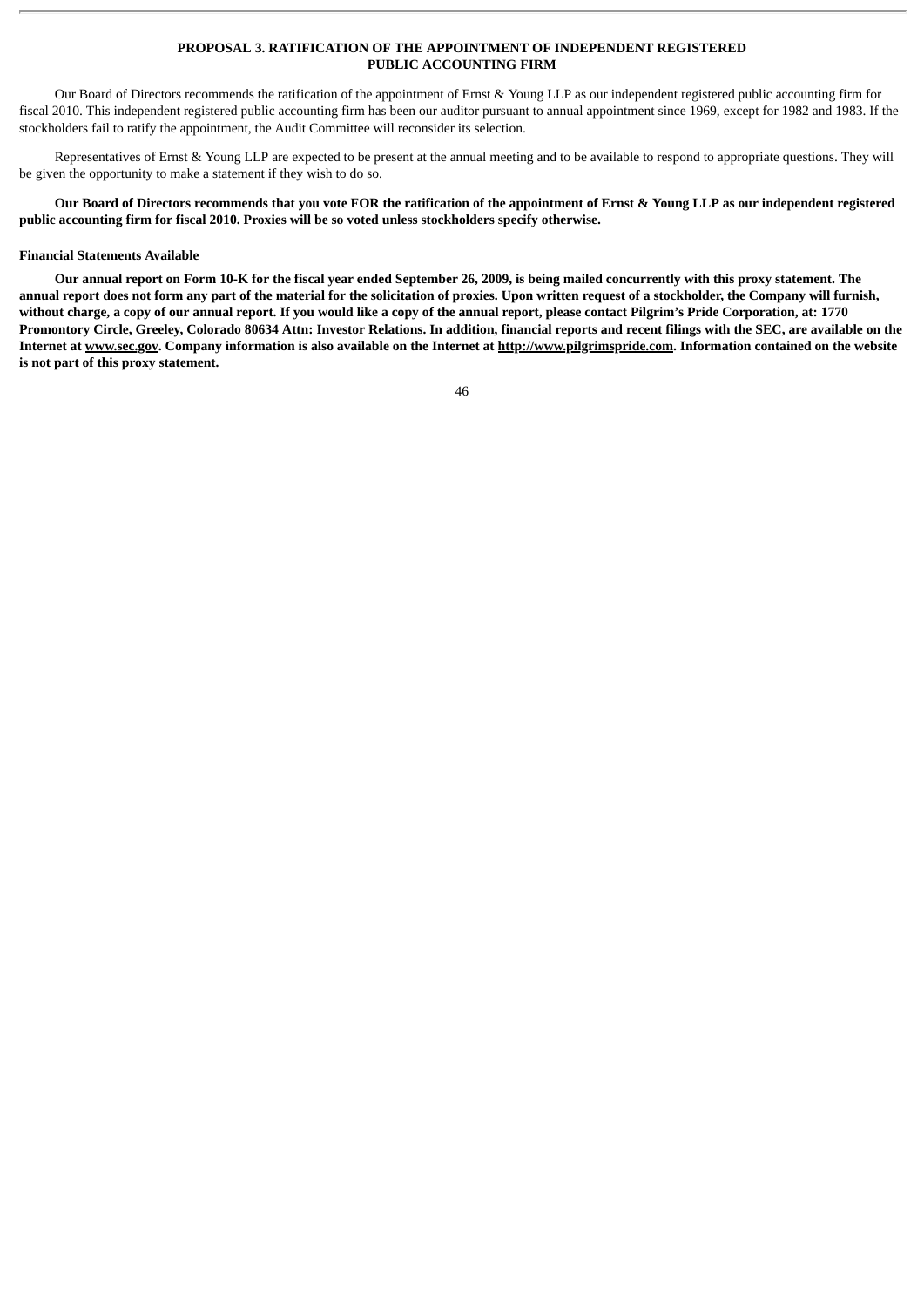## PROPOSAL 3. RATIFICATION OF THE APPOINTMENT OF INDEPENDENT REGISTERED PUBLIC ACCOUNTING FIRM

Our Board of Directors recommends the ratification of the appointment of Ernst & Young LLP as our independent registered public accounting firm for fiscal 2010. This independent registered public accounting firm has been our auditor pursuant to annual appointment since 1969, except for 1982 and 1983. If the stockholders fail to ratify the appointment, the Audit Committee will reconsider its selection.

Representatives of Ernst & Young LLP are expected to be present at the annual meeting and to be available to respond to appropriate questions. They will be given the opportunity to make a statement if they wish to do so.

**Our Board of Directors recommends that you vote FOR the ratification of the appointment of Ernst & Young LLP as our independent registered public accounting firm for fiscal 2010. Proxies will be so voted unless stockholders specify otherwise.**

**Financial Statements Available**

**Our annual report on Form 10-K for the fiscal year ended September 26, 2009, is being mailed concurrently with this proxy statement. The annual report does not form any part of the material for the solicitation of proxies. Upon written request of a stockholder, the Company will furnish, without charge, a copy of our annual report. If you would like a copy of the annual report, please contact Pilgrim's Pride Corporation, at: 1770 Promontory Circle, Greeley, Colorado 80634 Attn: Investor Relations. In addition, financial reports and recent filings with the SEC, are available on the Internet at www.sec.gov. Company information is also available on the Internet at http://www.pilgrimspride.com. Information contained on the website is not part of this proxy statement.**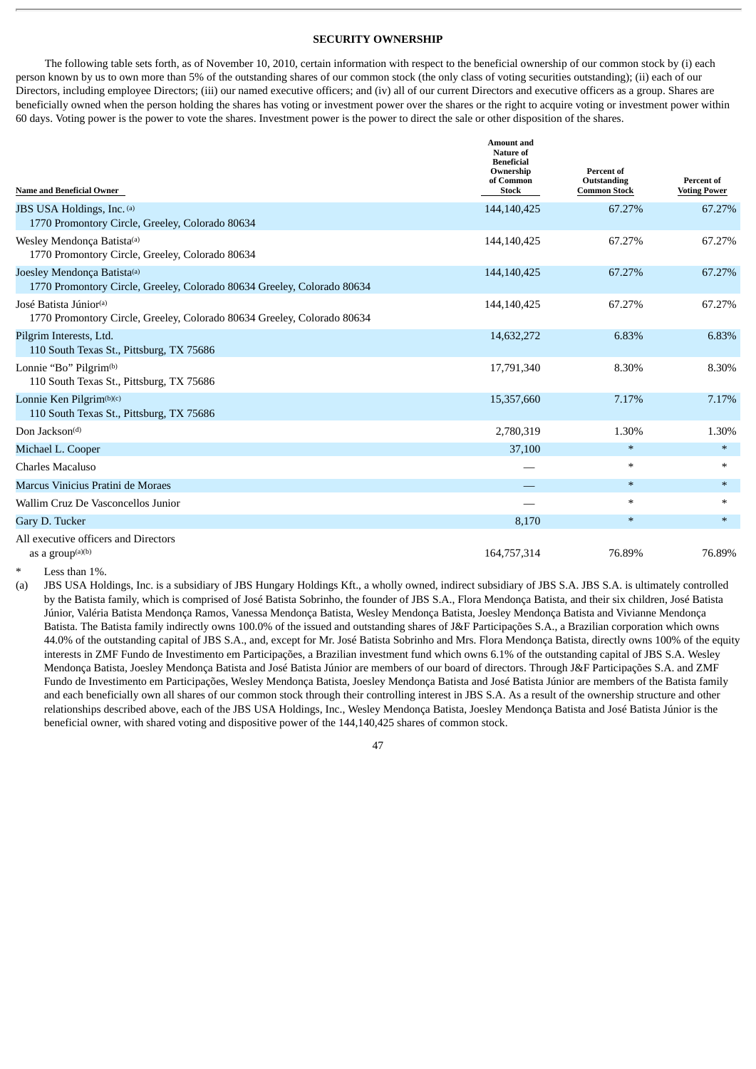## SECURITY OWNERSHIP

The following table sets forth, as of November 10, 2010, certain information with respect to the beneficial ownership of our common stock by (i) each person known by us to own more than 5% of the outstanding shares of our common stock (the only class of voting securities outstanding); (ii) each of our Directors, including employee Directors; (iii) our named executive officers; and (iv) all of our current Directors and executive officers as a group. Shares are beneficially owned when the person holding the shares has voting or investment power over the shares or the right to acquire voting or investment power within 60 days. Voting power is the power to vote the shares. Investment power is the power to direct the sale or other disposition of the shares.

| Name and Beneficial Owner | Amount and Nature of Beneficial Ownership of Common Stock | Percent of Outstanding Common Stock | Percent of Voting Power |
|---|---|---|---|
| JBS USA Holdings, Inc. [(a)]<br>1770 Promontory Circle, Greeley, Colorado 80634 | 144,140,425 | 67.27% | 67.27% |
| Wesley Mendonça Batista[(a)]<br>1770 Promontory Circle, Greeley, Colorado 80634 | 144,140,425 | 67.27% | 67.27% |
| Joesley Mendonça Batista[(a)]<br>1770 Promontory Circle, Greeley, Colorado 80634 Greeley, Colorado 80634 | 144,140,425 | 67.27% | 67.27% |
| José Batista Júnior[(a)]<br>1770 Promontory Circle, Greeley, Colorado 80634 Greeley, Colorado 80634 | 144,140,425 | 67.27% | 67.27% |
| Pilgrim Interests, Ltd.<br>110 South Texas St., Pittsburg, TX 75686 | 14,632,272 | 6.83% | 6.83% |
| Lonnie "Bo" Pilgrim[(b)]<br>110 South Texas St., Pittsburg, TX 75686 | 17,791,340 | 8.30% | 8.30% |
| Lonnie Ken Pilgrim[(b)(c)]<br>110 South Texas St., Pittsburg, TX 75686 | 15,357,660 | 7.17% | 7.17% |
| Don Jackson[(d)] | 2,780,319 | 1.30% | 1.30% |
| Michael L. Cooper | 37,100 | * | * |
| Charles Macaluso | — | * | * |
| Marcus Vinicius Pratini de Moraes | — | * | * |
| Wallim Cruz De Vasconcellos Junior | — | * | * |
| Gary D. Tucker | 8,170 | * | * |
| All executive officers and Directors as a group[(a)(b)] | 164,757,314 | 76.89% | 76.89% |

\* Less than 1%.

(a) JBS USA Holdings, Inc. is a subsidiary of JBS Hungary Holdings Kft., a wholly owned, indirect subsidiary of JBS S.A. JBS S.A. is ultimately controlled by the Batista family, which is comprised of José Batista Sobrinho, the founder of JBS S.A., Flora Mendonça Batista, and their six children, José Batista Júnior, Valéria Batista Mendonça Ramos, Vanessa Mendonça Batista, Wesley Mendonça Batista, Joesley Mendonça Batista and Vivianne Mendonça Batista. The Batista family indirectly owns 100.0% of the issued and outstanding shares of J&F Participações S.A., a Brazilian corporation which owns 44.0% of the outstanding capital of JBS S.A., and, except for Mr. José Batista Sobrinho and Mrs. Flora Mendonça Batista, directly owns 100% of the equity interests in ZMF Fundo de Investimento em Participações, a Brazilian investment fund which owns 6.1% of the outstanding capital of JBS S.A. Wesley Mendonça Batista, Joesley Mendonça Batista and José Batista Júnior are members of our board of directors. Through J&F Participações S.A. and ZMF Fundo de Investimento em Participações, Wesley Mendonça Batista, Joesley Mendonça Batista and José Batista Júnior are members of the Batista family and each beneficially own all shares of our common stock through their controlling interest in JBS S.A. As a result of the ownership structure and other relationships described above, each of the JBS USA Holdings, Inc., Wesley Mendonça Batista, Joesley Mendonça Batista and José Batista Júnior is the beneficial owner, with shared voting and dispositive power of the 144,140,425 shares of common stock.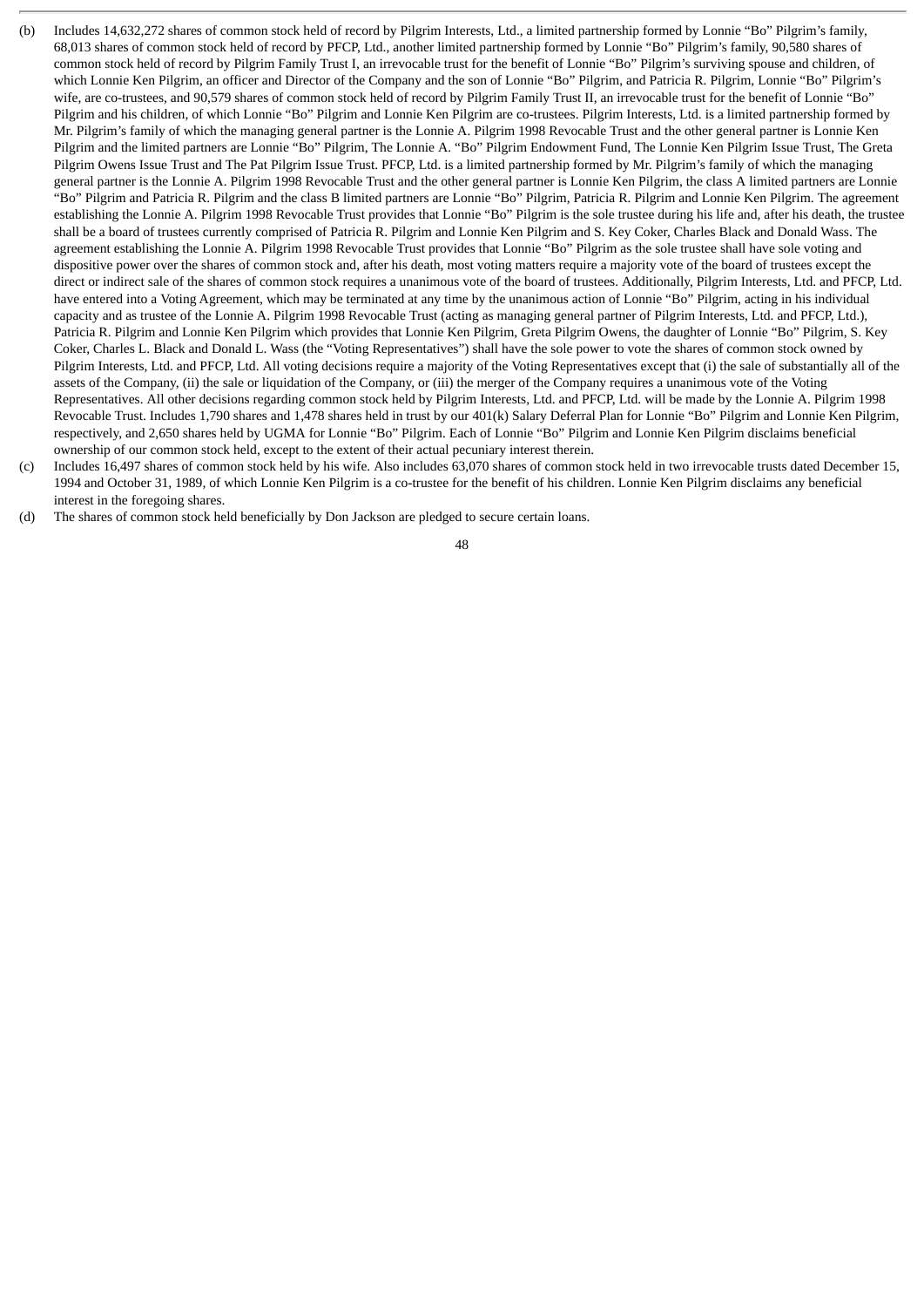(b) Includes 14,632,272 shares of common stock held of record by Pilgrim Interests, Ltd., a limited partnership formed by Lonnie "Bo" Pilgrim's family, 68,013 shares of common stock held of record by PFCP, Ltd., another limited partnership formed by Lonnie "Bo" Pilgrim's family, 90,580 shares of common stock held of record by Pilgrim Family Trust I, an irrevocable trust for the benefit of Lonnie "Bo" Pilgrim's surviving spouse and children, of which Lonnie Ken Pilgrim, an officer and Director of the Company and the son of Lonnie "Bo" Pilgrim, and Patricia R. Pilgrim, Lonnie "Bo" Pilgrim's wife, are co-trustees, and 90,579 shares of common stock held of record by Pilgrim Family Trust II, an irrevocable trust for the benefit of Lonnie "Bo" Pilgrim and his children, of which Lonnie "Bo" Pilgrim and Lonnie Ken Pilgrim are co-trustees. Pilgrim Interests, Ltd. is a limited partnership formed by Mr. Pilgrim's family of which the managing general partner is the Lonnie A. Pilgrim 1998 Revocable Trust and the other general partner is Lonnie Ken Pilgrim and the limited partners are Lonnie "Bo" Pilgrim, The Lonnie A. "Bo" Pilgrim Endowment Fund, The Lonnie Ken Pilgrim Issue Trust, The Greta Pilgrim Owens Issue Trust and The Pat Pilgrim Issue Trust. PFCP, Ltd. is a limited partnership formed by Mr. Pilgrim's family of which the managing general partner is the Lonnie A. Pilgrim 1998 Revocable Trust and the other general partner is Lonnie Ken Pilgrim, the class A limited partners are Lonnie "Bo" Pilgrim and Patricia R. Pilgrim and the class B limited partners are Lonnie "Bo" Pilgrim, Patricia R. Pilgrim and Lonnie Ken Pilgrim. The agreement establishing the Lonnie A. Pilgrim 1998 Revocable Trust provides that Lonnie "Bo" Pilgrim is the sole trustee during his life and, after his death, the trustee shall be a board of trustees currently comprised of Patricia R. Pilgrim and Lonnie Ken Pilgrim and S. Key Coker, Charles Black and Donald Wass. The agreement establishing the Lonnie A. Pilgrim 1998 Revocable Trust provides that Lonnie "Bo" Pilgrim as the sole trustee shall have sole voting and dispositive power over the shares of common stock and, after his death, most voting matters require a majority vote of the board of trustees except the direct or indirect sale of the shares of common stock requires a unanimous vote of the board of trustees. Additionally, Pilgrim Interests, Ltd. and PFCP, Ltd. have entered into a Voting Agreement, which may be terminated at any time by the unanimous action of Lonnie "Bo" Pilgrim, acting in his individual capacity and as trustee of the Lonnie A. Pilgrim 1998 Revocable Trust (acting as managing general partner of Pilgrim Interests, Ltd. and PFCP, Ltd.), Patricia R. Pilgrim and Lonnie Ken Pilgrim which provides that Lonnie Ken Pilgrim, Greta Pilgrim Owens, the daughter of Lonnie "Bo" Pilgrim, S. Key Coker, Charles L. Black and Donald L. Wass (the "Voting Representatives") shall have the sole power to vote the shares of common stock owned by Pilgrim Interests, Ltd. and PFCP, Ltd. All voting decisions require a majority of the Voting Representatives except that (i) the sale of substantially all of the assets of the Company, (ii) the sale or liquidation of the Company, or (iii) the merger of the Company requires a unanimous vote of the Voting Representatives. All other decisions regarding common stock held by Pilgrim Interests, Ltd. and PFCP, Ltd. will be made by the Lonnie A. Pilgrim 1998 Revocable Trust. Includes 1,790 shares and 1,478 shares held in trust by our 401(k) Salary Deferral Plan for Lonnie "Bo" Pilgrim and Lonnie Ken Pilgrim, respectively, and 2,650 shares held by UGMA for Lonnie "Bo" Pilgrim. Each of Lonnie "Bo" Pilgrim and Lonnie Ken Pilgrim disclaims beneficial ownership of our common stock held, except to the extent of their actual pecuniary interest therein.

(c) Includes 16,497 shares of common stock held by his wife. Also includes 63,070 shares of common stock held in two irrevocable trusts dated December 15, 1994 and October 31, 1989, of which Lonnie Ken Pilgrim is a co-trustee for the benefit of his children. Lonnie Ken Pilgrim disclaims any beneficial interest in the foregoing shares.

(d) The shares of common stock held beneficially by Don Jackson are pledged to secure certain loans.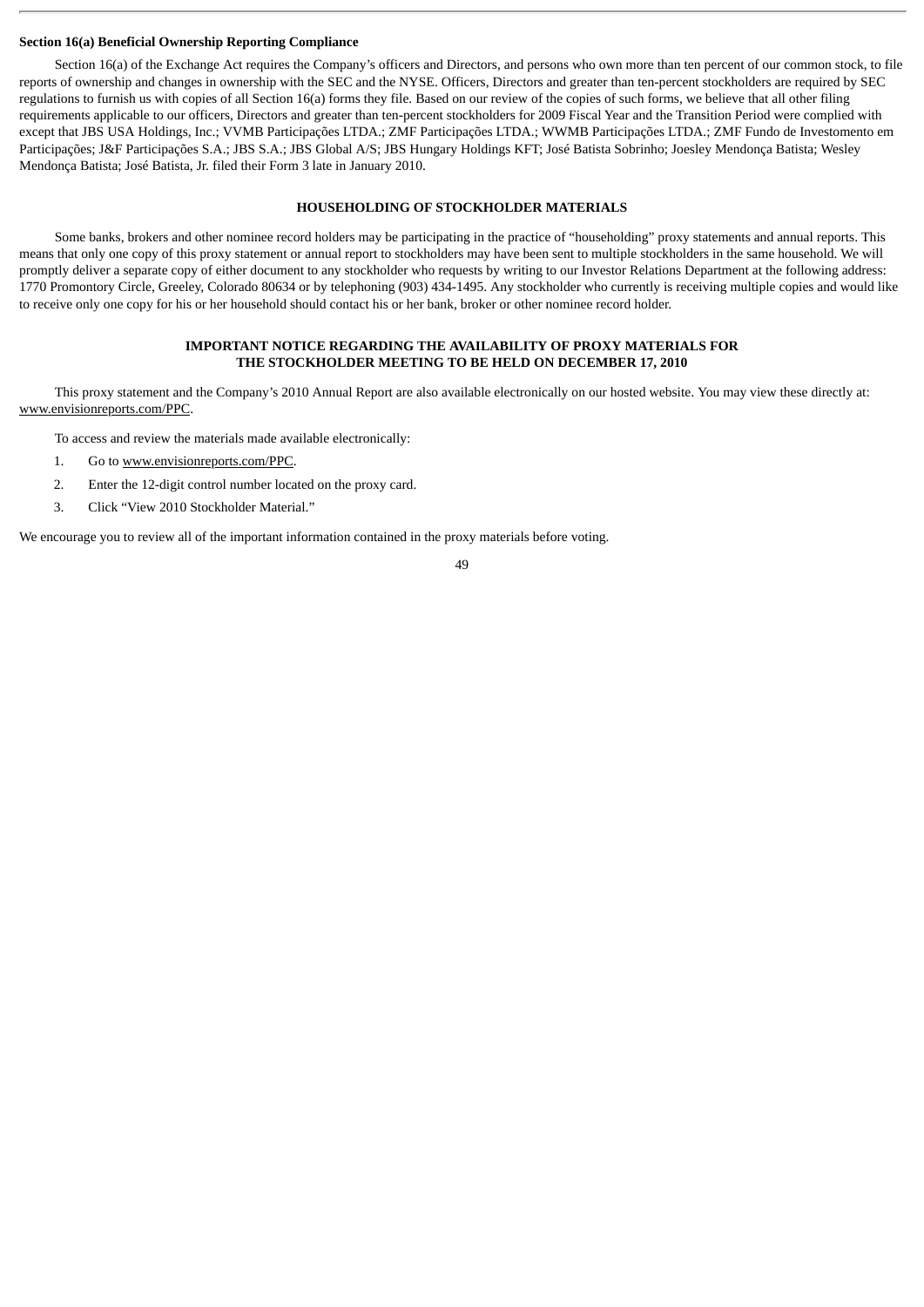**Section 16(a) Beneficial Ownership Reporting Compliance**

Section 16(a) of the Exchange Act requires the Company's officers and Directors, and persons who own more than ten percent of our common stock, to file reports of ownership and changes in ownership with the SEC and the NYSE. Officers, Directors and greater than ten-percent stockholders are required by SEC regulations to furnish us with copies of all Section 16(a) forms they file. Based on our review of the copies of such forms, we believe that all other filing requirements applicable to our officers, Directors and greater than ten-percent stockholders for 2009 Fiscal Year and the Transition Period were complied with except that JBS USA Holdings, Inc.; VVMB Participações LTDA.; ZMF Participações LTDA.; WWMB Participações LTDA.; ZMF Fundo de Investomento em Participações; J&F Participações S.A.; JBS S.A.; JBS Global A/S; JBS Hungary Holdings KFT; José Batista Sobrinho; Joesley Mendonça Batista; Wesley Mendonça Batista; José Batista, Jr. filed their Form 3 late in January 2010.

## HOUSEHOLDING OF STOCKHOLDER MATERIALS

Some banks, brokers and other nominee record holders may be participating in the practice of "householding" proxy statements and annual reports. This means that only one copy of this proxy statement or annual report to stockholders may have been sent to multiple stockholders in the same household. We will promptly deliver a separate copy of either document to any stockholder who requests by writing to our Investor Relations Department at the following address: 1770 Promontory Circle, Greeley, Colorado 80634 or by telephoning (903) 434-1495. Any stockholder who currently is receiving multiple copies and would like to receive only one copy for his or her household should contact his or her bank, broker or other nominee record holder.

## IMPORTANT NOTICE REGARDING THE AVAILABILITY OF PROXY MATERIALS FOR THE STOCKHOLDER MEETING TO BE HELD ON DECEMBER 17, 2010

This proxy statement and the Company's 2010 Annual Report are also available electronically on our hosted website. You may view these directly at: www.envisionreports.com/PPC.

To access and review the materials made available electronically:

1. Go to www.envisionreports.com/PPC.
2. Enter the 12-digit control number located on the proxy card.
3. Click "View 2010 Stockholder Material."

We encourage you to review all of the important information contained in the proxy materials before voting.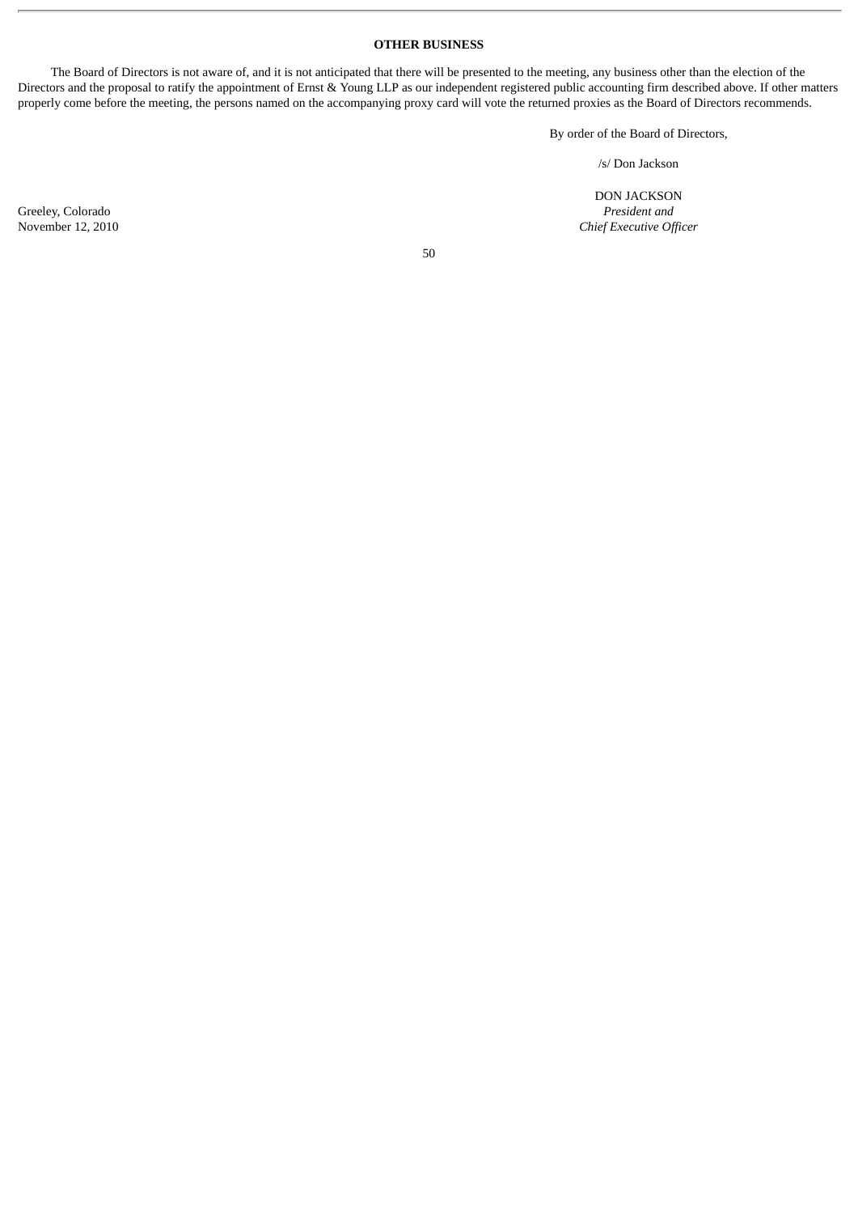## OTHER BUSINESS

The Board of Directors is not aware of, and it is not anticipated that there will be presented to the meeting, any business other than the election of the Directors and the proposal to ratify the appointment of Ernst & Young LLP as our independent registered public accounting firm described above. If other matters properly come before the meeting, the persons named on the accompanying proxy card will vote the returned proxies as the Board of Directors recommends.

By order of the Board of Directors,

/s/ Don Jackson

DON JACKSON
*President and*
*Chief Executive Officer*

Greeley, Colorado
November 12, 2010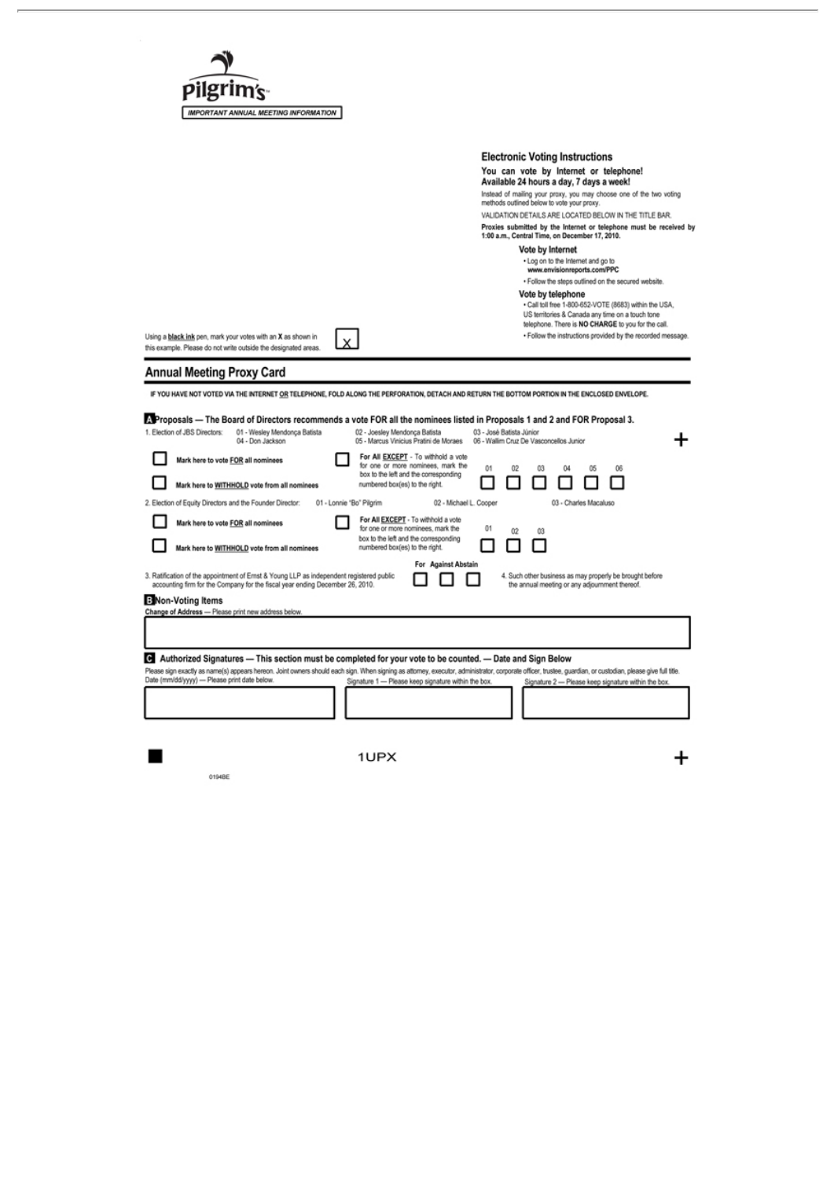**Pilgrim's**

IMPORTANT ANNUAL MEETING INFORMATION

### Electronic Voting Instructions

**You can vote by Internet or telephone!**
**Available 24 hours a day, 7 days a week!**

Instead of mailing your proxy, you may choose one of the two voting methods outlined below to vote your proxy.

VALIDATION DETAILS ARE LOCATED BELOW IN THE TITLE BAR.

**Proxies submitted by the Internet or telephone must be received by 1:00 a.m., Central Time, on December 17, 2010.**

**Vote by Internet**

- Log on to the Internet and go to **www.envisionreports.com/PPC**
- Follow the steps outlined on the secured website.

**Vote by telephone**

- Call toll free 1-800-652-VOTE (8683) within the USA, US territories & Canada any time on a touch tone telephone. There is **NO CHARGE** to you for the call.
- Follow the instructions provided by the recorded message.

Using a **black ink** pen, mark your votes with an **X** as shown in this example. Please do not write outside the designated areas. [X]

## Annual Meeting Proxy Card

**IF YOU HAVE NOT VOTED VIA THE INTERNET OR TELEPHONE, FOLD ALONG THE PERFORATION, DETACH AND RETURN THE BOTTOM PORTION IN THE ENCLOSED ENVELOPE.**

### A Proposals — The Board of Directors recommends a vote FOR all the nominees listed in Proposals 1 and 2 and FOR Proposal 3.

1. Election of JBS Directors: 01 - Wesley Mendonça Batista; 02 - Joesley Mendonça Batista; 03 - José Batista Júnior; 04 - Don Jackson; 05 - Marcus Vinicius Pratini de Moraes; 06 - Wallim Cruz De Vasconcellos Junior

☐ Mark here to vote **FOR** all nominees

☐ Mark here to **WITHHOLD** vote from all nominees

☐ **For All EXCEPT** - To withhold a vote for one or more nominees, mark the box to the left and the corresponding numbered box(es) to the right. 01 ☐ 02 ☐ 03 ☐ 04 ☐ 05 ☐ 06 ☐

2. Election of Equity Directors and the Founder Director: 01 - Lonnie "Bo" Pilgrim; 02 - Michael L. Cooper; 03 - Charles Macaluso

☐ Mark here to vote **FOR** all nominees

☐ Mark here to **WITHHOLD** vote from all nominees

☐ **For All EXCEPT** - To withhold a vote for one or more nominees, mark the box to the left and the corresponding numbered box(es) to the right. 01 ☐ 02 ☐ 03 ☐

3. Ratification of the appointment of Ernst & Young LLP as independent registered public accounting firm for the Company for the fiscal year ending December 26, 2010. For ☐ Against ☐ Abstain ☐

4. Such other business as may properly be brought before the annual meeting or any adjournment thereof.

### B Non-Voting Items

**Change of Address** — Please print new address below.

### C Authorized Signatures — This section must be completed for your vote to be counted. — Date and Sign Below

Please sign exactly as name(s) appears hereon. Joint owners should each sign. When signing as attorney, executor, administrator, corporate officer, trustee, guardian, or custodian, please give full title.

| Date (mm/dd/yyyy) — Please print date below. | Signature 1 — Please keep signature within the box. | Signature 2 — Please keep signature within the box. |
|---|---|---|
| | | |

1UPX

0194BE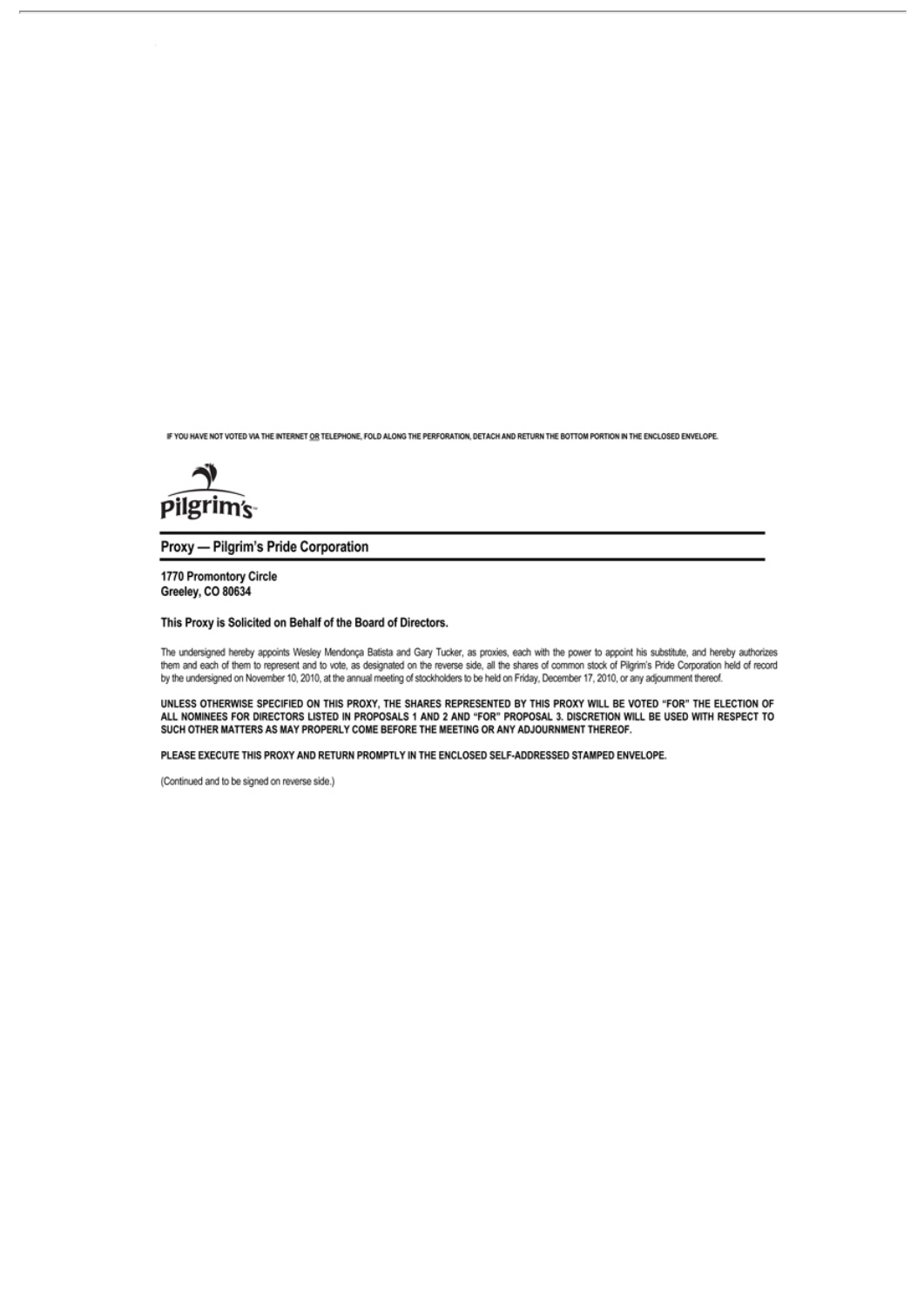IF YOU HAVE NOT VOTED VIA THE INTERNET OR TELEPHONE, FOLD ALONG THE PERFORATION, DETACH AND RETURN THE BOTTOM PORTION IN THE ENCLOSED ENVELOPE.

Pilgrim's

## Proxy — Pilgrim's Pride Corporation

**1770 Promontory Circle**
**Greeley, CO 80634**

**This Proxy is Solicited on Behalf of the Board of Directors.**

The undersigned hereby appoints Wesley Mendonça Batista and Gary Tucker, as proxies, each with the power to appoint his substitute, and hereby authorizes them and each of them to represent and to vote, as designated on the reverse side, all the shares of common stock of Pilgrim's Pride Corporation held of record by the undersigned on November 10, 2010, at the annual meeting of stockholders to be held on Friday, December 17, 2010, or any adjournment thereof.

**UNLESS OTHERWISE SPECIFIED ON THIS PROXY, THE SHARES REPRESENTED BY THIS PROXY WILL BE VOTED "FOR" THE ELECTION OF ALL NOMINEES FOR DIRECTORS LISTED IN PROPOSALS 1 AND 2 AND "FOR" PROPOSAL 3. DISCRETION WILL BE USED WITH RESPECT TO SUCH OTHER MATTERS AS MAY PROPERLY COME BEFORE THE MEETING OR ANY ADJOURNMENT THEREOF.**

**PLEASE EXECUTE THIS PROXY AND RETURN PROMPTLY IN THE ENCLOSED SELF-ADDRESSED STAMPED ENVELOPE.**

(Continued and to be signed on reverse side.)